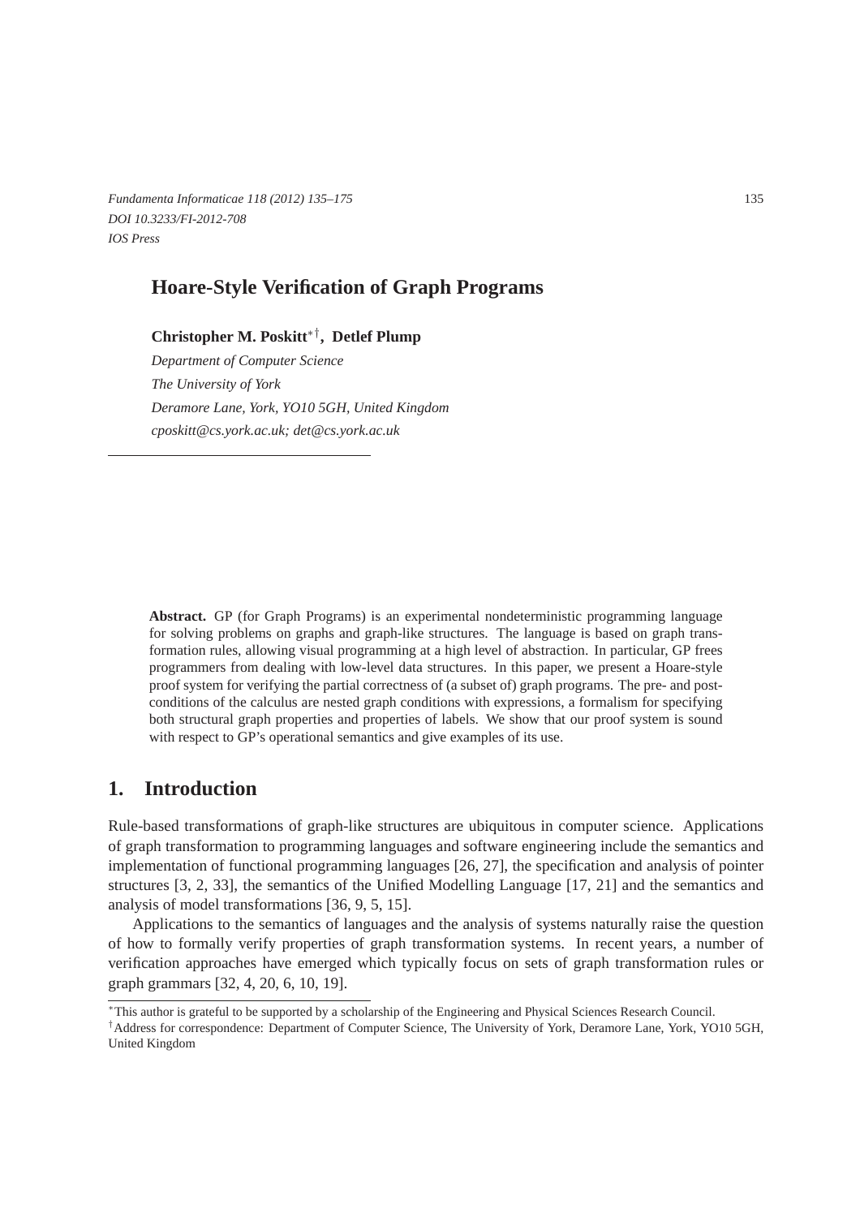# Hoare-Style Verification of Graph Programs

**Christopher M. Poskitt**[*][†]**, Detlef Plump**

*Department of Computer Science*
*The University of York*
*Deramore Lane, York, YO10 5GH, United Kingdom*
*cposkitt@cs.york.ac.uk; det@cs.york.ac.uk*

---

**Abstract.** GP (for Graph Programs) is an experimental nondeterministic programming language for solving problems on graphs and graph-like structures. The language is based on graph transformation rules, allowing visual programming at a high level of abstraction. In particular, GP frees programmers from dealing with low-level data structures. In this paper, we present a Hoare-style proof system for verifying the partial correctness of (a subset of) graph programs. The pre- and postconditions of the calculus are nested graph conditions with expressions, a formalism for specifying both structural graph properties and properties of labels. We show that our proof system is sound with respect to GP's operational semantics and give examples of its use.

## 1. Introduction

Rule-based transformations of graph-like structures are ubiquitous in computer science. Applications of graph transformation to programming languages and software engineering include the semantics and implementation of functional programming languages [26, 27], the specification and analysis of pointer structures [3, 2, 33], the semantics of the Unified Modelling Language [17, 21] and the semantics and analysis of model transformations [36, 9, 5, 15].

Applications to the semantics of languages and the analysis of systems naturally raise the question of how to formally verify properties of graph transformation systems. In recent years, a number of verification approaches have emerged which typically focus on sets of graph transformation rules or graph grammars [32, 4, 20, 6, 10, 19].

---

[*]This author is grateful to be supported by a scholarship of the Engineering and Physical Sciences Research Council.

[†]Address for correspondence: Department of Computer Science, The University of York, Deramore Lane, York, YO10 5GH, United Kingdom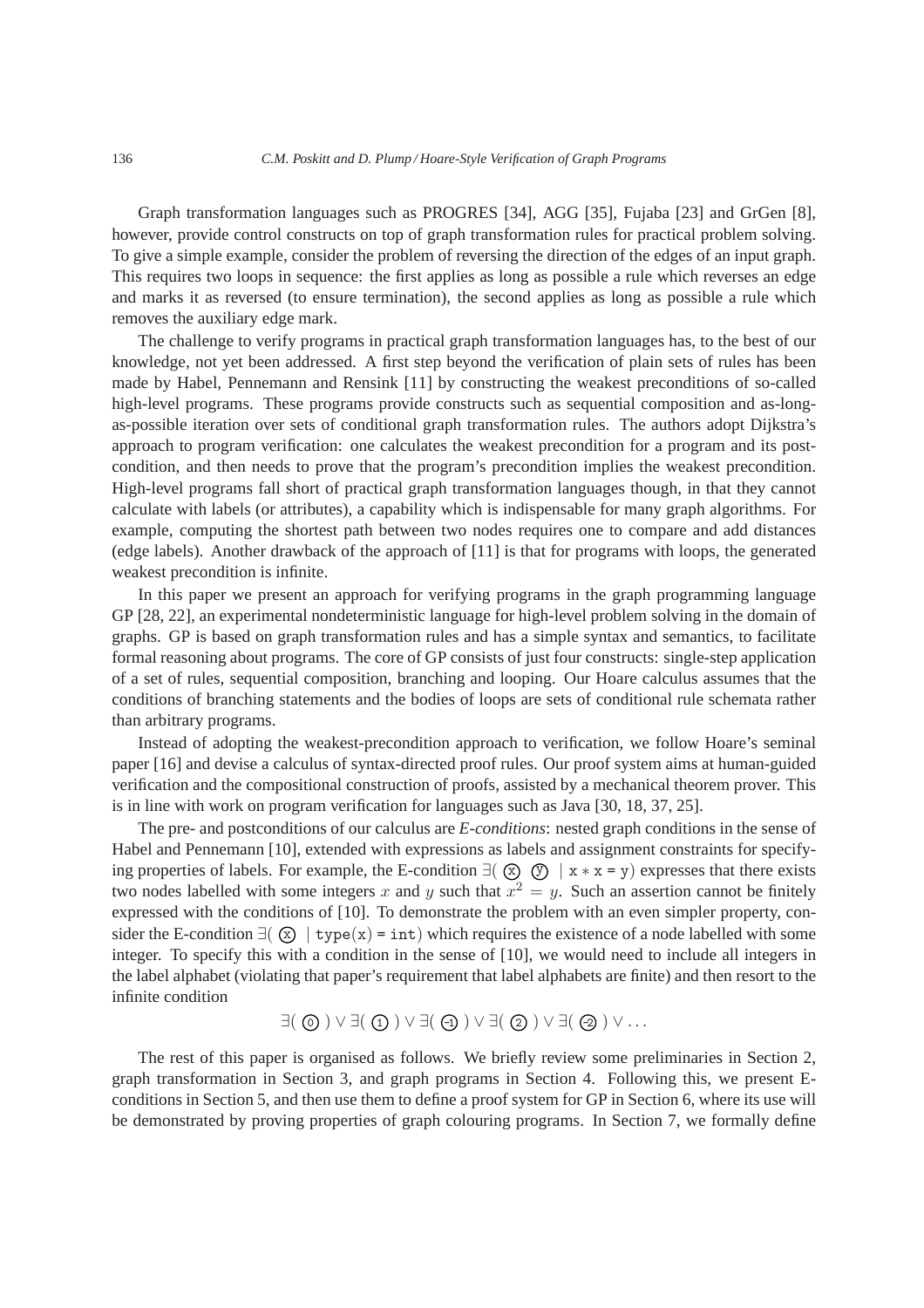Graph transformation languages such as PROGRES [34], AGG [35], Fujaba [23] and GrGen [8], however, provide control constructs on top of graph transformation rules for practical problem solving. To give a simple example, consider the problem of reversing the direction of the edges of an input graph. This requires two loops in sequence: the first applies as long as possible a rule which reverses an edge and marks it as reversed (to ensure termination), the second applies as long as possible a rule which removes the auxiliary edge mark.

The challenge to verify programs in practical graph transformation languages has, to the best of our knowledge, not yet been addressed. A first step beyond the verification of plain sets of rules has been made by Habel, Pennemann and Rensink [11] by constructing the weakest preconditions of so-called high-level programs. These programs provide constructs such as sequential composition and as-long-as-possible iteration over sets of conditional graph transformation rules. The authors adopt Dijkstra's approach to program verification: one calculates the weakest precondition for a program and its postcondition, and then needs to prove that the program's precondition implies the weakest precondition. High-level programs fall short of practical graph transformation languages though, in that they cannot calculate with labels (or attributes), a capability which is indispensable for many graph algorithms. For example, computing the shortest path between two nodes requires one to compare and add distances (edge labels). Another drawback of the approach of [11] is that for programs with loops, the generated weakest precondition is infinite.

In this paper we present an approach for verifying programs in the graph programming language GP [28, 22], an experimental nondeterministic language for high-level problem solving in the domain of graphs. GP is based on graph transformation rules and has a simple syntax and semantics, to facilitate formal reasoning about programs. The core of GP consists of just four constructs: single-step application of a set of rules, sequential composition, branching and looping. Our Hoare calculus assumes that the conditions of branching statements and the bodies of loops are sets of conditional rule schemata rather than arbitrary programs.

Instead of adopting the weakest-precondition approach to verification, we follow Hoare's seminal paper [16] and devise a calculus of syntax-directed proof rules. Our proof system aims at human-guided verification and the compositional construction of proofs, assisted by a mechanical theorem prover. This is in line with work on program verification for languages such as Java [30, 18, 37, 25].

The pre- and postconditions of our calculus are *E-conditions*: nested graph conditions in the sense of Habel and Pennemann [10], extended with expressions as labels and assignment constraints for specifying properties of labels. For example, the E-condition $\exists($ ⓧ ⓨ $\mid \mathtt{x * x = y})$ expresses that there exists two nodes labelled with some integers $x$ and $y$ such that $x^2 = y$. Such an assertion cannot be finitely expressed with the conditions of [10]. To demonstrate the problem with an even simpler property, consider the E-condition $\exists($ ⓧ $\mid \mathtt{type(x) = int})$ which requires the existence of a node labelled with some integer. To specify this with a condition in the sense of [10], we would need to include all integers in the label alphabet (violating that paper's requirement that label alphabets are finite) and then resort to the infinite condition

$$\exists(\textcircled{0}) \vee \exists(\textcircled{1}) \vee \exists(\textcircled{-1}) \vee \exists(\textcircled{2}) \vee \exists(\textcircled{-2}) \vee \ldots$$

The rest of this paper is organised as follows. We briefly review some preliminaries in Section 2, graph transformation in Section 3, and graph programs in Section 4. Following this, we present E-conditions in Section 5, and then use them to define a proof system for GP in Section 6, where its use will be demonstrated by proving properties of graph colouring programs. In Section 7, we formally define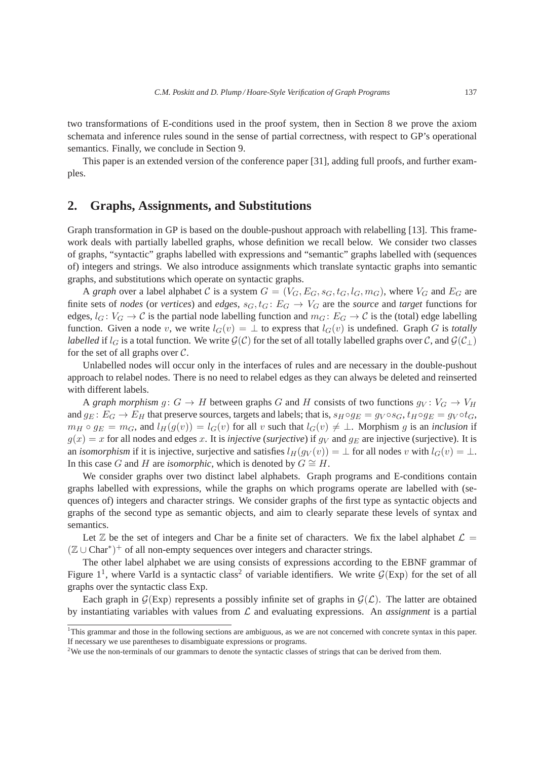two transformations of E-conditions used in the proof system, then in Section 8 we prove the axiom schemata and inference rules sound in the sense of partial correctness, with respect to GP's operational semantics. Finally, we conclude in Section 9.

This paper is an extended version of the conference paper [31], adding full proofs, and further examples.

## 2. Graphs, Assignments, and Substitutions

Graph transformation in GP is based on the double-pushout approach with relabelling [13]. This framework deals with partially labelled graphs, whose definition we recall below. We consider two classes of graphs, "syntactic" graphs labelled with expressions and "semantic" graphs labelled with (sequences of) integers and strings. We also introduce assignments which translate syntactic graphs into semantic graphs, and substitutions which operate on syntactic graphs.

A *graph* over a label alphabet $\mathcal{C}$ is a system $G = (V_G, E_G, s_G, t_G, l_G, m_G)$, where $V_G$ and $E_G$ are finite sets of *nodes* (or *vertices*) and *edges*, $s_G, t_G \colon E_G \to V_G$ are the *source* and *target* functions for edges, $l_G \colon V_G \to \mathcal{C}$ is the partial node labelling function and $m_G \colon E_G \to \mathcal{C}$ is the (total) edge labelling function. Given a node $v$, we write $l_G(v) = \bot$ to express that $l_G(v)$ is undefined. Graph $G$ is *totally labelled* if $l_G$ is a total function. We write $\mathcal{G}(\mathcal{C})$ for the set of all totally labelled graphs over $\mathcal{C}$, and $\mathcal{G}(\mathcal{C}_\bot)$ for the set of all graphs over $\mathcal{C}$.

Unlabelled nodes will occur only in the interfaces of rules and are necessary in the double-pushout approach to relabel nodes. There is no need to relabel edges as they can always be deleted and reinserted with different labels.

A *graph morphism* $g \colon G \to H$ between graphs $G$ and $H$ consists of two functions $g_V \colon V_G \to V_H$ and $g_E \colon E_G \to E_H$ that preserve sources, targets and labels; that is, $s_H \circ g_E = g_V \circ s_G$, $t_H \circ g_E = g_V \circ t_G$, $m_H \circ g_E = m_G$, and $l_H(g(v)) = l_G(v)$ for all $v$ such that $l_G(v) \neq \bot$. Morphism $g$ is an *inclusion* if $g(x) = x$ for all nodes and edges $x$. It is *injective* (*surjective*) if $g_V$ and $g_E$ are injective (surjective). It is an *isomorphism* if it is injective, surjective and satisfies $l_H(g_V(v)) = \bot$ for all nodes $v$ with $l_G(v) = \bot$. In this case $G$ and $H$ are *isomorphic*, which is denoted by $G \cong H$.

We consider graphs over two distinct label alphabets. Graph programs and E-conditions contain graphs labelled with expressions, while the graphs on which programs operate are labelled with (sequences of) integers and character strings. We consider graphs of the first type as syntactic objects and graphs of the second type as semantic objects, and aim to clearly separate these levels of syntax and semantics.

Let $\mathbb{Z}$ be the set of integers and Char be a finite set of characters. We fix the label alphabet $\mathcal{L} = (\mathbb{Z} \cup \text{Char}^*)^+$ of all non-empty sequences over integers and character strings.

The other label alphabet we are using consists of expressions according to the EBNF grammar of Figure 1[1], where VarId is a syntactic class[2] of variable identifiers. We write $\mathcal{G}(\text{Exp})$ for the set of all graphs over the syntactic class Exp.

Each graph in $\mathcal{G}(\text{Exp})$ represents a possibly infinite set of graphs in $\mathcal{G}(\mathcal{L})$. The latter are obtained by instantiating variables with values from $\mathcal{L}$ and evaluating expressions. An *assignment* is a partial

[1] This grammar and those in the following sections are ambiguous, as we are not concerned with concrete syntax in this paper. If necessary we use parentheses to disambiguate expressions or programs.

[2] We use the non-terminals of our grammars to denote the syntactic classes of strings that can be derived from them.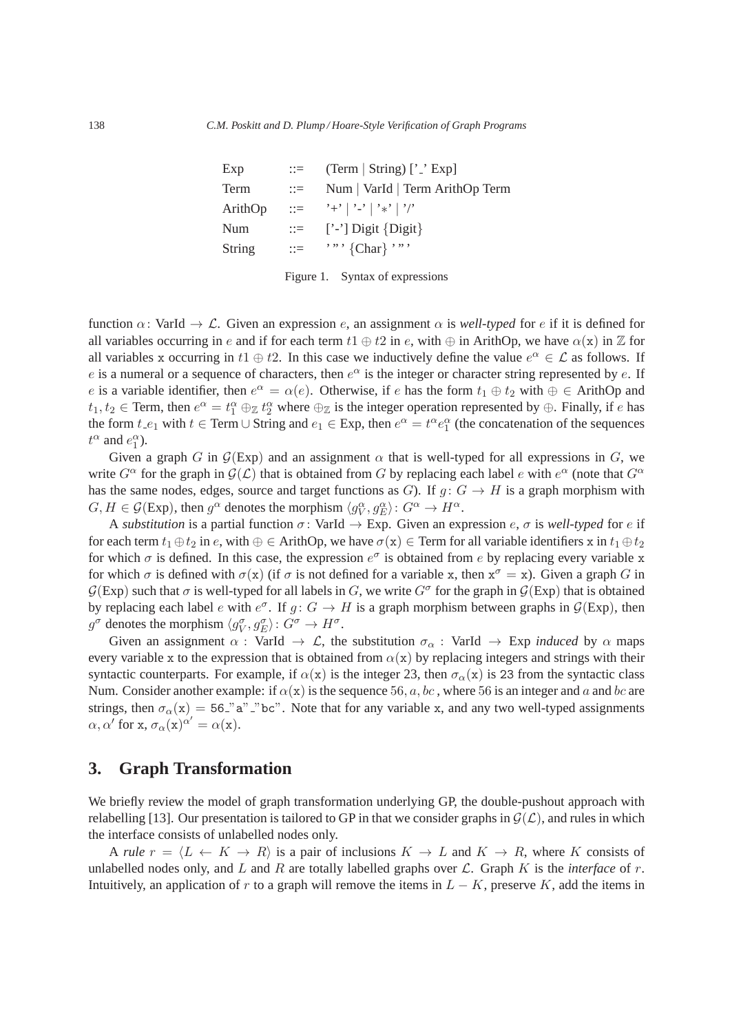| Exp | ::= | (Term \| String) ['_' Exp] |
|---|---|---|
| Term | ::= | Num \| VarId \| Term ArithOp Term |
| ArithOp | ::= | '+' \| '-' \| '*' \| '/' |
| Num | ::= | ['-'] Digit {Digit} |
| String | ::= | ' " ' {Char} ' " ' |

Figure 1. Syntax of expressions

function $\alpha\colon$ VarId $\to \mathcal{L}$. Given an expression $e$, an assignment $\alpha$ is *well-typed* for $e$ if it is defined for all variables occurring in $e$ and if for each term $t1 \oplus t2$ in $e$, with $\oplus$ in ArithOp, we have $\alpha(\mathtt{x})$ in $\mathbb{Z}$ for all variables x occurring in $t1 \oplus t2$. In this case we inductively define the value $e^\alpha \in \mathcal{L}$ as follows. If $e$ is a numeral or a sequence of characters, then $e^\alpha$ is the integer or character string represented by $e$. If $e$ is a variable identifier, then $e^\alpha = \alpha(e)$. Otherwise, if $e$ has the form $t_1 \oplus t_2$ with $\oplus \in$ ArithOp and $t_1, t_2 \in$ Term, then $e^\alpha = t_1^\alpha \oplus_{\mathbb{Z}} t_2^\alpha$ where $\oplus_{\mathbb{Z}}$ is the integer operation represented by $\oplus$. Finally, if $e$ has the form $t\_e_1$ with $t \in$ Term $\cup$ String and $e_1 \in$ Exp, then $e^\alpha = t^\alpha e_1^\alpha$ (the concatenation of the sequences $t^\alpha$ and $e_1^\alpha$).

Given a graph $G$ in $\mathcal{G}(\text{Exp})$ and an assignment $\alpha$ that is well-typed for all expressions in $G$, we write $G^\alpha$ for the graph in $\mathcal{G}(\mathcal{L})$ that is obtained from $G$ by replacing each label $e$ with $e^\alpha$ (note that $G^\alpha$ has the same nodes, edges, source and target functions as $G$). If $g\colon G \to H$ is a graph morphism with $G, H \in \mathcal{G}(\text{Exp})$, then $g^\alpha$ denotes the morphism $\langle g_V^\alpha, g_E^\alpha \rangle\colon G^\alpha \to H^\alpha$.

A *substitution* is a partial function $\sigma\colon$ VarId $\to$ Exp. Given an expression $e$, $\sigma$ is *well-typed* for $e$ if for each term $t_1 \oplus t_2$ in $e$, with $\oplus \in$ ArithOp, we have $\sigma(\mathtt{x}) \in$ Term for all variable identifiers x in $t_1 \oplus t_2$ for which $\sigma$ is defined. In this case, the expression $e^\sigma$ is obtained from $e$ by replacing every variable x for which $\sigma$ is defined with $\sigma(\mathtt{x})$ (if $\sigma$ is not defined for a variable x, then $\mathtt{x}^\sigma = \mathtt{x}$). Given a graph $G$ in $\mathcal{G}(\text{Exp})$ such that $\sigma$ is well-typed for all labels in $G$, we write $G^\sigma$ for the graph in $\mathcal{G}(\text{Exp})$ that is obtained by replacing each label $e$ with $e^\sigma$. If $g\colon G \to H$ is a graph morphism between graphs in $\mathcal{G}(\text{Exp})$, then $g^\sigma$ denotes the morphism $\langle g_V^\sigma, g_E^\sigma \rangle\colon G^\sigma \to H^\sigma$.

Given an assignment $\alpha$ : VarId $\to \mathcal{L}$, the substitution $\sigma_\alpha$ : VarId $\to$ Exp *induced* by $\alpha$ maps every variable x to the expression that is obtained from $\alpha(\mathtt{x})$ by replacing integers and strings with their syntactic counterparts. For example, if $\alpha(\mathtt{x})$ is the integer 23, then $\sigma_\alpha(\mathtt{x})$ is 23 from the syntactic class Num. Consider another example: if $\alpha(\mathtt{x})$ is the sequence $56, a, bc$, where 56 is an integer and $a$ and $bc$ are strings, then $\sigma_\alpha(\mathtt{x}) =$ 56_"a"_"bc". Note that for any variable x, and any two well-typed assignments $\alpha, \alpha'$ for x, $\sigma_\alpha(\mathtt{x})^{\alpha'} = \alpha(\mathtt{x})$.

## 3. Graph Transformation

We briefly review the model of graph transformation underlying GP, the double-pushout approach with relabelling [13]. Our presentation is tailored to GP in that we consider graphs in $\mathcal{G}(\mathcal{L})$, and rules in which the interface consists of unlabelled nodes only.

A *rule* $r = \langle L \leftarrow K \to R \rangle$ is a pair of inclusions $K \to L$ and $K \to R$, where $K$ consists of unlabelled nodes only, and $L$ and $R$ are totally labelled graphs over $\mathcal{L}$. Graph $K$ is the *interface* of $r$. Intuitively, an application of $r$ to a graph will remove the items in $L - K$, preserve $K$, add the items in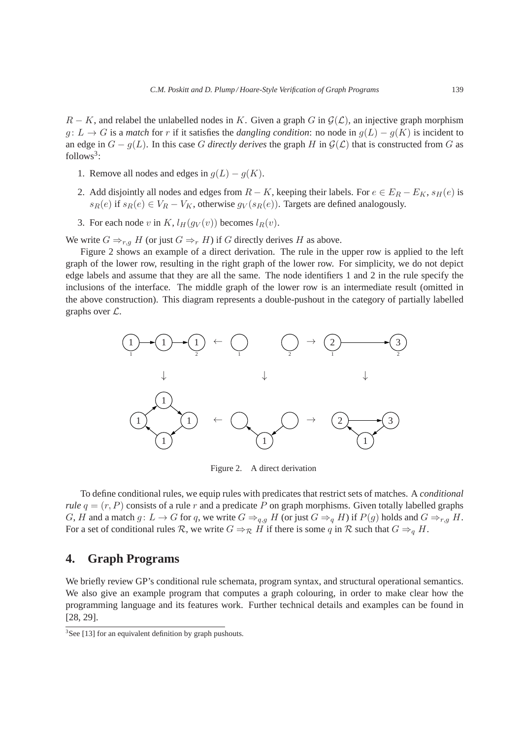$R - K$, and relabel the unlabelled nodes in $K$. Given a graph $G$ in $\mathcal{G}(\mathcal{L})$, an injective graph morphism $g\colon L \to G$ is a *match* for $r$ if it satisfies the *dangling condition*: no node in $g(L) - g(K)$ is incident to an edge in $G - g(L)$. In this case $G$ *directly derives* the graph $H$ in $\mathcal{G}(\mathcal{L})$ that is constructed from $G$ as follows[3]:

1. Remove all nodes and edges in $g(L) - g(K)$.
2. Add disjointly all nodes and edges from $R - K$, keeping their labels. For $e \in E_R - E_K$, $s_H(e)$ is $s_R(e)$ if $s_R(e) \in V_R - V_K$, otherwise $g_V(s_R(e))$. Targets are defined analogously.
3. For each node $v$ in $K$, $l_H(g_V(v))$ becomes $l_R(v)$.

We write $G \Rightarrow_{r,g} H$ (or just $G \Rightarrow_r H$) if $G$ directly derives $H$ as above.

Figure 2 shows an example of a direct derivation. The rule in the upper row is applied to the left graph of the lower row, resulting in the right graph of the lower row. For simplicity, we do not depict edge labels and assume that they are all the same. The node identifiers 1 and 2 in the rule specify the inclusions of the interface. The middle graph of the lower row is an intermediate result (omitted in the above construction). This diagram represents a double-pushout in the category of partially labelled graphs over $\mathcal{L}$.

Figure 2. A direct derivation

To define conditional rules, we equip rules with predicates that restrict sets of matches. A *conditional rule* $q = (r, P)$ consists of a rule $r$ and a predicate $P$ on graph morphisms. Given totally labelled graphs $G, H$ and a match $g\colon L \to G$ for $q$, we write $G \Rightarrow_{q,g} H$ (or just $G \Rightarrow_q H$) if $P(g)$ holds and $G \Rightarrow_{r,g} H$. For a set of conditional rules $\mathcal{R}$, we write $G \Rightarrow_{\mathcal{R}} H$ if there is some $q$ in $\mathcal{R}$ such that $G \Rightarrow_q H$.

## 4. Graph Programs

We briefly review GP's conditional rule schemata, program syntax, and structural operational semantics. We also give an example program that computes a graph colouring, in order to make clear how the programming language and its features work. Further technical details and examples can be found in [28, 29].

[3] See [13] for an equivalent definition by graph pushouts.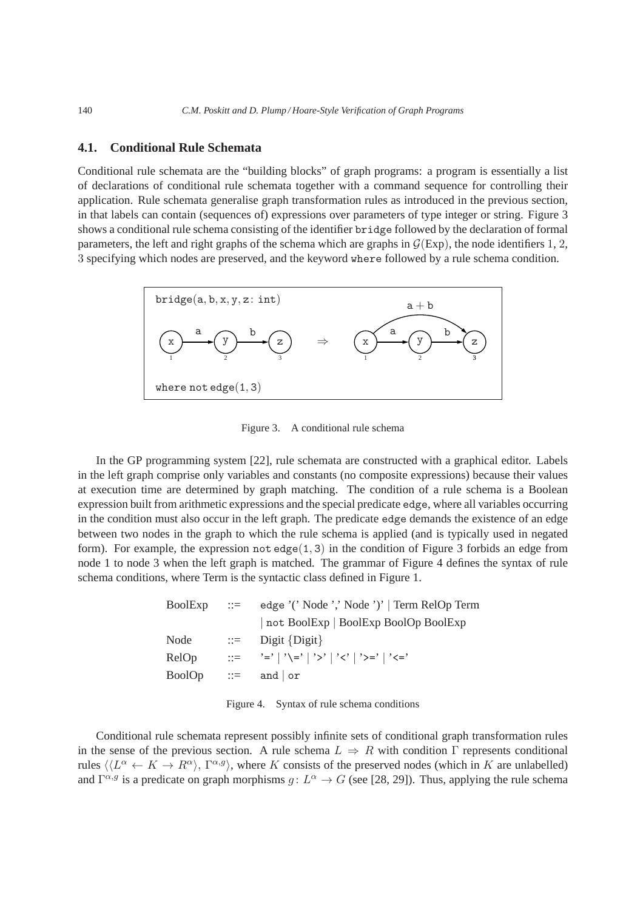### 4.1. Conditional Rule Schemata

Conditional rule schemata are the "building blocks" of graph programs: a program is essentially a list of declarations of conditional rule schemata together with a command sequence for controlling their application. Rule schemata generalise graph transformation rules as introduced in the previous section, in that labels can contain (sequences of) expressions over parameters of type integer or string. Figure 3 shows a conditional rule schema consisting of the identifier bridge followed by the declaration of formal parameters, the left and right graphs of the schema which are graphs in $\mathcal{G}(\text{Exp})$, the node identifiers 1, 2, 3 specifying which nodes are preserved, and the keyword where followed by a rule schema condition.

```
bridge(a, b, x, y, z: int)

                                                    a + b
                                              ┌──────────────┐
       a         b                            │  a        b  ▼
  (x) ───► (y) ───► (z)        ⇒           (x) ───► (y) ───► (z)
   1        2        3                       1        2        3

where not edge(1, 3)
```

Figure 3. A conditional rule schema

In the GP programming system [22], rule schemata are constructed with a graphical editor. Labels in the left graph comprise only variables and constants (no composite expressions) because their values at execution time are determined by graph matching. The condition of a rule schema is a Boolean expression built from arithmetic expressions and the special predicate edge, where all variables occurring in the condition must also occur in the left graph. The predicate edge demands the existence of an edge between two nodes in the graph to which the rule schema is applied (and is typically used in negated form). For example, the expression not edge(1, 3) in the condition of Figure 3 forbids an edge from node 1 to node 3 when the left graph is matched. The grammar of Figure 4 defines the syntax of rule schema conditions, where Term is the syntactic class defined in Figure 1.

```
BoolExp  ::=  edge '(' Node ',' Node ')' | Term RelOp Term
              | not BoolExp | BoolExp BoolOp BoolExp
Node     ::=  Digit {Digit}
RelOp    ::=  '=' | '\=' | '>' | '<' | '>=' | '<='
BoolOp   ::=  and | or
```

Figure 4. Syntax of rule schema conditions

Conditional rule schemata represent possibly infinite sets of conditional graph transformation rules in the sense of the previous section. A rule schema $L \Rightarrow R$ with condition $\Gamma$ represents conditional rules $\langle\langle L^\alpha \leftarrow K \rightarrow R^\alpha\rangle, \Gamma^{\alpha,g}\rangle$, where $K$ consists of the preserved nodes (which in $K$ are unlabelled) and $\Gamma^{\alpha,g}$ is a predicate on graph morphisms $g\colon L^\alpha \rightarrow G$ (see [28, 29]). Thus, applying the rule schema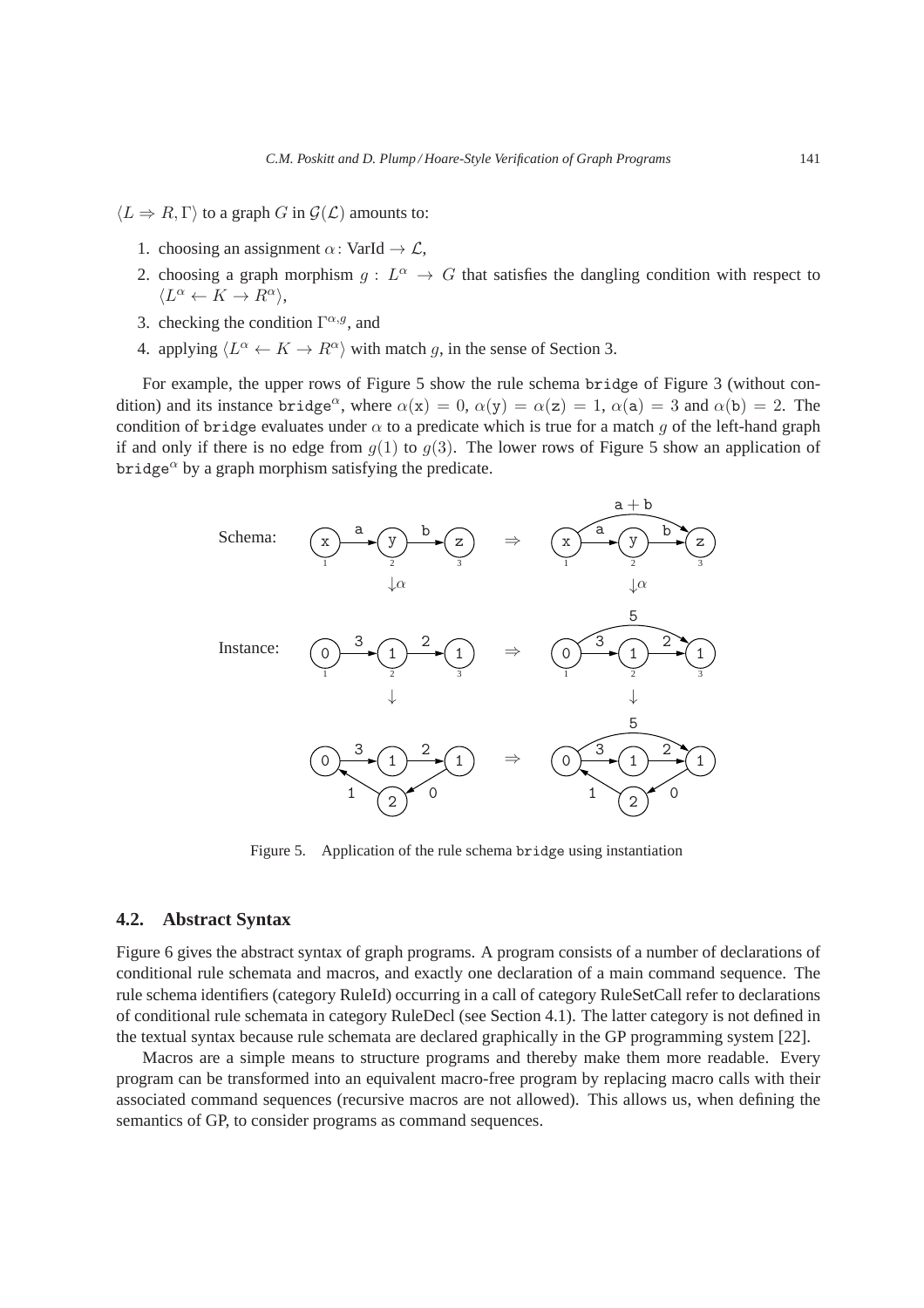$\langle L \Rightarrow R, \Gamma \rangle$ to a graph $G$ in $\mathcal{G}(\mathcal{L})$ amounts to:

1. choosing an assignment $\alpha$: VarId $\rightarrow \mathcal{L}$,
2. choosing a graph morphism $g : L^\alpha \rightarrow G$ that satisfies the dangling condition with respect to $\langle L^\alpha \leftarrow K \rightarrow R^\alpha \rangle$,
3. checking the condition $\Gamma^{\alpha,g}$, and
4. applying $\langle L^\alpha \leftarrow K \rightarrow R^\alpha \rangle$ with match $g$, in the sense of Section 3.

For example, the upper rows of Figure 5 show the rule schema `bridge` of Figure 3 (without condition) and its instance $\texttt{bridge}^\alpha$, where $\alpha(\texttt{x}) = 0$, $\alpha(\texttt{y}) = \alpha(\texttt{z}) = 1$, $\alpha(\texttt{a}) = 3$ and $\alpha(\texttt{b}) = 2$. The condition of `bridge` evaluates under $\alpha$ to a predicate which is true for a match $g$ of the left-hand graph if and only if there is no edge from $g(1)$ to $g(3)$. The lower rows of Figure 5 show an application of $\texttt{bridge}^\alpha$ by a graph morphism satisfying the predicate.

Figure 5. Application of the rule schema `bridge` using instantiation

## 4.2. Abstract Syntax

Figure 6 gives the abstract syntax of graph programs. A program consists of a number of declarations of conditional rule schemata and macros, and exactly one declaration of a main command sequence. The rule schema identifiers (category RuleId) occurring in a call of category RuleSetCall refer to declarations of conditional rule schemata in category RuleDecl (see Section 4.1). The latter category is not defined in the textual syntax because rule schemata are declared graphically in the GP programming system [22].

Macros are a simple means to structure programs and thereby make them more readable. Every program can be transformed into an equivalent macro-free program by replacing macro calls with their associated command sequences (recursive macros are not allowed). This allows us, when defining the semantics of GP, to consider programs as command sequences.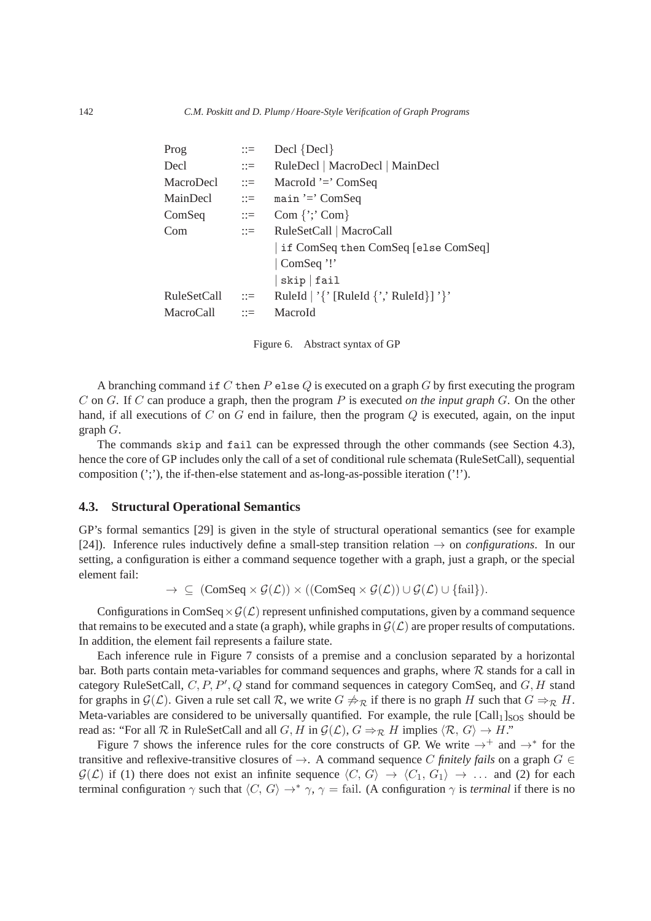| Prog | ::= | Decl {Decl} |
| --- | --- | --- |
| Decl | ::= | RuleDecl \| MacroDecl \| MainDecl |
| MacroDecl | ::= | MacroId '=' ComSeq |
| MainDecl | ::= | `main` '=' ComSeq |
| ComSeq | ::= | Com {';' Com} |
| Com | ::= | RuleSetCall \| MacroCall |
| | | \| `if` ComSeq `then` ComSeq [`else` ComSeq] |
| | | \| ComSeq '!' |
| | | \| `skip` \| `fail` |
| RuleSetCall | ::= | RuleId \| '{' [RuleId {',' RuleId}] '}' |
| MacroCall | ::= | MacroId |

Figure 6. Abstract syntax of GP

A branching command `if` $C$ `then` $P$ `else` $Q$ is executed on a graph $G$ by first executing the program $C$ on $G$. If $C$ can produce a graph, then the program $P$ is executed *on the input graph* $G$. On the other hand, if all executions of $C$ on $G$ end in failure, then the program $Q$ is executed, again, on the input graph $G$.

The commands `skip` and `fail` can be expressed through the other commands (see Section 4.3), hence the core of GP includes only the call of a set of conditional rule schemata (RuleSetCall), sequential composition (';'), the if-then-else statement and as-long-as-possible iteration ('!').

### 4.3. Structural Operational Semantics

GP's formal semantics [29] is given in the style of structural operational semantics (see for example [24]). Inference rules inductively define a small-step transition relation $\to$ on *configurations*. In our setting, a configuration is either a command sequence together with a graph, just a graph, or the special element fail:

$$\to \ \subseteq \ (\mathrm{ComSeq} \times \mathcal{G}(\mathcal{L})) \times ((\mathrm{ComSeq} \times \mathcal{G}(\mathcal{L})) \cup \mathcal{G}(\mathcal{L}) \cup \{\mathrm{fail}\}).$$

Configurations in $\mathrm{ComSeq} \times \mathcal{G}(\mathcal{L})$ represent unfinished computations, given by a command sequence that remains to be executed and a state (a graph), while graphs in $\mathcal{G}(\mathcal{L})$ are proper results of computations. In addition, the element fail represents a failure state.

Each inference rule in Figure 7 consists of a premise and a conclusion separated by a horizontal bar. Both parts contain meta-variables for command sequences and graphs, where $\mathcal{R}$ stands for a call in category RuleSetCall, $C, P, P', Q$ stand for command sequences in category ComSeq, and $G, H$ stand for graphs in $\mathcal{G}(\mathcal{L})$. Given a rule set call $\mathcal{R}$, we write $G \not\Rightarrow_{\mathcal{R}}$ if there is no graph $H$ such that $G \Rightarrow_{\mathcal{R}} H$. Meta-variables are considered to be universally quantified. For example, the rule $[\mathrm{Call}_1]_{\mathrm{SOS}}$ should be read as: "For all $\mathcal{R}$ in RuleSetCall and all $G, H$ in $\mathcal{G}(\mathcal{L})$, $G \Rightarrow_{\mathcal{R}} H$ implies $\langle \mathcal{R},\, G\rangle \to H$."

Figure 7 shows the inference rules for the core constructs of GP. We write $\to^+$ and $\to^*$ for the transitive and reflexive-transitive closures of $\to$. A command sequence $C$ *finitely fails* on a graph $G \in \mathcal{G}(\mathcal{L})$ if (1) there does not exist an infinite sequence $\langle C,\, G\rangle \to \langle C_1,\, G_1\rangle \to \ldots$ and (2) for each terminal configuration $\gamma$ such that $\langle C,\, G\rangle \to^* \gamma$, $\gamma = \mathrm{fail}$. (A configuration $\gamma$ is *terminal* if there is no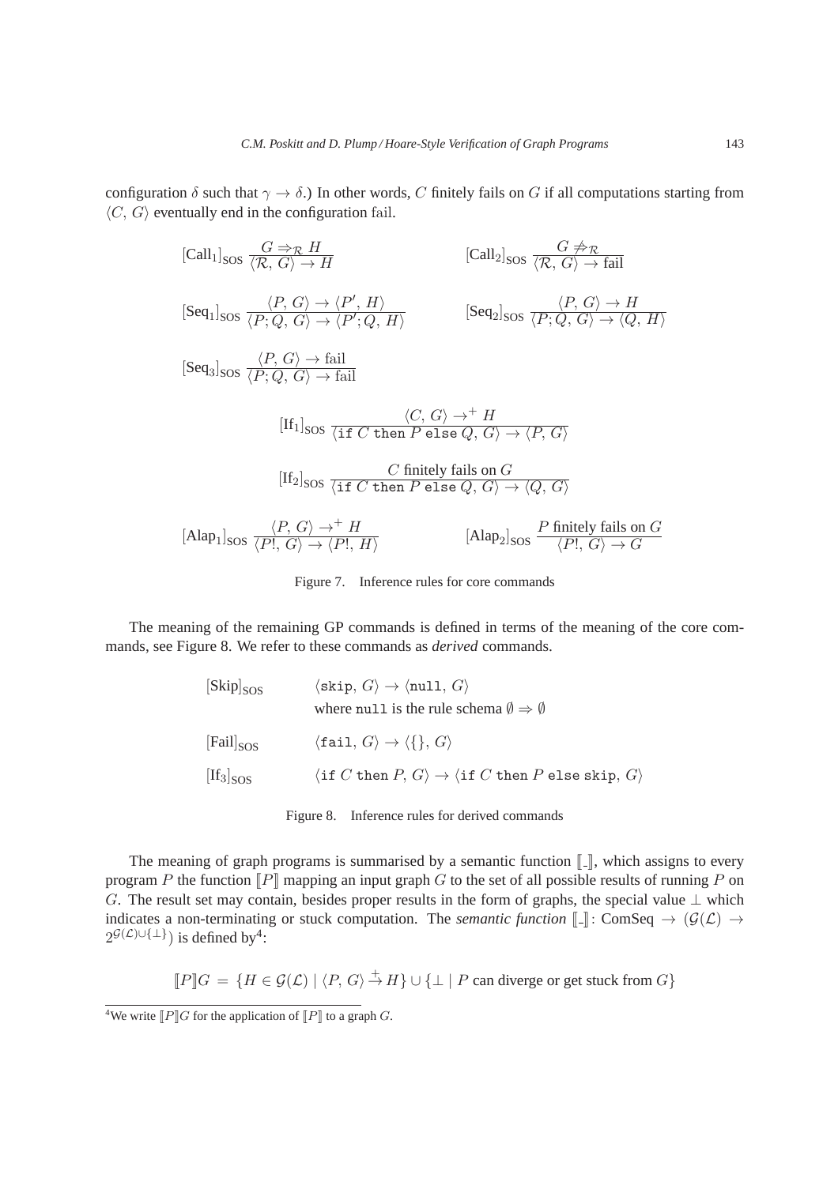configuration $\delta$ such that $\gamma \to \delta$.) In other words, $C$ finitely fails on $G$ if all computations starting from $\langle C,\, G\rangle$ eventually end in the configuration fail.

$$[\text{Call}_1]_{\text{SOS}}\ \frac{G \Rightarrow_{\mathcal{R}} H}{\langle \mathcal{R},\, G\rangle \to H} \qquad [\text{Call}_2]_{\text{SOS}}\ \frac{G \not\Rightarrow_{\mathcal{R}}}{\langle \mathcal{R},\, G\rangle \to \text{fail}}$$

$$[\text{Seq}_1]_{\text{SOS}}\ \frac{\langle P,\, G\rangle \to \langle P',\, H\rangle}{\langle P; Q,\, G\rangle \to \langle P'; Q,\, H\rangle} \qquad [\text{Seq}_2]_{\text{SOS}}\ \frac{\langle P,\, G\rangle \to H}{\langle P; Q,\, G\rangle \to \langle Q,\, H\rangle}$$

$$[\text{Seq}_3]_{\text{SOS}}\ \frac{\langle P,\, G\rangle \to \text{fail}}{\langle P; Q,\, G\rangle \to \text{fail}}$$

$$[\text{If}_1]_{\text{SOS}}\ \frac{\langle C,\, G\rangle \to^+ H}{\langle \texttt{if}\ C\ \texttt{then}\ P\ \texttt{else}\ Q,\, G\rangle \to \langle P,\, G\rangle}$$

$$[\text{If}_2]_{\text{SOS}}\ \frac{C \text{ finitely fails on } G}{\langle \texttt{if}\ C\ \texttt{then}\ P\ \texttt{else}\ Q,\, G\rangle \to \langle Q,\, G\rangle}$$

$$[\text{Alap}_1]_{\text{SOS}}\ \frac{\langle P,\, G\rangle \to^+ H}{\langle P!,\, G\rangle \to \langle P!,\, H\rangle} \qquad [\text{Alap}_2]_{\text{SOS}}\ \frac{P \text{ finitely fails on } G}{\langle P!,\, G\rangle \to G}$$

Figure 7. Inference rules for core commands

The meaning of the remaining GP commands is defined in terms of the meaning of the core commands, see Figure 8. We refer to these commands as *derived* commands.

$[\text{Skip}]_{\text{SOS}}$ $\quad \langle \texttt{skip},\, G\rangle \to \langle \texttt{null},\, G\rangle$
where `null` is the rule schema $\emptyset \Rightarrow \emptyset$

$[\text{Fail}]_{\text{SOS}}$ $\quad \langle \texttt{fail},\, G\rangle \to \langle \{\},\, G\rangle$

$[\text{If}_3]_{\text{SOS}}$ $\quad \langle \texttt{if}\ C\ \texttt{then}\ P,\, G\rangle \to \langle \texttt{if}\ C\ \texttt{then}\ P\ \texttt{else}\ \texttt{skip},\, G\rangle$

Figure 8. Inference rules for derived commands

The meaning of graph programs is summarised by a semantic function $[\![\_]\!]$, which assigns to every program $P$ the function $[\![P]\!]$ mapping an input graph $G$ to the set of all possible results of running $P$ on $G$. The result set may contain, besides proper results in the form of graphs, the special value $\perp$ which indicates a non-terminating or stuck computation. The *semantic function* $[\![\_]\!]\colon \text{ComSeq} \to (\mathcal{G}(\mathcal{L}) \to 2^{\mathcal{G}(\mathcal{L}) \cup \{\perp\}})$ is defined by[4]:

$$[\![P]\!]G \,=\, \{H \in \mathcal{G}(\mathcal{L}) \mid \langle P,\, G\rangle \overset{+}{\to} H\} \cup \{\perp \mid P \text{ can diverge or get stuck from } G\}$$

[4]We write $[\![P]\!]G$ for the application of $[\![P]\!]$ to a graph $G$.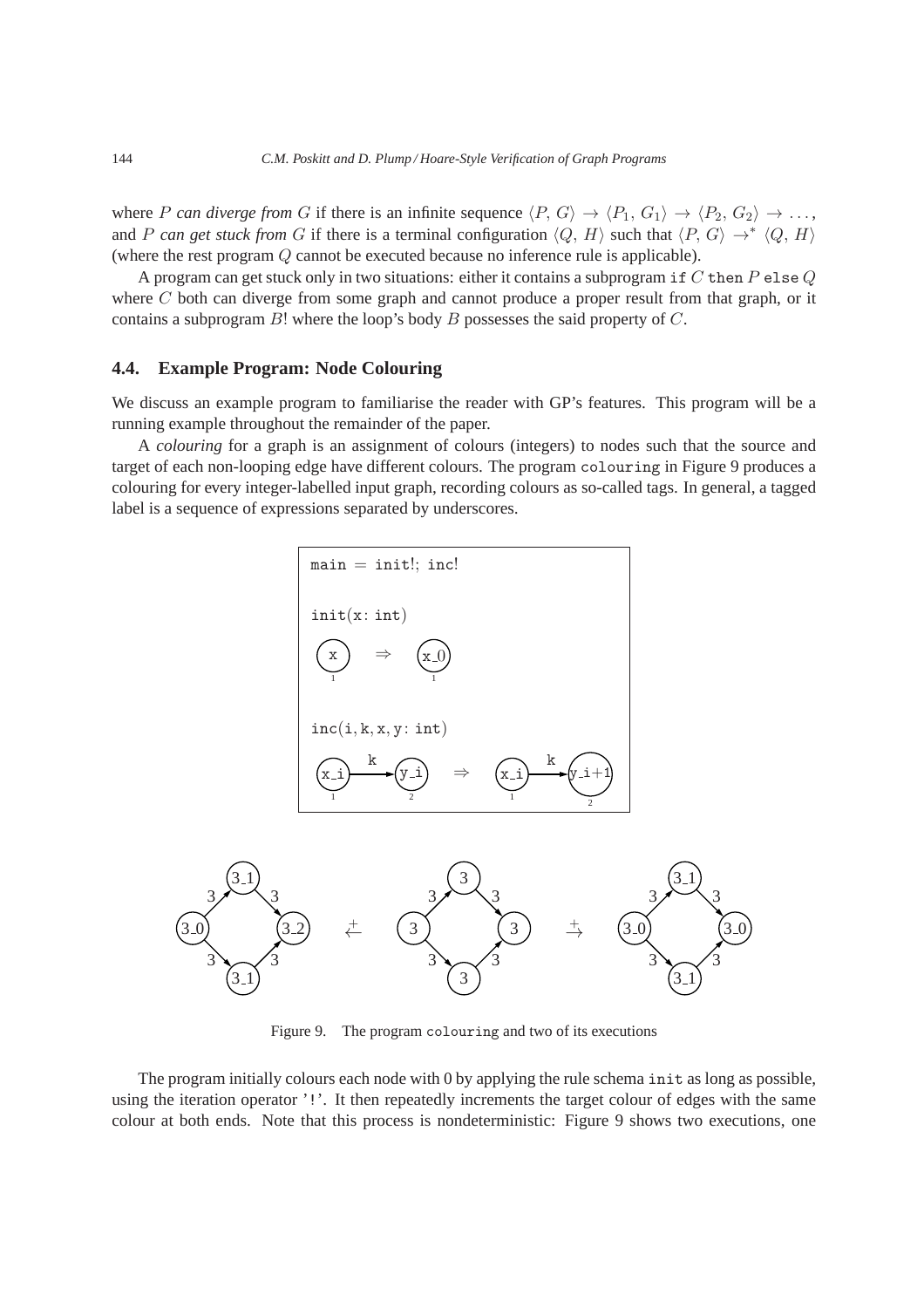where $P$ *can diverge from* $G$ if there is an infinite sequence $\langle P, G\rangle \to \langle P_1, G_1\rangle \to \langle P_2, G_2\rangle \to \dots$, and $P$ *can get stuck from* $G$ if there is a terminal configuration $\langle Q, H\rangle$ such that $\langle P, G\rangle \to^* \langle Q, H\rangle$ (where the rest program $Q$ cannot be executed because no inference rule is applicable).

A program can get stuck only in two situations: either it contains a subprogram `if` $C$ `then` $P$ `else` $Q$ where $C$ both can diverge from some graph and cannot produce a proper result from that graph, or it contains a subprogram $B!$ where the loop's body $B$ possesses the said property of $C$.

### 4.4. Example Program: Node Colouring

We discuss an example program to familiarise the reader with GP's features. This program will be a running example throughout the remainder of the paper.

A *colouring* for a graph is an assignment of colours (integers) to nodes such that the source and target of each non-looping edge have different colours. The program `colouring` in Figure 9 produces a colouring for every integer-labelled input graph, recording colours as so-called tags. In general, a tagged label is a sequence of expressions separated by underscores.

```
main = init!; inc!

init(x: int)
 (x)  ⇒  (x_0)
  1        1

inc(i, k, x, y: int)
 (x_i) --k--> (y_i)   ⇒   (x_i) --k--> (y_i+1)
   1            2           1             2
```

Figure 9. The program colouring and two of its executions

The program initially colours each node with 0 by applying the rule schema `init` as long as possible, using the iteration operator '`!`'. It then repeatedly increments the target colour of edges with the same colour at both ends. Note that this process is nondeterministic: Figure 9 shows two executions, one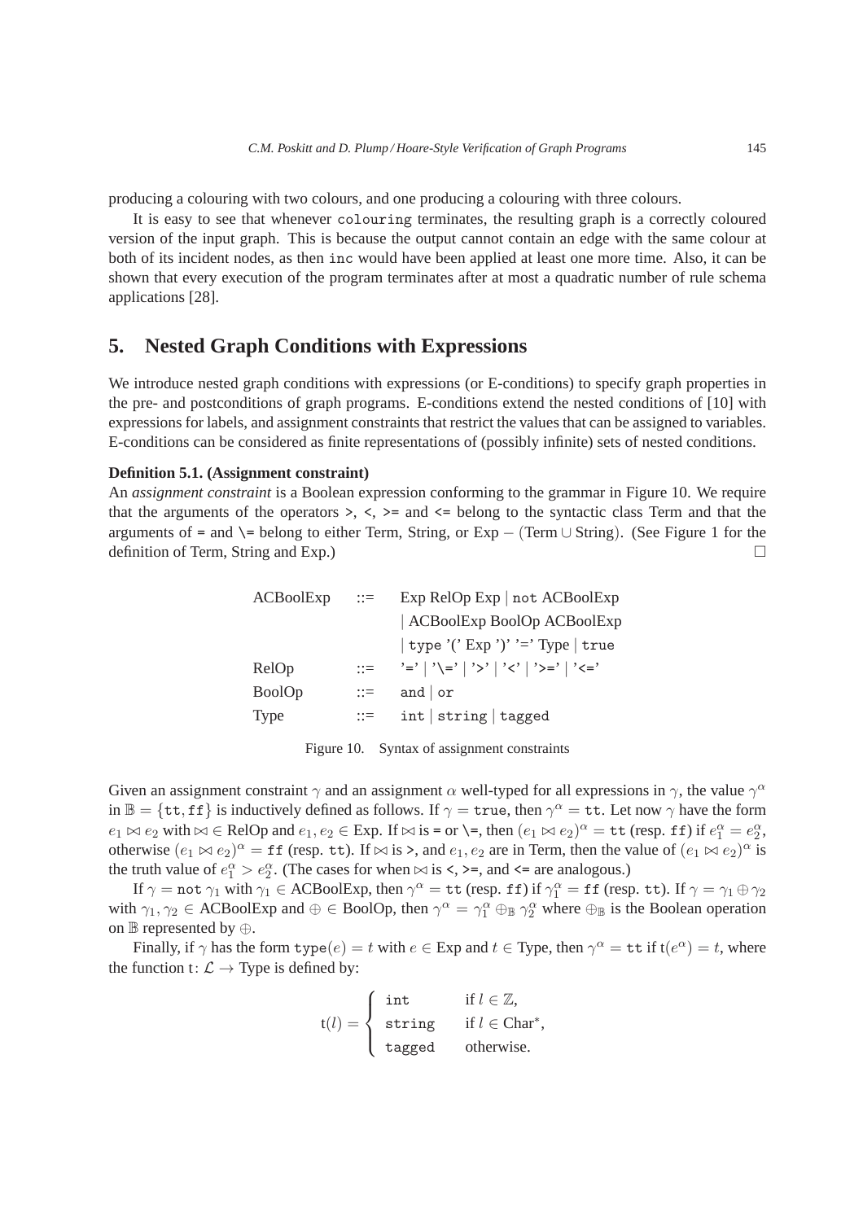producing a colouring with two colours, and one producing a colouring with three colours.

It is easy to see that whenever `colouring` terminates, the resulting graph is a correctly coloured version of the input graph. This is because the output cannot contain an edge with the same colour at both of its incident nodes, as then `inc` would have been applied at least one more time. Also, it can be shown that every execution of the program terminates after at most a quadratic number of rule schema applications [28].

## 5. Nested Graph Conditions with Expressions

We introduce nested graph conditions with expressions (or E-conditions) to specify graph properties in the pre- and postconditions of graph programs. E-conditions extend the nested conditions of [10] with expressions for labels, and assignment constraints that restrict the values that can be assigned to variables. E-conditions can be considered as finite representations of (possibly infinite) sets of nested conditions.

**Definition 5.1. (Assignment constraint)**
An *assignment constraint* is a Boolean expression conforming to the grammar in Figure 10. We require that the arguments of the operators `>`, `<`, `>=` and `<=` belong to the syntactic class Term and that the arguments of `=` and `\=` belong to either Term, String, or Exp $-$ (Term $\cup$ String). (See Figure 1 for the definition of Term, String and Exp.) □

| | | |
|---|---|---|
| ACBoolExp | ::= | Exp RelOp Exp \| `not` ACBoolExp |
| | | \| ACBoolExp BoolOp ACBoolExp |
| | | \| `type` '(' Exp ')' '=' Type \| `true` |
| RelOp | ::= | '`=`' \| '`\=`' \| '`>`' \| '`<`' \| '`>=`' \| '`<=`' |
| BoolOp | ::= | `and` \| `or` |
| Type | ::= | `int` \| `string` \| `tagged` |

Figure 10. Syntax of assignment constraints

Given an assignment constraint $\gamma$ and an assignment $\alpha$ well-typed for all expressions in $\gamma$, the value $\gamma^\alpha$ in $\mathbb{B} = \{\mathtt{tt}, \mathtt{ff}\}$ is inductively defined as follows. If $\gamma = \mathtt{true}$, then $\gamma^\alpha = \mathtt{tt}$. Let now $\gamma$ have the form $e_1 \bowtie e_2$ with $\bowtie \in$ RelOp and $e_1, e_2 \in$ Exp. If $\bowtie$ is `=` or `\=`, then $(e_1 \bowtie e_2)^\alpha = \mathtt{tt}$ (resp. $\mathtt{ff}$) if $e_1^\alpha = e_2^\alpha$, otherwise $(e_1 \bowtie e_2)^\alpha = \mathtt{ff}$ (resp. $\mathtt{tt}$). If $\bowtie$ is `>`, and $e_1, e_2$ are in Term, then the value of $(e_1 \bowtie e_2)^\alpha$ is the truth value of $e_1^\alpha > e_2^\alpha$. (The cases for when $\bowtie$ is `<`, `>=`, and `<=` are analogous.)

If $\gamma = \mathtt{not}\ \gamma_1$ with $\gamma_1 \in$ ACBoolExp, then $\gamma^\alpha = \mathtt{tt}$ (resp. $\mathtt{ff}$) if $\gamma_1^\alpha = \mathtt{ff}$ (resp. $\mathtt{tt}$). If $\gamma = \gamma_1 \oplus \gamma_2$ with $\gamma_1, \gamma_2 \in$ ACBoolExp and $\oplus \in$ BoolOp, then $\gamma^\alpha = \gamma_1^\alpha \oplus_{\mathbb{B}} \gamma_2^\alpha$ where $\oplus_{\mathbb{B}}$ is the Boolean operation on $\mathbb{B}$ represented by $\oplus$.

Finally, if $\gamma$ has the form $\mathtt{type}(e) = t$ with $e \in$ Exp and $t \in$ Type, then $\gamma^\alpha = \mathtt{tt}$ if $\mathrm{t}(e^\alpha) = t$, where the function $\mathrm{t}\colon \mathcal{L} \to$ Type is defined by:

$$\mathrm{t}(l) = \begin{cases} \mathtt{int} & \text{if } l \in \mathbb{Z}, \\ \mathtt{string} & \text{if } l \in \text{Char}^*, \\ \mathtt{tagged} & \text{otherwise.} \end{cases}$$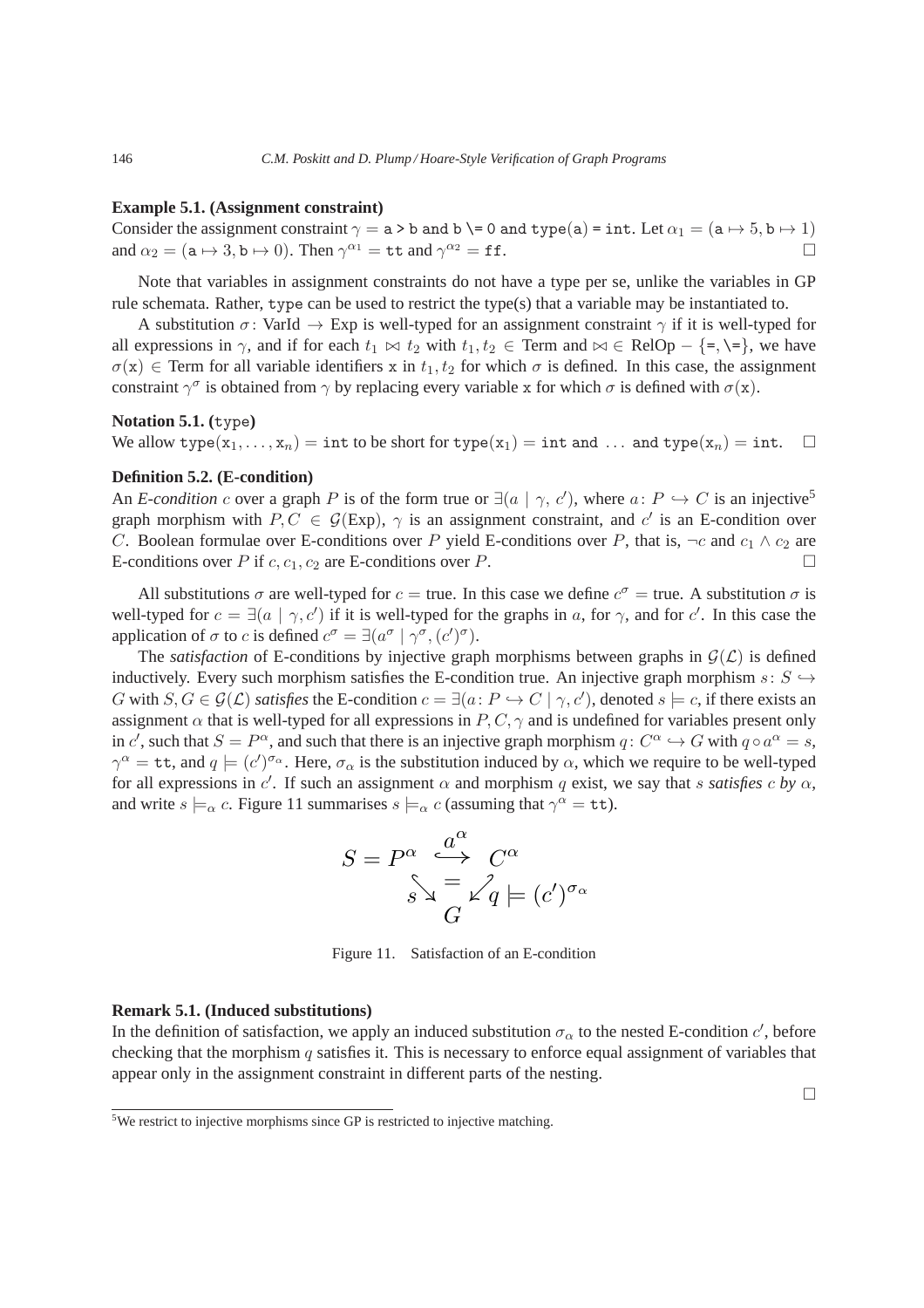**Example 5.1. (Assignment constraint)**
Consider the assignment constraint $\gamma = \texttt{a > b and b \textbackslash= 0 and type(a) = int}$. Let $\alpha_1 = (\texttt{a} \mapsto 5, \texttt{b} \mapsto 1)$ and $\alpha_2 = (\texttt{a} \mapsto 3, \texttt{b} \mapsto 0)$. Then $\gamma^{\alpha_1} = \texttt{tt}$ and $\gamma^{\alpha_2} = \texttt{ff}$. $\square$

Note that variables in assignment constraints do not have a type per se, unlike the variables in GP rule schemata. Rather, `type` can be used to restrict the type(s) that a variable may be instantiated to.

A substitution $\sigma\colon \text{VarId} \to \text{Exp}$ is well-typed for an assignment constraint $\gamma$ if it is well-typed for all expressions in $\gamma$, and if for each $t_1 \bowtie t_2$ with $t_1, t_2 \in \text{Term}$ and $\bowtie \in \text{RelOp} - \{\texttt{=}, \texttt{\textbackslash=}\}$, we have $\sigma(\texttt{x}) \in \text{Term}$ for all variable identifiers $\texttt{x}$ in $t_1, t_2$ for which $\sigma$ is defined. In this case, the assignment constraint $\gamma^\sigma$ is obtained from $\gamma$ by replacing every variable $\texttt{x}$ for which $\sigma$ is defined with $\sigma(\texttt{x})$.

**Notation 5.1. (type)**
We allow $\texttt{type}(\texttt{x}_1, \ldots, \texttt{x}_n) = \texttt{int}$ to be short for $\texttt{type}(\texttt{x}_1) = \texttt{int and} \ \ldots \ \texttt{and type}(\texttt{x}_n) = \texttt{int}$. $\square$

**Definition 5.2. (E-condition)**
An *E-condition* $c$ over a graph $P$ is of the form true or $\exists(a \mid \gamma, c')$, where $a\colon P \hookrightarrow C$ is an injective[5] graph morphism with $P, C \in \mathcal{G}(\text{Exp})$, $\gamma$ is an assignment constraint, and $c'$ is an E-condition over $C$. Boolean formulae over E-conditions over $P$ yield E-conditions over $P$, that is, $\neg c$ and $c_1 \wedge c_2$ are E-conditions over $P$ if $c, c_1, c_2$ are E-conditions over $P$. $\square$

All substitutions $\sigma$ are well-typed for $c = \text{true}$. In this case we define $c^\sigma = \text{true}$. A substitution $\sigma$ is well-typed for $c = \exists(a \mid \gamma, c')$ if it is well-typed for the graphs in $a$, for $\gamma$, and for $c'$. In this case the application of $\sigma$ to $c$ is defined $c^\sigma = \exists(a^\sigma \mid \gamma^\sigma, (c')^\sigma)$.

The *satisfaction* of E-conditions by injective graph morphisms between graphs in $\mathcal{G}(\mathcal{L})$ is defined inductively. Every such morphism satisfies the E-condition true. An injective graph morphism $s\colon S \hookrightarrow G$ with $S, G \in \mathcal{G}(\mathcal{L})$ *satisfies* the E-condition $c = \exists(a\colon P \hookrightarrow C \mid \gamma, c')$, denoted $s \models c$, if there exists an assignment $\alpha$ that is well-typed for all expressions in $P, C, \gamma$ and is undefined for variables present only in $c'$, such that $S = P^\alpha$, and such that there is an injective graph morphism $q\colon C^\alpha \hookrightarrow G$ with $q \circ a^\alpha = s$, $\gamma^\alpha = \texttt{tt}$, and $q \models (c')^{\sigma_\alpha}$. Here, $\sigma_\alpha$ is the substitution induced by $\alpha$, which we require to be well-typed for all expressions in $c'$. If such an assignment $\alpha$ and morphism $q$ exist, we say that $s$ *satisfies* $c$ *by* $\alpha$, and write $s \models_\alpha c$. Figure 11 summarises $s \models_\alpha c$ (assuming that $\gamma^\alpha = \texttt{tt}$).

$$
\begin{array}{ccc}
S = P^\alpha & \overset{a^\alpha}{\hookrightarrow} & C^\alpha \\
& s \searrow \ = \ \swarrow q & \models (c')^{\sigma_\alpha} \\
& G &
\end{array}
$$

Figure 11. Satisfaction of an E-condition

**Remark 5.1. (Induced substitutions)**
In the definition of satisfaction, we apply an induced substitution $\sigma_\alpha$ to the nested E-condition $c'$, before checking that the morphism $q$ satisfies it. This is necessary to enforce equal assignment of variables that appear only in the assignment constraint in different parts of the nesting. $\square$

[5] We restrict to injective morphisms since GP is restricted to injective matching.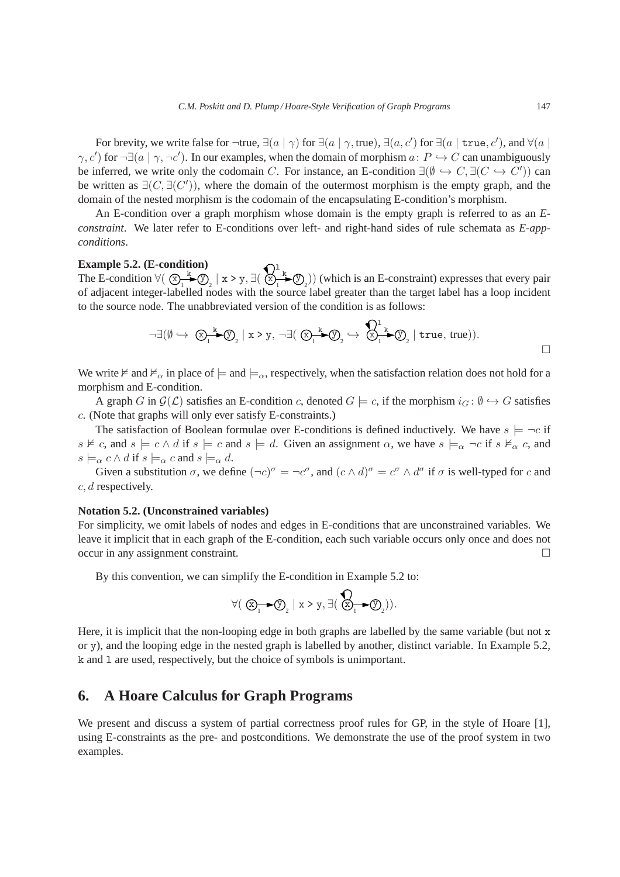For brevity, we write false for ¬true, $\exists(a \mid \gamma)$ for $\exists(a \mid \gamma, \text{true})$, $\exists(a, c')$ for $\exists(a \mid \texttt{true}, c')$, and $\forall(a \mid \gamma, c')$ for $\neg\exists(a \mid \gamma, \neg c')$. In our examples, when the domain of morphism $a\colon P \hookrightarrow C$ can unambiguously be inferred, we write only the codomain $C$. For instance, an E-condition $\exists(\emptyset \hookrightarrow C, \exists(C \hookrightarrow C'))$ can be written as $\exists(C, \exists(C'))$, where the domain of the outermost morphism is the empty graph, and the domain of the nested morphism is the codomain of the encapsulating E-condition's morphism.

An E-condition over a graph morphism whose domain is the empty graph is referred to as an *E-constraint*. We later refer to E-conditions over left- and right-hand sides of rule schemata as *E-app-conditions*.

**Example 5.2. (E-condition)**
The E-condition $\forall($ $\text{x}_1 \xrightarrow{k} \text{y}_2$ $\mid \texttt{x > y}, \exists($ $\text{x}_1 \xrightarrow{k} \text{y}_2$ with loop $\text{l}$ on $\text{x}_1$ $))$ (which is an E-constraint) expresses that every pair of adjacent integer-labelled nodes with the source label greater than the target label has a loop incident to the source node. The unabbreviated version of the condition is as follows:

$$\neg\exists(\emptyset \hookrightarrow \text{x}_1 \xrightarrow{k} \text{y}_2 \mid \texttt{x > y}, \neg\exists(\text{x}_1 \xrightarrow{k} \text{y}_2 \hookrightarrow \text{x}_1 \xrightarrow{k} \text{y}_2 \text{ (with loop l on x}_1) \mid \texttt{true}, \text{true})).$$

□

We write $\not\models$ and $\not\models_\alpha$ in place of $\models$ and $\models_\alpha$, respectively, when the satisfaction relation does not hold for a morphism and E-condition.

A graph $G$ in $\mathcal{G}(\mathcal{L})$ satisfies an E-condition $c$, denoted $G \models c$, if the morphism $i_G\colon \emptyset \hookrightarrow G$ satisfies $c$. (Note that graphs will only ever satisfy E-constraints.)

The satisfaction of Boolean formulae over E-conditions is defined inductively. We have $s \models \neg c$ if $s \not\models c$, and $s \models c \wedge d$ if $s \models c$ and $s \models d$. Given an assignment $\alpha$, we have $s \models_\alpha \neg c$ if $s \not\models_\alpha c$, and $s \models_\alpha c \wedge d$ if $s \models_\alpha c$ and $s \models_\alpha d$.

Given a substitution $\sigma$, we define $(\neg c)^\sigma = \neg c^\sigma$, and $(c \wedge d)^\sigma = c^\sigma \wedge d^\sigma$ if $\sigma$ is well-typed for $c$ and $c, d$ respectively.

**Notation 5.2. (Unconstrained variables)**
For simplicity, we omit labels of nodes and edges in E-conditions that are unconstrained variables. We leave it implicit that in each graph of the E-condition, each such variable occurs only once and does not occur in any assignment constraint. □

By this convention, we can simplify the E-condition in Example 5.2 to:

$$\forall(\text{x}_1 \rightarrow \text{y}_2 \mid \texttt{x > y}, \exists(\text{x}_1 \rightarrow \text{y}_2 \text{ (with loop on x}_1))).$$

Here, it is implicit that the non-looping edge in both graphs are labelled by the same variable (but not `x` or `y`), and the looping edge in the nested graph is labelled by another, distinct variable. In Example 5.2, `k` and `l` are used, respectively, but the choice of symbols is unimportant.

## 6. A Hoare Calculus for Graph Programs

We present and discuss a system of partial correctness proof rules for GP, in the style of Hoare [1], using E-constraints as the pre- and postconditions. We demonstrate the use of the proof system in two examples.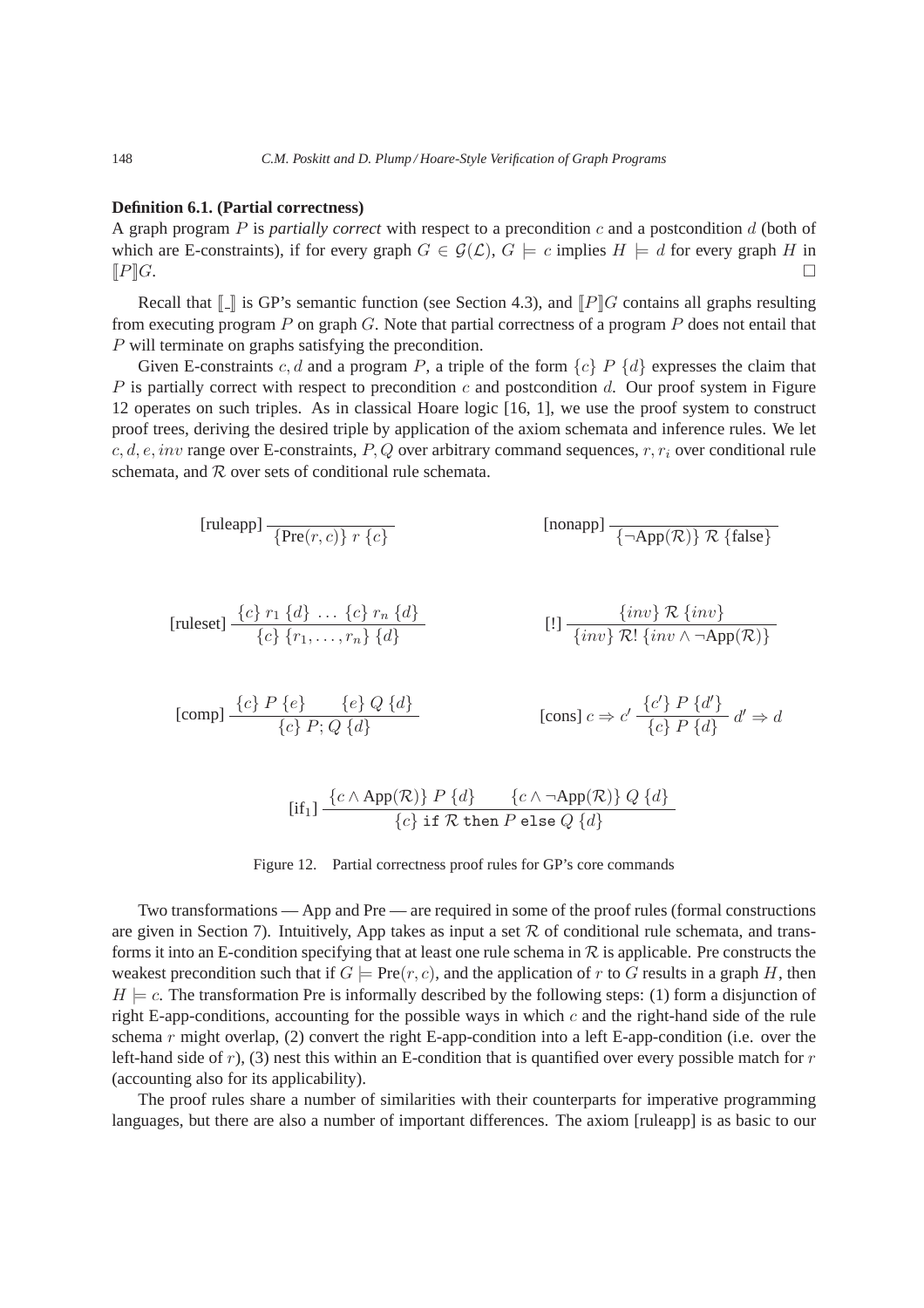**Definition 6.1. (Partial correctness)**
A graph program $P$ is *partially correct* with respect to a precondition $c$ and a postcondition $d$ (both of which are E-constraints), if for every graph $G \in \mathcal{G}(\mathcal{L})$, $G \models c$ implies $H \models d$ for every graph $H$ in $[\![P]\!]G$. □

Recall that $[\![\_]\!]$ is GP's semantic function (see Section 4.3), and $[\![P]\!]G$ contains all graphs resulting from executing program $P$ on graph $G$. Note that partial correctness of a program $P$ does not entail that $P$ will terminate on graphs satisfying the precondition.

Given E-constraints $c, d$ and a program $P$, a triple of the form $\{c\}\ P\ \{d\}$ expresses the claim that $P$ is partially correct with respect to precondition $c$ and postcondition $d$. Our proof system in Figure 12 operates on such triples. As in classical Hoare logic [16, 1], we use the proof system to construct proof trees, deriving the desired triple by application of the axiom schemata and inference rules. We let $c, d, e, inv$ range over E-constraints, $P, Q$ over arbitrary command sequences, $r, r_i$ over conditional rule schemata, and $\mathcal{R}$ over sets of conditional rule schemata.

$$\text{[ruleapp]}\ \frac{}{\{\text{Pre}(r, c)\}\ r\ \{c\}} \qquad\qquad \text{[nonapp]}\ \frac{}{\{\neg\text{App}(\mathcal{R})\}\ \mathcal{R}\ \{\text{false}\}}$$

$$\text{[ruleset]}\ \frac{\{c\}\ r_1\ \{d\}\ \ldots\ \{c\}\ r_n\ \{d\}}{\{c\}\ \{r_1, \ldots, r_n\}\ \{d\}} \qquad\qquad \text{[!]}\ \frac{\{inv\}\ \mathcal{R}\ \{inv\}}{\{inv\}\ \mathcal{R}!\ \{inv \wedge \neg\text{App}(\mathcal{R})\}}$$

$$\text{[comp]}\ \frac{\{c\}\ P\ \{e\} \qquad \{e\}\ Q\ \{d\}}{\{c\}\ P; Q\ \{d\}} \qquad\qquad \text{[cons]}\ c \Rightarrow c'\ \frac{\{c'\}\ P\ \{d'\}}{\{c\}\ P\ \{d\}}\ d' \Rightarrow d$$

$$[\text{if}_1]\ \frac{\{c \wedge \text{App}(\mathcal{R})\}\ P\ \{d\} \qquad \{c \wedge \neg\text{App}(\mathcal{R})\}\ Q\ \{d\}}{\{c\}\ \texttt{if}\ \mathcal{R}\ \texttt{then}\ P\ \texttt{else}\ Q\ \{d\}}$$

Figure 12. Partial correctness proof rules for GP's core commands

Two transformations — App and Pre — are required in some of the proof rules (formal constructions are given in Section 7). Intuitively, App takes as input a set $\mathcal{R}$ of conditional rule schemata, and transforms it into an E-condition specifying that at least one rule schema in $\mathcal{R}$ is applicable. Pre constructs the weakest precondition such that if $G \models \text{Pre}(r, c)$, and the application of $r$ to $G$ results in a graph $H$, then $H \models c$. The transformation Pre is informally described by the following steps: (1) form a disjunction of right E-app-conditions, accounting for the possible ways in which $c$ and the right-hand side of the rule schema $r$ might overlap, (2) convert the right E-app-condition into a left E-app-condition (i.e. over the left-hand side of $r$), (3) nest this within an E-condition that is quantified over every possible match for $r$ (accounting also for its applicability).

The proof rules share a number of similarities with their counterparts for imperative programming languages, but there are also a number of important differences. The axiom [ruleapp] is as basic to our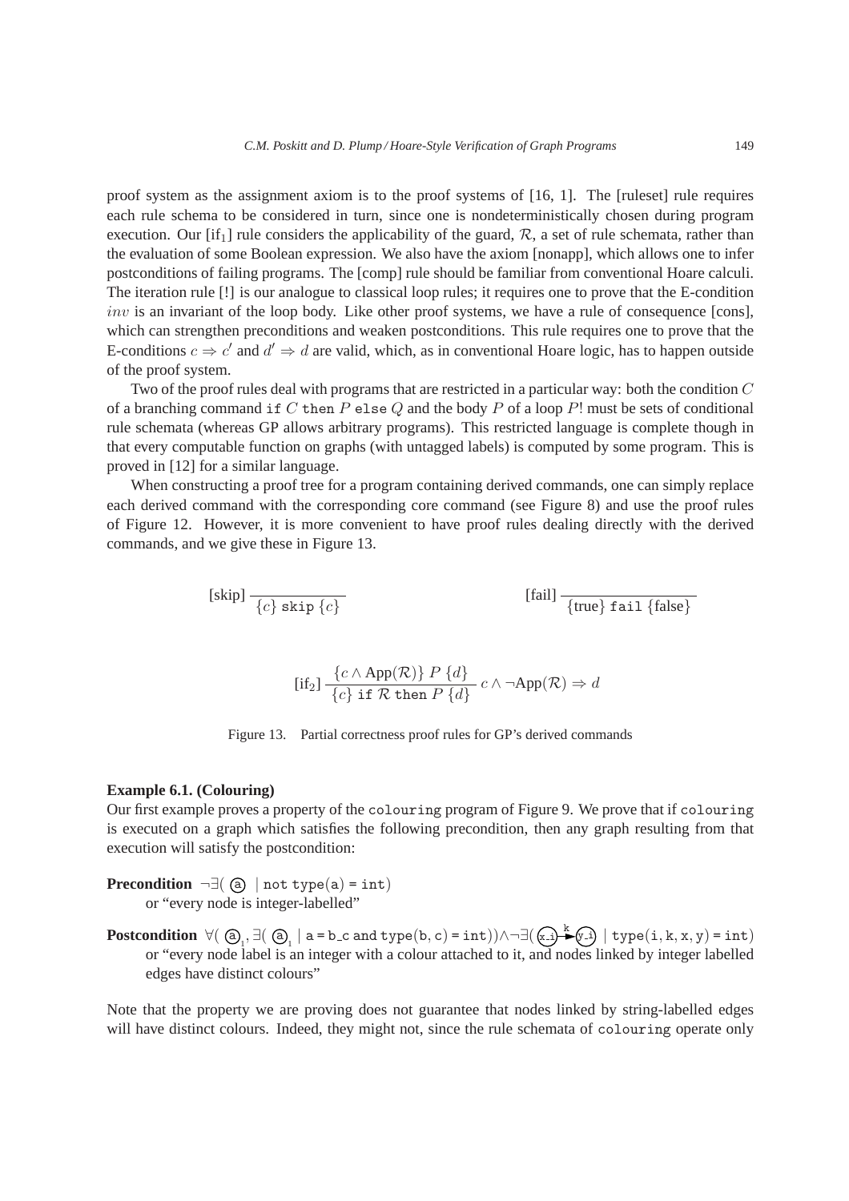proof system as the assignment axiom is to the proof systems of [16, 1]. The [ruleset] rule requires each rule schema to be considered in turn, since one is nondeterministically chosen during program execution. Our [if$_1$] rule considers the applicability of the guard, $\mathcal{R}$, a set of rule schemata, rather than the evaluation of some Boolean expression. We also have the axiom [nonapp], which allows one to infer postconditions of failing programs. The [comp] rule should be familiar from conventional Hoare calculi. The iteration rule [!] is our analogue to classical loop rules; it requires one to prove that the E-condition $inv$ is an invariant of the loop body. Like other proof systems, we have a rule of consequence [cons], which can strengthen preconditions and weaken postconditions. This rule requires one to prove that the E-conditions $c \Rightarrow c'$ and $d' \Rightarrow d$ are valid, which, as in conventional Hoare logic, has to happen outside of the proof system.

Two of the proof rules deal with programs that are restricted in a particular way: both the condition $C$ of a branching command `if` $C$ `then` $P$ `else` $Q$ and the body $P$ of a loop $P$! must be sets of conditional rule schemata (whereas GP allows arbitrary programs). This restricted language is complete though in that every computable function on graphs (with untagged labels) is computed by some program. This is proved in [12] for a similar language.

When constructing a proof tree for a program containing derived commands, one can simply replace each derived command with the corresponding core command (see Figure 8) and use the proof rules of Figure 12. However, it is more convenient to have proof rules dealing directly with the derived commands, and we give these in Figure 13.

$$\text{[skip]}\ \frac{}{\{c\}\ \texttt{skip}\ \{c\}} \qquad\qquad \text{[fail]}\ \frac{}{\{\text{true}\}\ \texttt{fail}\ \{\text{false}\}}$$

$$\text{[if}_2\text{]}\ \frac{\{c \wedge \text{App}(\mathcal{R})\}\ P\ \{d\}}{\{c\}\ \texttt{if}\ \mathcal{R}\ \texttt{then}\ P\ \{d\}}\ c \wedge \neg\text{App}(\mathcal{R}) \Rightarrow d$$

Figure 13. Partial correctness proof rules for GP's derived commands

**Example 6.1. (Colouring)**
Our first example proves a property of the `colouring` program of Figure 9. We prove that if `colouring` is executed on a graph which satisfies the following precondition, then any graph resulting from that execution will satisfy the postcondition:

**Precondition** $\neg\exists(\ \text{(a)}\ \mid \texttt{not type(a) = int})$
or "every node is integer-labelled"

**Postcondition** $\forall(\ \text{(a)}_1, \exists(\ \text{(a)}_1\ \mid \texttt{a = b\_c and type(b, c) = int}))\wedge\neg\exists(\ \text{(x\_i)} \xrightarrow{\texttt{k}} \text{(y\_i)}\ \mid \texttt{type(i, k, x, y) = int})$
or "every node label is an integer with a colour attached to it, and nodes linked by integer labelled edges have distinct colours"

Note that the property we are proving does not guarantee that nodes linked by string-labelled edges will have distinct colours. Indeed, they might not, since the rule schemata of `colouring` operate only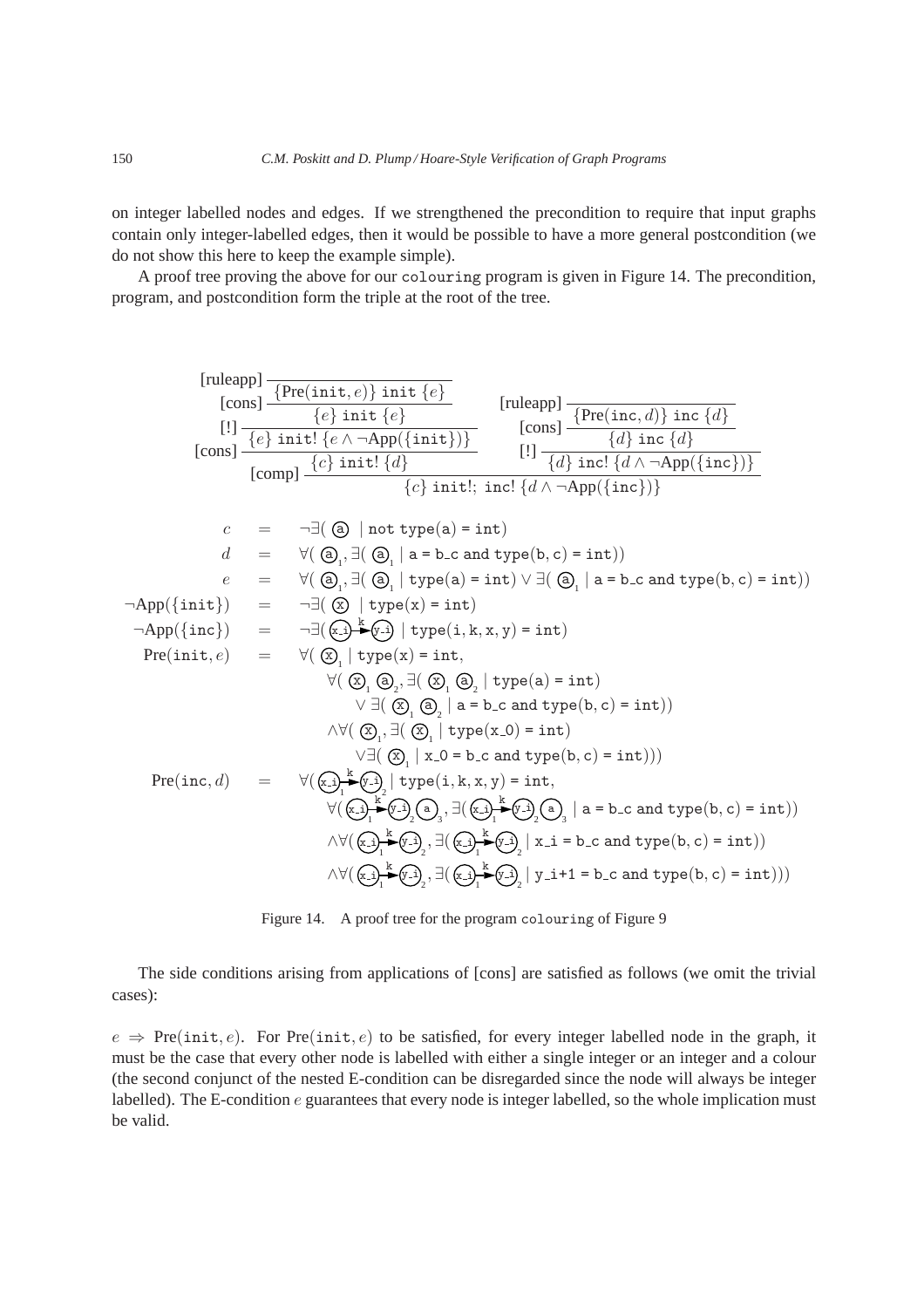on integer labelled nodes and edges. If we strengthened the precondition to require that input graphs contain only integer-labelled edges, then it would be possible to have a more general postcondition (we do not show this here to keep the example simple).

A proof tree proving the above for our `colouring` program is given in Figure 14. The precondition, program, and postcondition form the triple at the root of the tree.

$$
\text{[comp]}\ \dfrac{
\text{[cons]}\ \dfrac{\text{[!]}\ \dfrac{\text{[cons]}\ \dfrac{\text{[ruleapp]}\ \dfrac{}{\{\text{Pre}(\texttt{init}, e)\}\ \texttt{init}\ \{e\}}}{\{e\}\ \texttt{init}\ \{e\}}}{\{e\}\ \texttt{init!}\ \{e \wedge \neg\text{App}(\{\texttt{init}\})\}}}{\{c\}\ \texttt{init!}\ \{d\}}
\qquad
\text{[!]}\ \dfrac{\text{[cons]}\ \dfrac{\text{[ruleapp]}\ \dfrac{}{\{\text{Pre}(\texttt{inc}, d)\}\ \texttt{inc}\ \{d\}}}{\{d\}\ \texttt{inc}\ \{d\}}}{\{d\}\ \texttt{inc!}\ \{d \wedge \neg\text{App}(\{\texttt{inc}\})\}}
}{\{c\}\ \texttt{init!; inc!}\ \{d \wedge \neg\text{App}(\{\texttt{inc}\})\}}
$$

$$
\begin{array}{rcl}
c & = & \neg\exists(\,(\mathtt{a})\ \mid \texttt{not type(a) = int}) \\
d & = & \forall(\,(\mathtt{a})_1, \exists(\,(\mathtt{a})_1 \mid \texttt{a = b\_c and type(b, c) = int})) \\
e & = & \forall(\,(\mathtt{a})_1, \exists(\,(\mathtt{a})_1 \mid \texttt{type(a) = int}) \vee \exists(\,(\mathtt{a})_1 \mid \texttt{a = b\_c and type(b, c) = int})) \\
\neg\text{App}(\{\texttt{init}\}) & = & \neg\exists(\,(\mathtt{x})\ \mid \texttt{type(x) = int}) \\
\neg\text{App}(\{\texttt{inc}\}) & = & \neg\exists(\,(\mathtt{x\_i}) \xrightarrow{\mathtt{k}} (\mathtt{y\_i})\ \mid \texttt{type(i, k, x, y) = int}) \\
\text{Pre}(\texttt{init}, e) & = & \forall(\,(\mathtt{x})_1 \mid \texttt{type(x) = int}, \\
& & \quad \forall(\,(\mathtt{x})_1\ (\mathtt{a})_2, \exists(\,(\mathtt{x})_1\ (\mathtt{a})_2 \mid \texttt{type(a) = int}) \\
& & \qquad \vee\ \exists(\,(\mathtt{x})_1\ (\mathtt{a})_2 \mid \texttt{a = b\_c and type(b, c) = int})) \\
& & \quad \wedge\forall(\,(\mathtt{x})_1, \exists(\,(\mathtt{x})_1 \mid \texttt{type(x\_0) = int}) \\
& & \qquad \vee\exists(\,(\mathtt{x})_1 \mid \texttt{x\_0 = b\_c and type(b, c) = int}))) \\
\text{Pre}(\texttt{inc}, d) & = & \forall(\,(\mathtt{x\_i})_1 \xrightarrow{\mathtt{k}} (\mathtt{y\_i})_2 \mid \texttt{type(i, k, x, y) = int}, \\
& & \quad \forall(\,(\mathtt{x\_i})_1 \xrightarrow{\mathtt{k}} (\mathtt{y\_i})_2\ (\mathtt{a})_3, \exists(\,(\mathtt{x\_i})_1 \xrightarrow{\mathtt{k}} (\mathtt{y\_i})_2\ (\mathtt{a})_3 \mid \texttt{a = b\_c and type(b, c) = int})) \\
& & \quad \wedge\forall(\,(\mathtt{x\_i})_1 \xrightarrow{\mathtt{k}} (\mathtt{y\_i})_2, \exists(\,(\mathtt{x\_i})_1 \xrightarrow{\mathtt{k}} (\mathtt{y\_i})_2 \mid \texttt{x\_i = b\_c and type(b, c) = int})) \\
& & \quad \wedge\forall(\,(\mathtt{x\_i})_1 \xrightarrow{\mathtt{k}} (\mathtt{y\_i})_2, \exists(\,(\mathtt{x\_i})_1 \xrightarrow{\mathtt{k}} (\mathtt{y\_i})_2 \mid \texttt{y\_i+1 = b\_c and type(b, c) = int}))) \\
\end{array}
$$

Figure 14. A proof tree for the program `colouring` of Figure 9

The side conditions arising from applications of [cons] are satisfied as follows (we omit the trivial cases):

$e \Rightarrow \text{Pre}(\texttt{init}, e)$. For $\text{Pre}(\texttt{init}, e)$ to be satisfied, for every integer labelled node in the graph, it must be the case that every other node is labelled with either a single integer or an integer and a colour (the second conjunct of the nested E-condition can be disregarded since the node will always be integer labelled). The E-condition $e$ guarantees that every node is integer labelled, so the whole implication must be valid.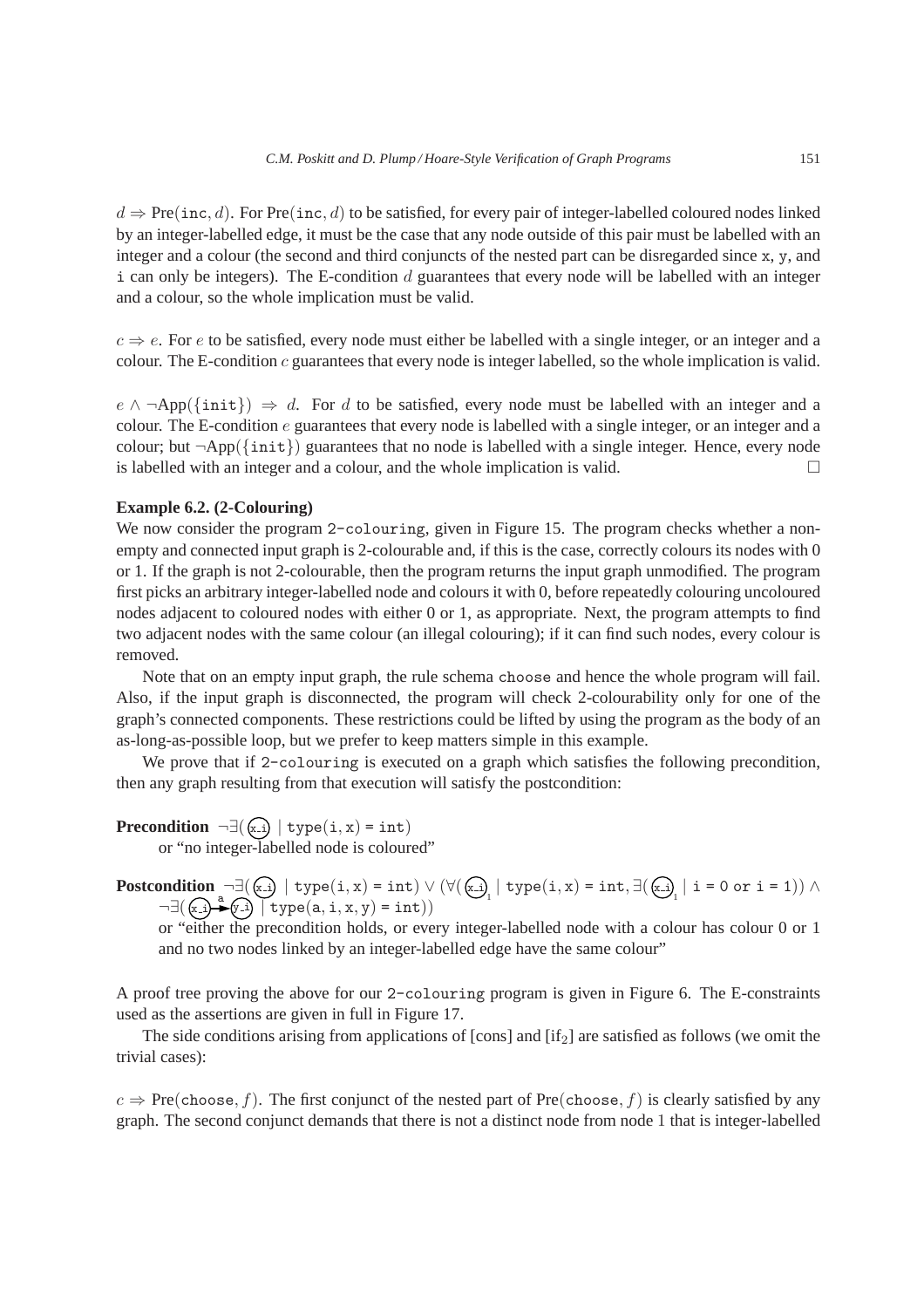$d \Rightarrow \text{Pre}(\texttt{inc}, d)$. For $\text{Pre}(\texttt{inc}, d)$ to be satisfied, for every pair of integer-labelled coloured nodes linked by an integer-labelled edge, it must be the case that any node outside of this pair must be labelled with an integer and a colour (the second and third conjuncts of the nested part can be disregarded since x, y, and i can only be integers). The E-condition $d$ guarantees that every node will be labelled with an integer and a colour, so the whole implication must be valid.

$c \Rightarrow e$. For $e$ to be satisfied, every node must either be labelled with a single integer, or an integer and a colour. The E-condition $c$ guarantees that every node is integer labelled, so the whole implication is valid.

$e \wedge \neg\text{App}(\{\texttt{init}\}) \Rightarrow d$. For $d$ to be satisfied, every node must be labelled with an integer and a colour. The E-condition $e$ guarantees that every node is labelled with a single integer, or an integer and a colour; but $\neg\text{App}(\{\texttt{init}\})$ guarantees that no node is labelled with a single integer. Hence, every node is labelled with an integer and a colour, and the whole implication is valid. □

**Example 6.2. (2-Colouring)**
We now consider the program 2-colouring, given in Figure 15. The program checks whether a non-empty and connected input graph is 2-colourable and, if this is the case, correctly colours its nodes with 0 or 1. If the graph is not 2-colourable, then the program returns the input graph unmodified. The program first picks an arbitrary integer-labelled node and colours it with 0, before repeatedly colouring uncoloured nodes adjacent to coloured nodes with either 0 or 1, as appropriate. Next, the program attempts to find two adjacent nodes with the same colour (an illegal colouring); if it can find such nodes, every colour is removed.

Note that on an empty input graph, the rule schema choose and hence the whole program will fail. Also, if the input graph is disconnected, the program will check 2-colourability only for one of the graph's connected components. These restrictions could be lifted by using the program as the body of an as-long-as-possible loop, but we prefer to keep matters simple in this example.

We prove that if 2-colouring is executed on a graph which satisfies the following precondition, then any graph resulting from that execution will satisfy the postcondition:

**Precondition** $\neg\exists(\text{(x\_i)} \mid \texttt{type(i, x) = int})$
or "no integer-labelled node is coloured"

**Postcondition** $\neg\exists(\text{(x\_i)} \mid \texttt{type(i, x) = int}) \vee (\forall(\text{(x\_i)}_1 \mid \texttt{type(i, x) = int}, \exists(\text{(x\_i)}_1 \mid \texttt{i = 0 or i = 1})) \wedge \neg\exists(\text{(x\_i)} \xrightarrow{\texttt{a}} \text{(y\_i)} \mid \texttt{type(a, i, x, y) = int}))$
or "either the precondition holds, or every integer-labelled node with a colour has colour 0 or 1 and no two nodes linked by an integer-labelled edge have the same colour"

A proof tree proving the above for our 2-colouring program is given in Figure 6. The E-constraints used as the assertions are given in full in Figure 17.

The side conditions arising from applications of [cons] and [if$_2$] are satisfied as follows (we omit the trivial cases):

$c \Rightarrow \text{Pre}(\texttt{choose}, f)$. The first conjunct of the nested part of $\text{Pre}(\texttt{choose}, f)$ is clearly satisfied by any graph. The second conjunct demands that there is not a distinct node from node 1 that is integer-labelled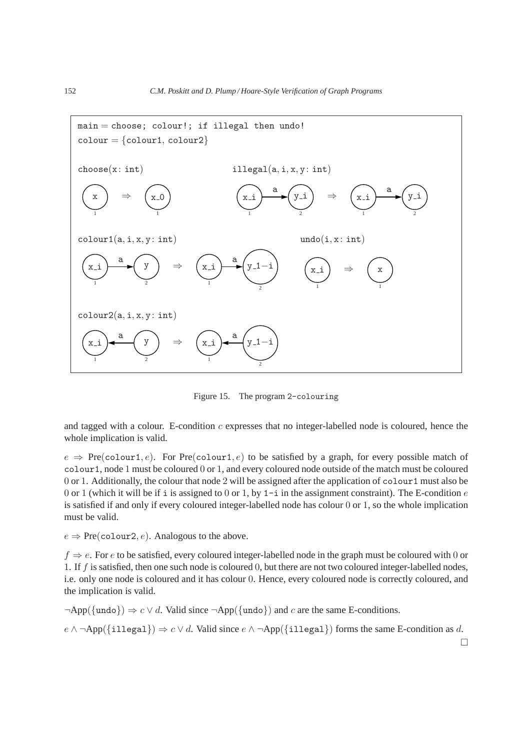```
main = choose; colour!; if illegal then undo!
colour = {colour1, colour2}
```

choose(x: int)

illegal(a, i, x, y: int)

colour1(a, i, x, y: int)

undo(i, x: int)

colour2(a, i, x, y: int)

Figure 15. The program 2-colouring

and tagged with a colour. E-condition $c$ expresses that no integer-labelled node is coloured, hence the whole implication is valid.

$e \Rightarrow \text{Pre}(\texttt{colour1}, e)$. For $\text{Pre}(\texttt{colour1}, e)$ to be satisfied by a graph, for every possible match of colour1, node 1 must be coloured 0 or 1, and every coloured node outside of the match must be coloured 0 or 1. Additionally, the colour that node 2 will be assigned after the application of colour1 must also be 0 or 1 (which it will be if i is assigned to 0 or 1, by 1-i in the assignment constraint). The E-condition $e$ is satisfied if and only if every coloured integer-labelled node has colour 0 or 1, so the whole implication must be valid.

$e \Rightarrow \text{Pre}(\texttt{colour2}, e)$. Analogous to the above.

$f \Rightarrow e$. For $e$ to be satisfied, every coloured integer-labelled node in the graph must be coloured with 0 or 1. If $f$ is satisfied, then one such node is coloured 0, but there are not two coloured integer-labelled nodes, i.e. only one node is coloured and it has colour 0. Hence, every coloured node is correctly coloured, and the implication is valid.

$\neg\text{App}(\{\texttt{undo}\}) \Rightarrow c \vee d$. Valid since $\neg\text{App}(\{\texttt{undo}\})$ and $c$ are the same E-conditions.

$e \wedge \neg\text{App}(\{\texttt{illegal}\}) \Rightarrow c \vee d$. Valid since $e \wedge \neg\text{App}(\{\texttt{illegal}\})$ forms the same E-condition as $d$.

□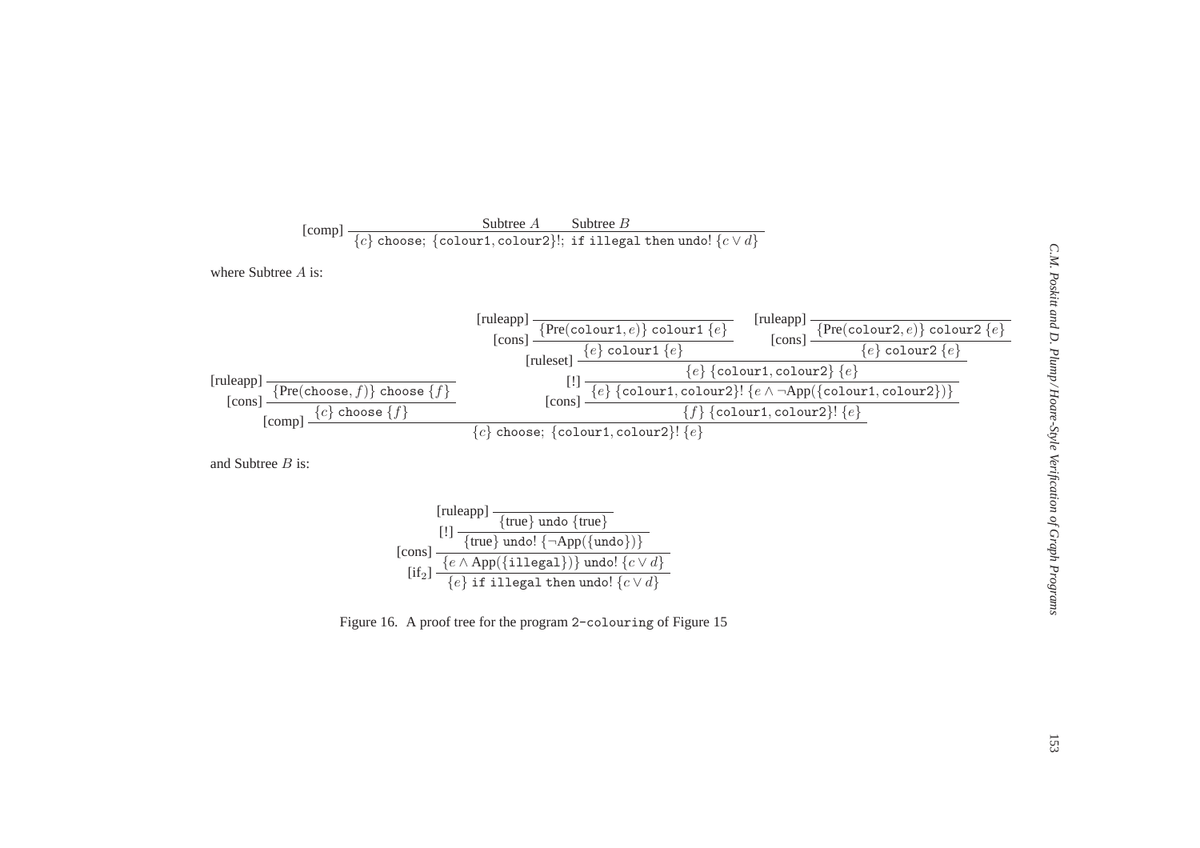$$
[\text{comp}]\ \dfrac{\text{Subtree } A \qquad \text{Subtree } B}{\{c\}\ \texttt{choose};\ \{\texttt{colour1}, \texttt{colour2}\}!;\ \texttt{if illegal then undo!}\ \{c \vee d\}}
$$

where Subtree $A$ is:

$$
[\text{comp}]\ \dfrac{
[\text{cons}]\ \dfrac{[\text{ruleapp}]\ \dfrac{}{\{\text{Pre}(\texttt{choose}, f)\}\ \texttt{choose}\ \{f\}}}{\{c\}\ \texttt{choose}\ \{f\}}
\qquad
[\text{cons}]\ \dfrac{[!]\ \dfrac{[\text{ruleset}]\ \dfrac{[\text{cons}]\ \dfrac{[\text{ruleapp}]\ \dfrac{}{\{\text{Pre}(\texttt{colour1}, e)\}\ \texttt{colour1}\ \{e\}}}{\{e\}\ \texttt{colour1}\ \{e\}} \qquad [\text{cons}]\ \dfrac{[\text{ruleapp}]\ \dfrac{}{\{\text{Pre}(\texttt{colour2}, e)\}\ \texttt{colour2}\ \{e\}}}{\{e\}\ \texttt{colour2}\ \{e\}}}{\{e\}\ \{\texttt{colour1}, \texttt{colour2}\}\ \{e\}}}{\{e\}\ \{\texttt{colour1}, \texttt{colour2}\}!\ \{e \wedge \neg\text{App}(\{\texttt{colour1}, \texttt{colour2}\})\}}}{\{f\}\ \{\texttt{colour1}, \texttt{colour2}\}!\ \{e\}}
}{\{c\}\ \texttt{choose};\ \{\texttt{colour1}, \texttt{colour2}\}!\ \{e\}}
$$

and Subtree $B$ is:

$$
[\text{if}_2]\ \dfrac{[\text{cons}]\ \dfrac{[!]\ \dfrac{[\text{ruleapp}]\ \dfrac{}{\{\text{true}\}\ \texttt{undo}\ \{\text{true}\}}}{\{\text{true}\}\ \texttt{undo!}\ \{\neg\text{App}(\{\texttt{undo}\})\}}}{\{e \wedge \text{App}(\{\texttt{illegal}\})\}\ \texttt{undo!}\ \{c \vee d\}}}{\{e\}\ \texttt{if illegal then undo!}\ \{c \vee d\}}
$$

Figure 16. A proof tree for the program 2-colouring of Figure 15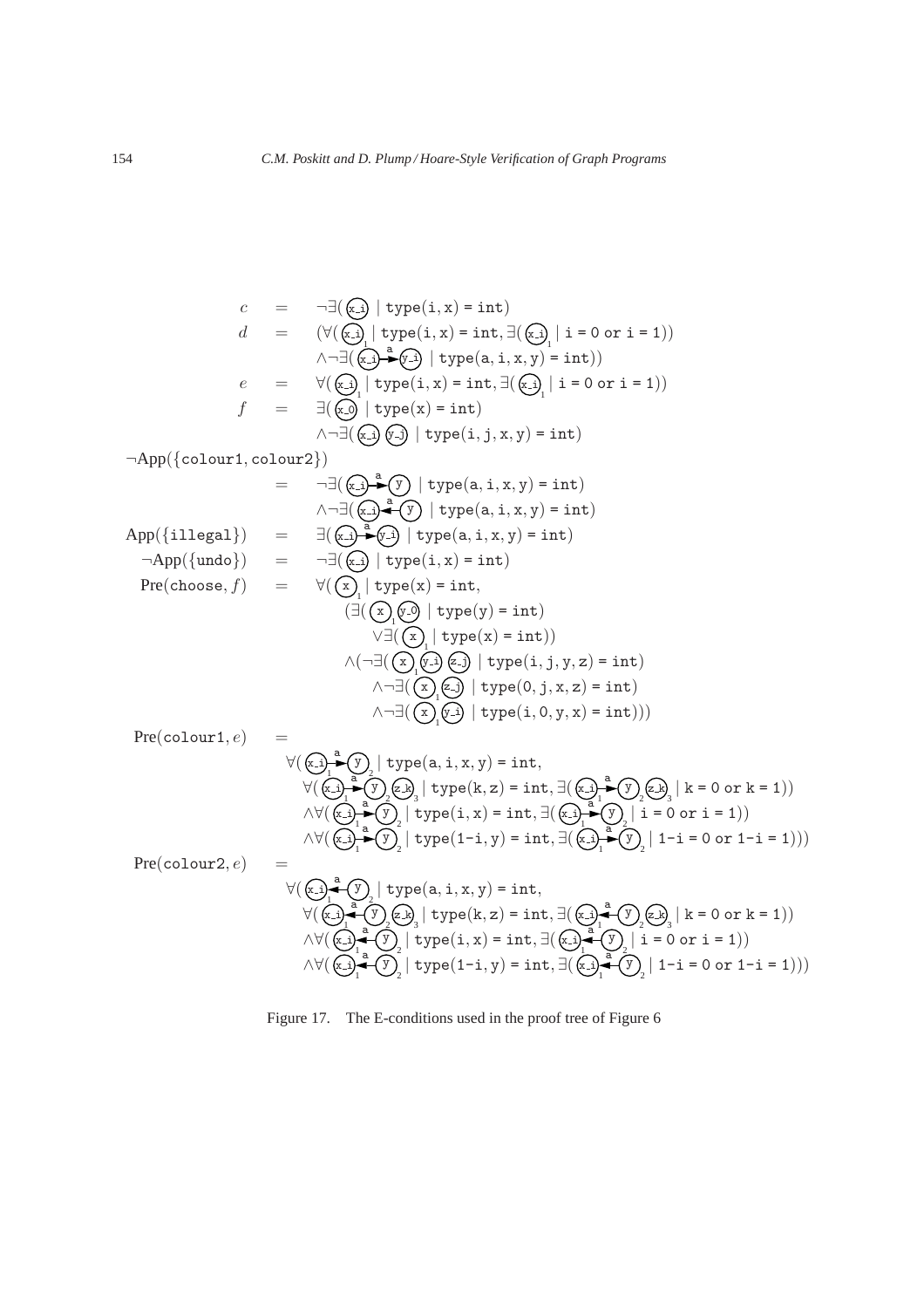$$
\begin{aligned}
c &= \neg\exists(\,(\texttt{x\_i})\mid \texttt{type(i,x) = int})\\
d &= (\forall(\,(\texttt{x\_i})_1 \mid \texttt{type(i,x) = int}, \exists(\,(\texttt{x\_i})_1 \mid \texttt{i = 0 or i = 1}))\\
&\quad \wedge\neg\exists(\,(\texttt{x\_i}) \xrightarrow{\texttt{a}} (\texttt{y\_i}) \mid \texttt{type(a,i,x,y) = int}))\\
e &= \forall(\,(\texttt{x\_i})_1 \mid \texttt{type(i,x) = int}, \exists(\,(\texttt{x\_i})_1 \mid \texttt{i = 0 or i = 1}))\\
f &= \exists(\,(\texttt{x\_0}) \mid \texttt{type(x) = int})\\
&\quad \wedge\neg\exists(\,(\texttt{x\_i})\ (\texttt{y\_j}) \mid \texttt{type(i,j,x,y) = int})
\end{aligned}
$$

$$
\begin{aligned}
\neg\mathrm{App}(\{\texttt{colour1},\texttt{colour2}\})\\
&= \neg\exists(\,(\texttt{x\_i}) \xrightarrow{\texttt{a}} (\texttt{y}) \mid \texttt{type(a,i,x,y) = int})\\
&\quad \wedge\neg\exists(\,(\texttt{x\_i}) \xleftarrow{\texttt{a}} (\texttt{y}) \mid \texttt{type(a,i,x,y) = int})\\
\mathrm{App}(\{\texttt{illegal}\}) &= \exists(\,(\texttt{x\_i}) \xrightarrow{\texttt{a}} (\texttt{y\_i}) \mid \texttt{type(a,i,x,y) = int})\\
\neg\mathrm{App}(\{\texttt{undo}\}) &= \neg\exists(\,(\texttt{x\_i}) \mid \texttt{type(i,x) = int})\\
\mathrm{Pre}(\texttt{choose}, f) &= \forall(\,(\texttt{x})_1 \mid \texttt{type(x) = int},\\
&\quad (\exists(\,(\texttt{x})_1\ (\texttt{y\_0}) \mid \texttt{type(y) = int})\\
&\quad\quad \vee\exists(\,(\texttt{x})_1 \mid \texttt{type(x) = int}))\\
&\quad \wedge(\neg\exists(\,(\texttt{x})_1\ (\texttt{y\_i})\ (\texttt{z\_j}) \mid \texttt{type(i,j,y,z) = int})\\
&\quad\quad \wedge\neg\exists(\,(\texttt{x})_1\ (\texttt{z\_j}) \mid \texttt{type(0,j,x,z) = int})\\
&\quad\quad \wedge\neg\exists(\,(\texttt{x})_1\ (\texttt{y\_i}) \mid \texttt{type(i,0,y,x) = int})))
\end{aligned}
$$

$$
\begin{aligned}
\mathrm{Pre}(\texttt{colour1}, e) &=\\
&\forall(\,(\texttt{x\_i})_1 \xrightarrow{\texttt{a}} (\texttt{y})_2 \mid \texttt{type(a,i,x,y) = int},\\
&\quad \forall(\,(\texttt{x\_i})_1 \xrightarrow{\texttt{a}} (\texttt{y})_2\ (\texttt{z\_k})_3 \mid \texttt{type(k,z) = int}, \exists(\,(\texttt{x\_i})_1 \xrightarrow{\texttt{a}} (\texttt{y})_2\ (\texttt{z\_k})_3 \mid \texttt{k = 0 or k = 1}))\\
&\quad \wedge\forall(\,(\texttt{x\_i})_1 \xrightarrow{\texttt{a}} (\texttt{y})_2 \mid \texttt{type(i,x) = int}, \exists(\,(\texttt{x\_i})_1 \xrightarrow{\texttt{a}} (\texttt{y})_2 \mid \texttt{i = 0 or i = 1}))\\
&\quad \wedge\forall(\,(\texttt{x\_i})_1 \xrightarrow{\texttt{a}} (\texttt{y})_2 \mid \texttt{type(1-i,y) = int}, \exists(\,(\texttt{x\_i})_1 \xrightarrow{\texttt{a}} (\texttt{y})_2 \mid \texttt{1-i = 0 or 1-i = 1})))
\end{aligned}
$$

$$
\begin{aligned}
\mathrm{Pre}(\texttt{colour2}, e) &=\\
&\forall(\,(\texttt{x\_i})_1 \xleftarrow{\texttt{a}} (\texttt{y})_2 \mid \texttt{type(a,i,x,y) = int},\\
&\quad \forall(\,(\texttt{x\_i})_1 \xleftarrow{\texttt{a}} (\texttt{y})_2\ (\texttt{z\_k})_3 \mid \texttt{type(k,z) = int}, \exists(\,(\texttt{x\_i})_1 \xleftarrow{\texttt{a}} (\texttt{y})_2\ (\texttt{z\_k})_3 \mid \texttt{k = 0 or k = 1}))\\
&\quad \wedge\forall(\,(\texttt{x\_i})_1 \xleftarrow{\texttt{a}} (\texttt{y})_2 \mid \texttt{type(i,x) = int}, \exists(\,(\texttt{x\_i})_1 \xleftarrow{\texttt{a}} (\texttt{y})_2 \mid \texttt{i = 0 or i = 1}))\\
&\quad \wedge\forall(\,(\texttt{x\_i})_1 \xleftarrow{\texttt{a}} (\texttt{y})_2 \mid \texttt{type(1-i,y) = int}, \exists(\,(\texttt{x\_i})_1 \xleftarrow{\texttt{a}} (\texttt{y})_2 \mid \texttt{1-i = 0 or 1-i = 1})))
\end{aligned}
$$

Figure 17. The E-conditions used in the proof tree of Figure 6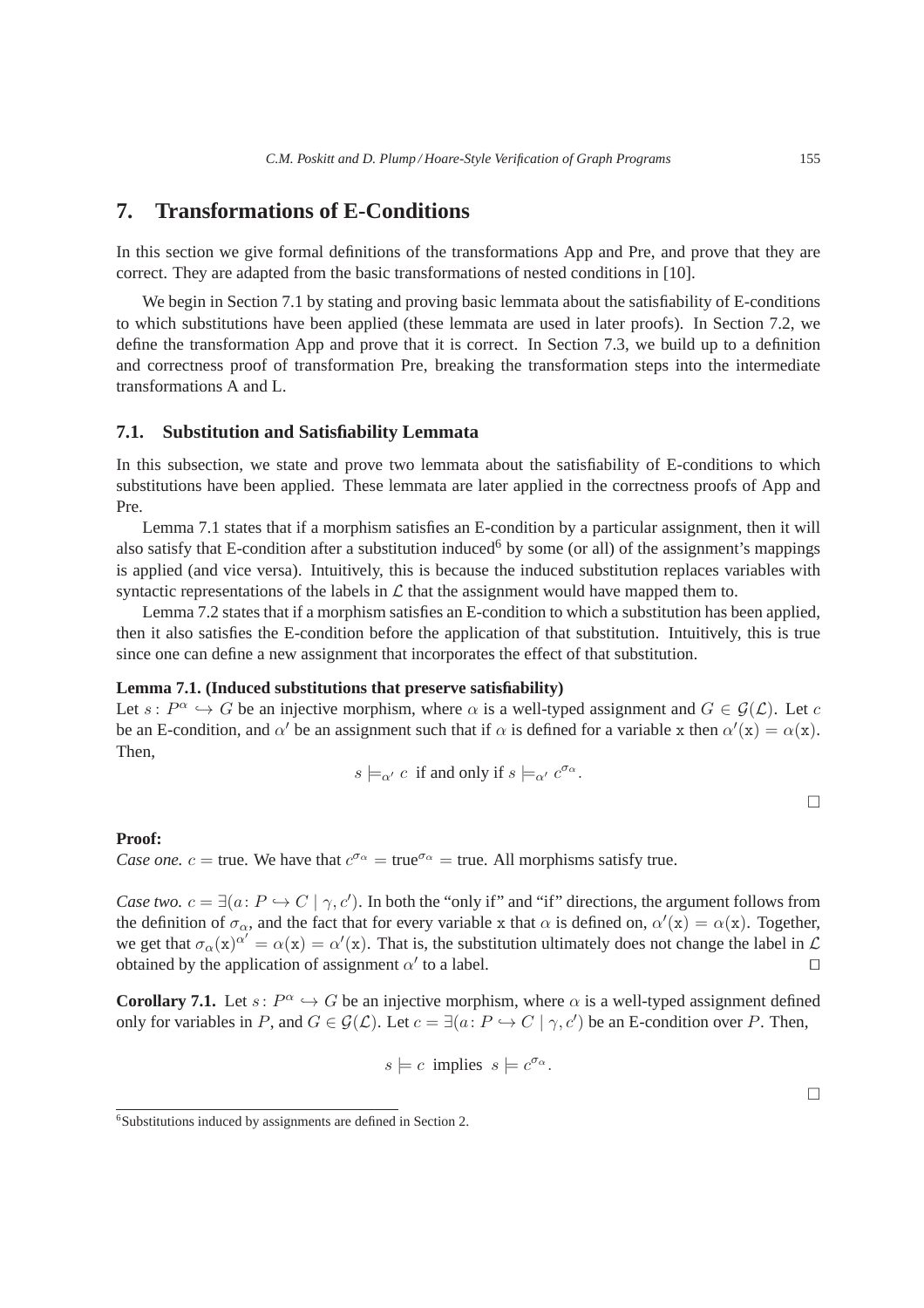## 7. Transformations of E-Conditions

In this section we give formal definitions of the transformations App and Pre, and prove that they are correct. They are adapted from the basic transformations of nested conditions in [10].

We begin in Section 7.1 by stating and proving basic lemmata about the satisfiability of E-conditions to which substitutions have been applied (these lemmata are used in later proofs). In Section 7.2, we define the transformation App and prove that it is correct. In Section 7.3, we build up to a definition and correctness proof of transformation Pre, breaking the transformation steps into the intermediate transformations A and L.

### 7.1. Substitution and Satisfiability Lemmata

In this subsection, we state and prove two lemmata about the satisfiability of E-conditions to which substitutions have been applied. These lemmata are later applied in the correctness proofs of App and Pre.

Lemma 7.1 states that if a morphism satisfies an E-condition by a particular assignment, then it will also satisfy that E-condition after a substitution induced[6] by some (or all) of the assignment's mappings is applied (and vice versa). Intuitively, this is because the induced substitution replaces variables with syntactic representations of the labels in $\mathcal{L}$ that the assignment would have mapped them to.

Lemma 7.2 states that if a morphism satisfies an E-condition to which a substitution has been applied, then it also satisfies the E-condition before the application of that substitution. Intuitively, this is true since one can define a new assignment that incorporates the effect of that substitution.

**Lemma 7.1. (Induced substitutions that preserve satisfiability)**
Let $s\colon P^{\alpha} \hookrightarrow G$ be an injective morphism, where $\alpha$ is a well-typed assignment and $G \in \mathcal{G}(\mathcal{L})$. Let $c$ be an E-condition, and $\alpha'$ be an assignment such that if $\alpha$ is defined for a variable $\mathtt{x}$ then $\alpha'(\mathtt{x}) = \alpha(\mathtt{x})$. Then,

$$s \models_{\alpha'} c \text{ if and only if } s \models_{\alpha'} c^{\sigma_{\alpha}}.$$

□

**Proof:**
*Case one.* $c = \text{true}$. We have that $c^{\sigma_{\alpha}} = \text{true}^{\sigma_{\alpha}} = \text{true}$. All morphisms satisfy true.

*Case two.* $c = \exists(a\colon P \hookrightarrow C \mid \gamma, c')$. In both the "only if" and "if" directions, the argument follows from the definition of $\sigma_{\alpha}$, and the fact that for every variable $\mathtt{x}$ that $\alpha$ is defined on, $\alpha'(\mathtt{x}) = \alpha(\mathtt{x})$. Together, we get that $\sigma_{\alpha}(\mathtt{x})^{\alpha'} = \alpha(\mathtt{x}) = \alpha'(\mathtt{x})$. That is, the substitution ultimately does not change the label in $\mathcal{L}$ obtained by the application of assignment $\alpha'$ to a label. □

**Corollary 7.1.** Let $s\colon P^{\alpha} \hookrightarrow G$ be an injective morphism, where $\alpha$ is a well-typed assignment defined only for variables in $P$, and $G \in \mathcal{G}(\mathcal{L})$. Let $c = \exists(a\colon P \hookrightarrow C \mid \gamma, c')$ be an E-condition over $P$. Then,

$$s \models c \text{ implies } s \models c^{\sigma_{\alpha}}.$$

□

[6] Substitutions induced by assignments are defined in Section 2.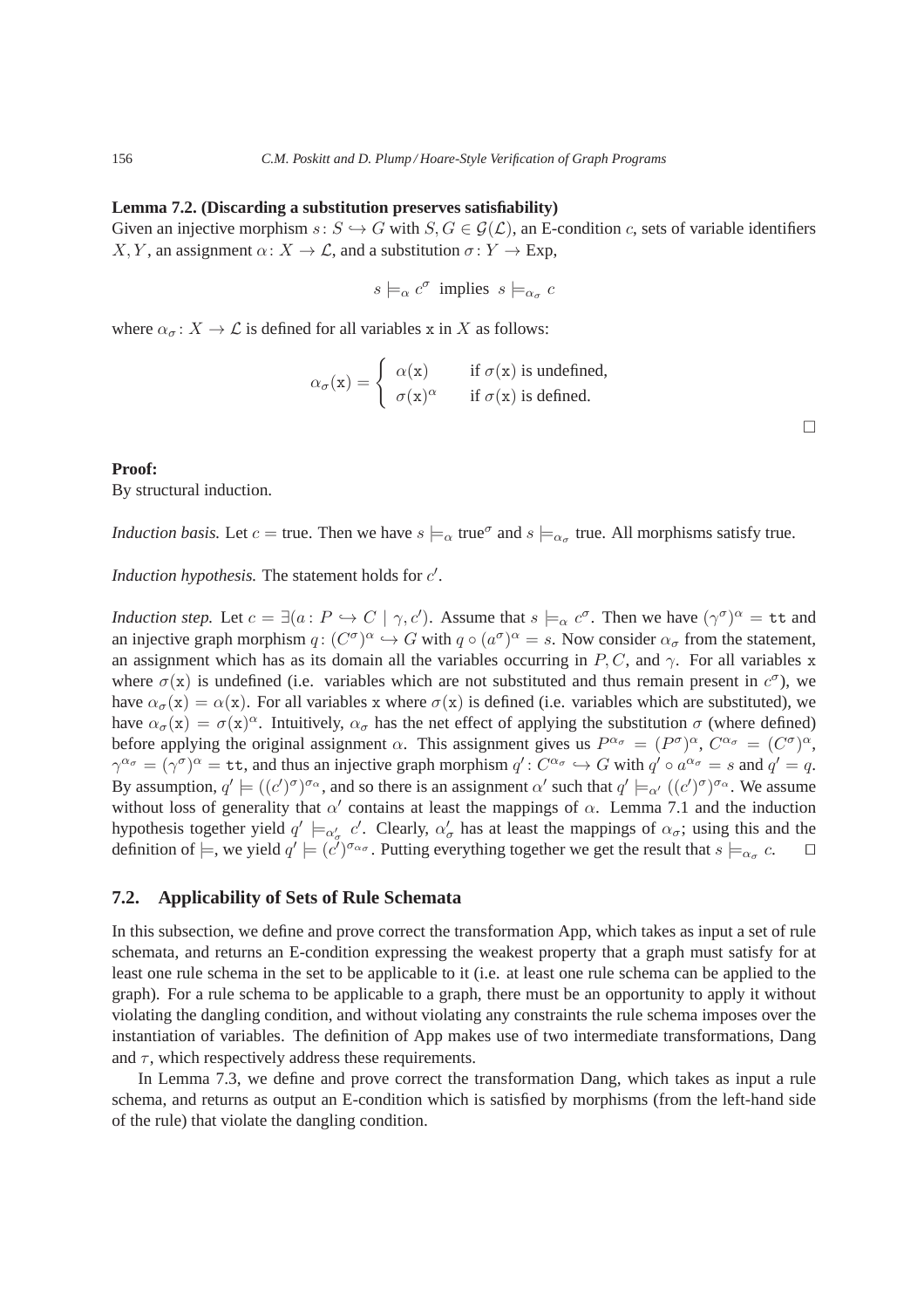**Lemma 7.2. (Discarding a substitution preserves satisfiability)**
Given an injective morphism $s\colon S \hookrightarrow G$ with $S, G \in \mathcal{G}(\mathcal{L})$, an E-condition $c$, sets of variable identifiers $X, Y$, an assignment $\alpha\colon X \to \mathcal{L}$, and a substitution $\sigma\colon Y \to \text{Exp}$,

$$s \models_\alpha c^\sigma \text{ implies } s \models_{\alpha_\sigma} c$$

where $\alpha_\sigma\colon X \to \mathcal{L}$ is defined for all variables $\mathtt{x}$ in $X$ as follows:

$$\alpha_\sigma(\mathtt{x}) = \begin{cases} \alpha(\mathtt{x}) & \text{if } \sigma(\mathtt{x}) \text{ is undefined,} \\ \sigma(\mathtt{x})^\alpha & \text{if } \sigma(\mathtt{x}) \text{ is defined.} \end{cases}$$

□

**Proof:**
By structural induction.

*Induction basis.* Let $c = \text{true}$. Then we have $s \models_\alpha \text{true}^\sigma$ and $s \models_{\alpha_\sigma}$ true. All morphisms satisfy true.

*Induction hypothesis.* The statement holds for $c'$.

*Induction step.* Let $c = \exists(a\colon P \hookrightarrow C \mid \gamma, c')$. Assume that $s \models_\alpha c^\sigma$. Then we have $(\gamma^\sigma)^\alpha = \mathtt{tt}$ and an injective graph morphism $q\colon (C^\sigma)^\alpha \hookrightarrow G$ with $q \circ (a^\sigma)^\alpha = s$. Now consider $\alpha_\sigma$ from the statement, an assignment which has as its domain all the variables occurring in $P, C$, and $\gamma$. For all variables $\mathtt{x}$ where $\sigma(\mathtt{x})$ is undefined (i.e. variables which are not substituted and thus remain present in $c^\sigma$), we have $\alpha_\sigma(\mathtt{x}) = \alpha(\mathtt{x})$. For all variables $\mathtt{x}$ where $\sigma(\mathtt{x})$ is defined (i.e. variables which are substituted), we have $\alpha_\sigma(\mathtt{x}) = \sigma(\mathtt{x})^\alpha$. Intuitively, $\alpha_\sigma$ has the net effect of applying the substitution $\sigma$ (where defined) before applying the original assignment $\alpha$. This assignment gives us $P^{\alpha_\sigma} = (P^\sigma)^\alpha$, $C^{\alpha_\sigma} = (C^\sigma)^\alpha$, $\gamma^{\alpha_\sigma} = (\gamma^\sigma)^\alpha = \mathtt{tt}$, and thus an injective graph morphism $q'\colon C^{\alpha_\sigma} \hookrightarrow G$ with $q' \circ a^{\alpha_\sigma} = s$ and $q' = q$. By assumption, $q' \models ((c')^\sigma)^{\sigma_\alpha}$, and so there is an assignment $\alpha'$ such that $q' \models_{\alpha'} ((c')^\sigma)^{\sigma_\alpha}$. We assume without loss of generality that $\alpha'$ contains at least the mappings of $\alpha$. Lemma 7.1 and the induction hypothesis together yield $q' \models_{\alpha'_\sigma} c'$. Clearly, $\alpha'_\sigma$ has at least the mappings of $\alpha_\sigma$; using this and the definition of $\models$, we yield $q' \models (c')^{\sigma_{\alpha_\sigma}}$. Putting everything together we get the result that $s \models_{\alpha_\sigma} c$. □

## 7.2. Applicability of Sets of Rule Schemata

In this subsection, we define and prove correct the transformation App, which takes as input a set of rule schemata, and returns an E-condition expressing the weakest property that a graph must satisfy for at least one rule schema in the set to be applicable to it (i.e. at least one rule schema can be applied to the graph). For a rule schema to be applicable to a graph, there must be an opportunity to apply it without violating the dangling condition, and without violating any constraints the rule schema imposes over the instantiation of variables. The definition of App makes use of two intermediate transformations, Dang and $\tau$, which respectively address these requirements.

In Lemma 7.3, we define and prove correct the transformation Dang, which takes as input a rule schema, and returns as output an E-condition which is satisfied by morphisms (from the left-hand side of the rule) that violate the dangling condition.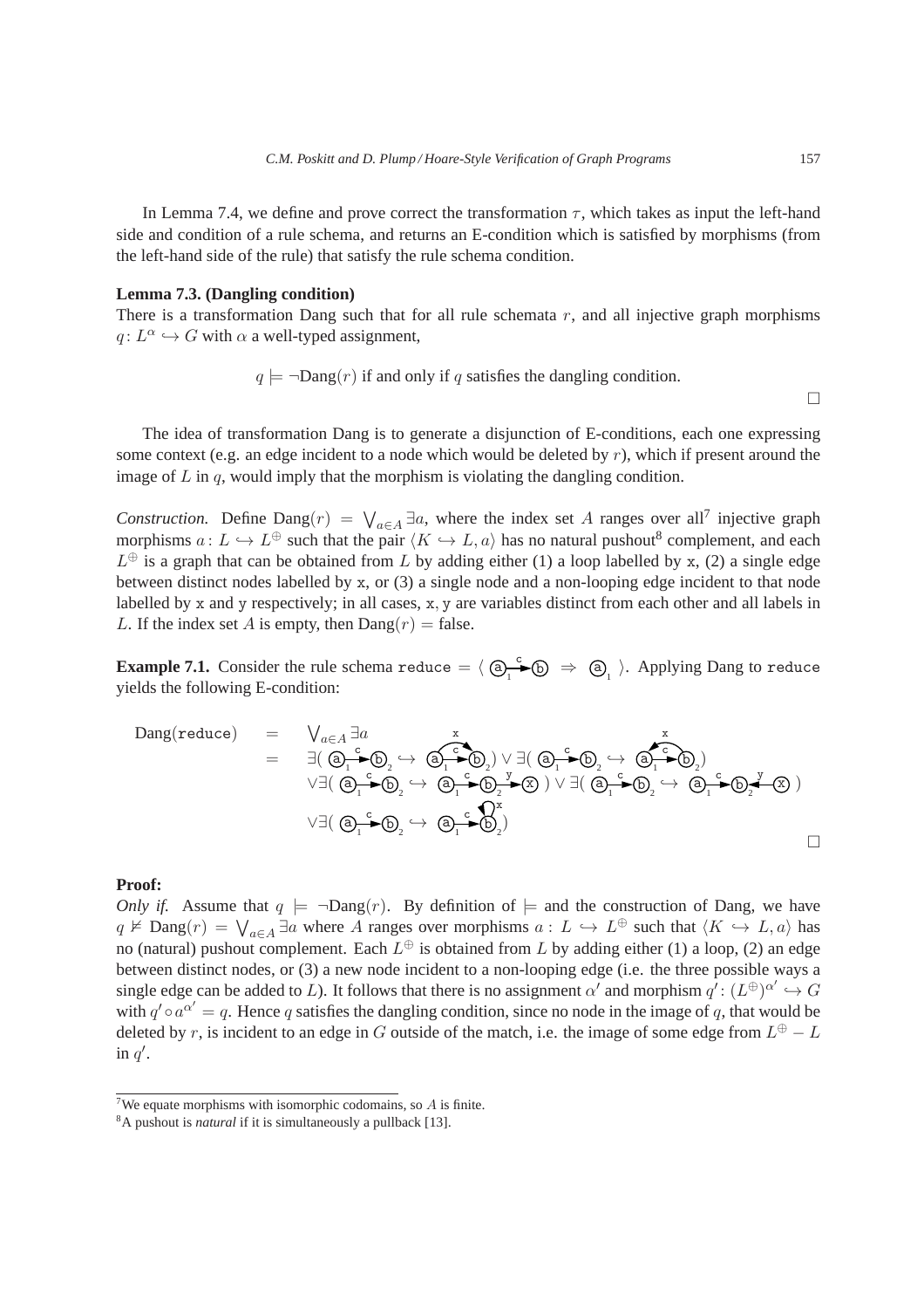In Lemma 7.4, we define and prove correct the transformation $\tau$, which takes as input the left-hand side and condition of a rule schema, and returns an E-condition which is satisfied by morphisms (from the left-hand side of the rule) that satisfy the rule schema condition.

**Lemma 7.3. (Dangling condition)**
There is a transformation Dang such that for all rule schemata $r$, and all injective graph morphisms $q\colon L^\alpha \hookrightarrow G$ with $\alpha$ a well-typed assignment,

$$q \models \neg\mathrm{Dang}(r) \text{ if and only if } q \text{ satisfies the dangling condition.}$$

□

The idea of transformation Dang is to generate a disjunction of E-conditions, each one expressing some context (e.g. an edge incident to a node which would be deleted by $r$), which if present around the image of $L$ in $q$, would imply that the morphism is violating the dangling condition.

*Construction.* Define $\mathrm{Dang}(r) = \bigvee_{a \in A} \exists a$, where the index set $A$ ranges over all[7] injective graph morphisms $a\colon L \hookrightarrow L^\oplus$ such that the pair $\langle K \hookrightarrow L, a\rangle$ has no natural pushout[8] complement, and each $L^\oplus$ is a graph that can be obtained from $L$ by adding either (1) a loop labelled by x, (2) a single edge between distinct nodes labelled by x, or (3) a single node and a non-looping edge incident to that node labelled by x and y respectively; in all cases, x, y are variables distinct from each other and all labels in $L$. If the index set $A$ is empty, then $\mathrm{Dang}(r) = \text{false}$.

**Example 7.1.** Consider the rule schema reduce $= \langle$ (a)$_1$ —c→ (b) $\Rightarrow$ (a)$_1$ $\rangle$. Applying Dang to reduce yields the following E-condition:

Dang(reduce) $= \bigvee_{a \in A} \exists a$
$= \exists($ (a)$_1$ —c→ (b)$_2$ $\hookrightarrow$ (a)$_1$ —c→ (b)$_2$ with additional edge (a)$_1$ —x→ (b)$_2$ $) \vee \exists($ (a)$_1$ —c→ (b)$_2$ $\hookrightarrow$ (a)$_1$ —c→ (b)$_2$ with additional edge (b)$_2$ —x→ (a)$_1$ $)$
$\vee \exists($ (a)$_1$ —c→ (b)$_2$ $\hookrightarrow$ (a)$_1$ —c→ (b)$_2$ —y→ (x) $) \vee \exists($ (a)$_1$ —c→ (b)$_2$ $\hookrightarrow$ (a)$_1$ —c→ (b)$_2$ ←y— (x) $)$
$\vee \exists($ (a)$_1$ —c→ (b)$_2$ $\hookrightarrow$ (a)$_1$ —c→ (b)$_2$ with loop x on (b)$_2$ $)$

□

**Proof:**
*Only if.* Assume that $q \models \neg\mathrm{Dang}(r)$. By definition of $\models$ and the construction of Dang, we have $q \not\models \mathrm{Dang}(r) = \bigvee_{a \in A} \exists a$ where $A$ ranges over morphisms $a : L \hookrightarrow L^\oplus$ such that $\langle K \hookrightarrow L, a\rangle$ has no (natural) pushout complement. Each $L^\oplus$ is obtained from $L$ by adding either (1) a loop, (2) an edge between distinct nodes, or (3) a new node incident to a non-looping edge (i.e. the three possible ways a single edge can be added to $L$). It follows that there is no assignment $\alpha'$ and morphism $q'\colon (L^\oplus)^{\alpha'} \hookrightarrow G$ with $q' \circ a^{\alpha'} = q$. Hence $q$ satisfies the dangling condition, since no node in the image of $q$, that would be deleted by $r$, is incident to an edge in $G$ outside of the match, i.e. the image of some edge from $L^\oplus - L$ in $q'$.

[7] We equate morphisms with isomorphic codomains, so $A$ is finite.

[8] A pushout is *natural* if it is simultaneously a pullback [13].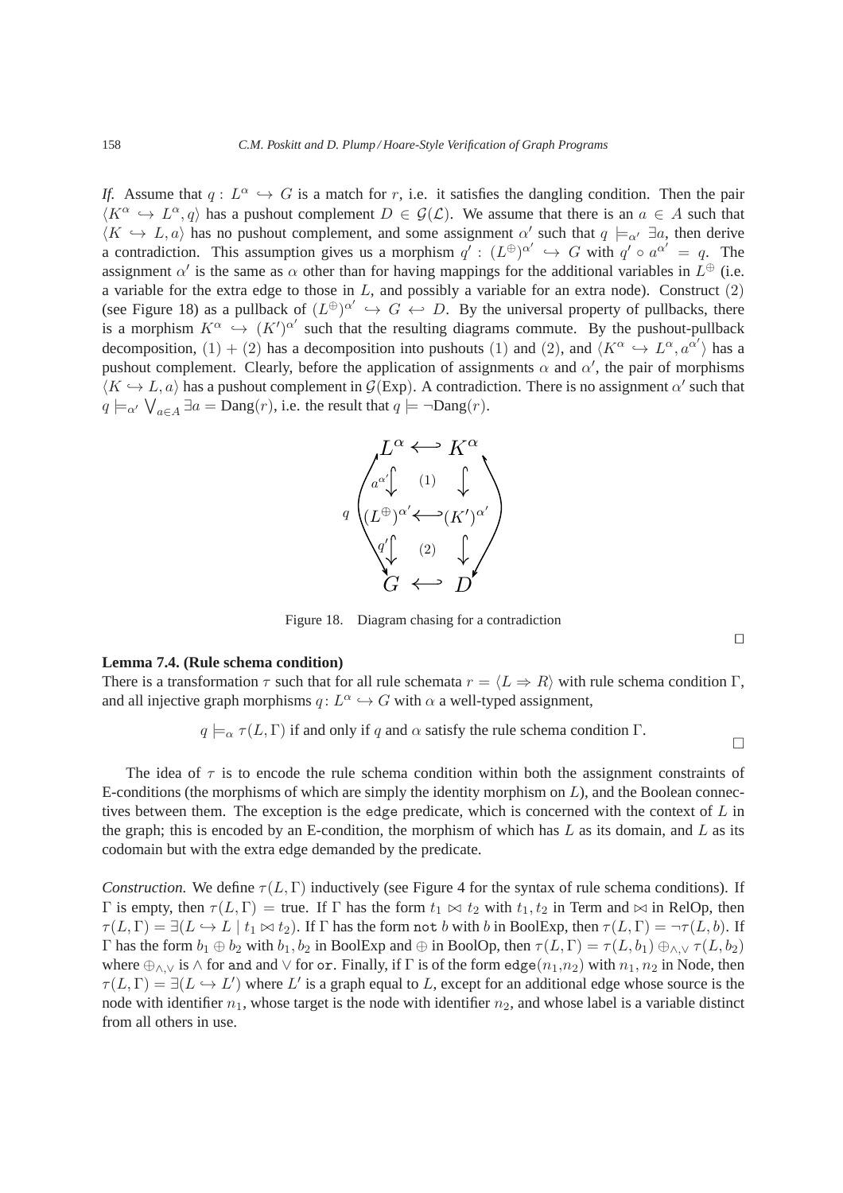*If.* Assume that $q : L^\alpha \hookrightarrow G$ is a match for $r$, i.e. it satisfies the dangling condition. Then the pair $\langle K^\alpha \hookrightarrow L^\alpha, q\rangle$ has a pushout complement $D \in \mathcal{G}(\mathcal{L})$. We assume that there is an $a \in A$ such that $\langle K \hookrightarrow L, a\rangle$ has no pushout complement, and some assignment $\alpha'$ such that $q \models_{\alpha'} \exists a$, then derive a contradiction. This assumption gives us a morphism $q' : (L^\oplus)^{\alpha'} \hookrightarrow G$ with $q' \circ a^{\alpha'} = q$. The assignment $\alpha'$ is the same as $\alpha$ other than for having mappings for the additional variables in $L^\oplus$ (i.e. a variable for the extra edge to those in $L$, and possibly a variable for an extra node). Construct $(2)$ (see Figure 18) as a pullback of $(L^\oplus)^{\alpha'} \hookrightarrow G \hookleftarrow D$. By the universal property of pullbacks, there is a morphism $K^\alpha \hookrightarrow (K')^{\alpha'}$ such that the resulting diagrams commute. By the pushout-pullback decomposition, $(1) + (2)$ has a decomposition into pushouts $(1)$ and $(2)$, and $\langle K^\alpha \hookrightarrow L^\alpha, a^{\alpha'}\rangle$ has a pushout complement. Clearly, before the application of assignments $\alpha$ and $\alpha'$, the pair of morphisms $\langle K \hookrightarrow L, a\rangle$ has a pushout complement in $\mathcal{G}(\text{Exp})$. A contradiction. There is no assignment $\alpha'$ such that $q \models_{\alpha'} \bigvee_{a\in A} \exists a = \text{Dang}(r)$, i.e. the result that $q \models \neg\text{Dang}(r)$.

$$
\begin{array}{ccc}
L^\alpha & \hookleftarrow & K^\alpha \\
a^{\alpha'} \downarrow & (1) & \downarrow \\
(L^\oplus)^{\alpha'} & \hookleftarrow & (K')^{\alpha'} \\
q' \downarrow & (2) & \downarrow \\
G & \hookleftarrow & D
\end{array}
\qquad (q : L^\alpha \hookrightarrow G,\; D \hookrightarrow K^\alpha \text{ composite})
$$

Figure 18. Diagram chasing for a contradiction

□

**Lemma 7.4. (Rule schema condition)**
There is a transformation $\tau$ such that for all rule schemata $r = \langle L \Rightarrow R\rangle$ with rule schema condition $\Gamma$, and all injective graph morphisms $q : L^\alpha \hookrightarrow G$ with $\alpha$ a well-typed assignment,

$q \models_\alpha \tau(L, \Gamma)$ if and only if $q$ and $\alpha$ satisfy the rule schema condition $\Gamma$.

□

The idea of $\tau$ is to encode the rule schema condition within both the assignment constraints of E-conditions (the morphisms of which are simply the identity morphism on $L$), and the Boolean connectives between them. The exception is the `edge` predicate, which is concerned with the context of $L$ in the graph; this is encoded by an E-condition, the morphism of which has $L$ as its domain, and $L$ as its codomain but with the extra edge demanded by the predicate.

*Construction.* We define $\tau(L, \Gamma)$ inductively (see Figure 4 for the syntax of rule schema conditions). If $\Gamma$ is empty, then $\tau(L, \Gamma) = \text{true}$. If $\Gamma$ has the form $t_1 \bowtie t_2$ with $t_1, t_2$ in Term and $\bowtie$ in RelOp, then $\tau(L, \Gamma) = \exists(L \hookrightarrow L \mid t_1 \bowtie t_2)$. If $\Gamma$ has the form `not` $b$ with $b$ in BoolExp, then $\tau(L, \Gamma) = \neg\tau(L, b)$. If $\Gamma$ has the form $b_1 \oplus b_2$ with $b_1, b_2$ in BoolExp and $\oplus$ in BoolOp, then $\tau(L, \Gamma) = \tau(L, b_1) \oplus_{\wedge,\vee} \tau(L, b_2)$ where $\oplus_{\wedge,\vee}$ is $\wedge$ for `and` and $\vee$ for `or`. Finally, if $\Gamma$ is of the form `edge`$(n_1,n_2)$ with $n_1, n_2$ in Node, then $\tau(L, \Gamma) = \exists(L \hookrightarrow L')$ where $L'$ is a graph equal to $L$, except for an additional edge whose source is the node with identifier $n_1$, whose target is the node with identifier $n_2$, and whose label is a variable distinct from all others in use.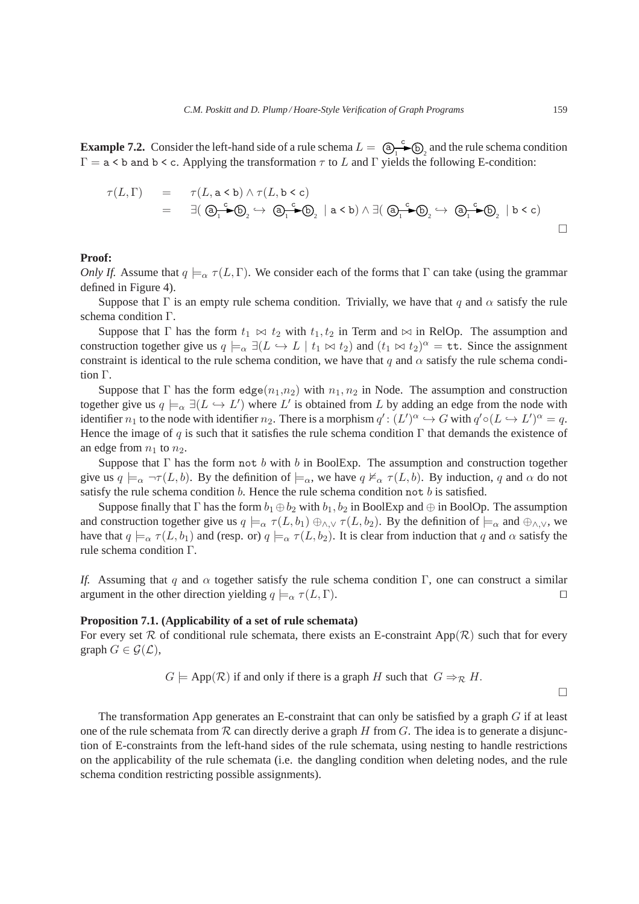**Example 7.2.** Consider the left-hand side of a rule schema $L = \; (\mathtt{a})_1 \xrightarrow{\mathtt{c}} (\mathtt{b})_2$ and the rule schema condition $\Gamma = \mathtt{a < b\ and\ b < c}$. Applying the transformation $\tau$ to $L$ and $\Gamma$ yields the following E-condition:

$$
\begin{aligned}
\tau(L,\Gamma) \quad &= \quad \tau(L, \mathtt{a < b}) \wedge \tau(L, \mathtt{b < c}) \\
&= \quad \exists(\, (\mathtt{a})_1 \xrightarrow{\mathtt{c}} (\mathtt{b})_2 \hookrightarrow \; (\mathtt{a})_1 \xrightarrow{\mathtt{c}} (\mathtt{b})_2 \;\mid \mathtt{a < b}) \wedge \exists(\, (\mathtt{a})_1 \xrightarrow{\mathtt{c}} (\mathtt{b})_2 \hookrightarrow \; (\mathtt{a})_1 \xrightarrow{\mathtt{c}} (\mathtt{b})_2 \;\mid \mathtt{b < c})
\end{aligned}
$$

□

**Proof:**

*Only If.* Assume that $q \models_\alpha \tau(L,\Gamma)$. We consider each of the forms that $\Gamma$ can take (using the grammar defined in Figure 4).

Suppose that $\Gamma$ is an empty rule schema condition. Trivially, we have that $q$ and $\alpha$ satisfy the rule schema condition $\Gamma$.

Suppose that $\Gamma$ has the form $t_1 \bowtie t_2$ with $t_1, t_2$ in Term and $\bowtie$ in RelOp. The assumption and construction together give us $q \models_\alpha \exists(L \hookrightarrow L \mid t_1 \bowtie t_2)$ and $(t_1 \bowtie t_2)^\alpha = \mathtt{tt}$. Since the assignment constraint is identical to the rule schema condition, we have that $q$ and $\alpha$ satisfy the rule schema condition $\Gamma$.

Suppose that $\Gamma$ has the form $\mathtt{edge}(n_1,n_2)$ with $n_1, n_2$ in Node. The assumption and construction together give us $q \models_\alpha \exists(L \hookrightarrow L')$ where $L'$ is obtained from $L$ by adding an edge from the node with identifier $n_1$ to the node with identifier $n_2$. There is a morphism $q' \colon (L')^\alpha \hookrightarrow G$ with $q' \circ (L \hookrightarrow L')^\alpha = q$. Hence the image of $q$ is such that it satisfies the rule schema condition $\Gamma$ that demands the existence of an edge from $n_1$ to $n_2$.

Suppose that $\Gamma$ has the form $\mathtt{not}\ b$ with $b$ in BoolExp. The assumption and construction together give us $q \models_\alpha \neg\tau(L,b)$. By the definition of $\models_\alpha$, we have $q \not\models_\alpha \tau(L,b)$. By induction, $q$ and $\alpha$ do not satisfy the rule schema condition $b$. Hence the rule schema condition $\mathtt{not}\ b$ is satisfied.

Suppose finally that $\Gamma$ has the form $b_1 \oplus b_2$ with $b_1, b_2$ in BoolExp and $\oplus$ in BoolOp. The assumption and construction together give us $q \models_\alpha \tau(L,b_1) \oplus_{\wedge,\vee} \tau(L,b_2)$. By the definition of $\models_\alpha$ and $\oplus_{\wedge,\vee}$, we have that $q \models_\alpha \tau(L,b_1)$ and (resp. or) $q \models_\alpha \tau(L,b_2)$. It is clear from induction that $q$ and $\alpha$ satisfy the rule schema condition $\Gamma$.

*If.* Assuming that $q$ and $\alpha$ together satisfy the rule schema condition $\Gamma$, one can construct a similar argument in the other direction yielding $q \models_\alpha \tau(L,\Gamma)$. □

**Proposition 7.1. (Applicability of a set of rule schemata)**
For every set $\mathcal{R}$ of conditional rule schemata, there exists an E-constraint $\mathrm{App}(\mathcal{R})$ such that for every graph $G \in \mathcal{G}(\mathcal{L})$,

$$G \models \mathrm{App}(\mathcal{R}) \text{ if and only if there is a graph } H \text{ such that } G \Rightarrow_{\mathcal{R}} H.$$

□

The transformation App generates an E-constraint that can only be satisfied by a graph $G$ if at least one of the rule schemata from $\mathcal{R}$ can directly derive a graph $H$ from $G$. The idea is to generate a disjunction of E-constraints from the left-hand sides of the rule schemata, using nesting to handle restrictions on the applicability of the rule schemata (i.e. the dangling condition when deleting nodes, and the rule schema condition restricting possible assignments).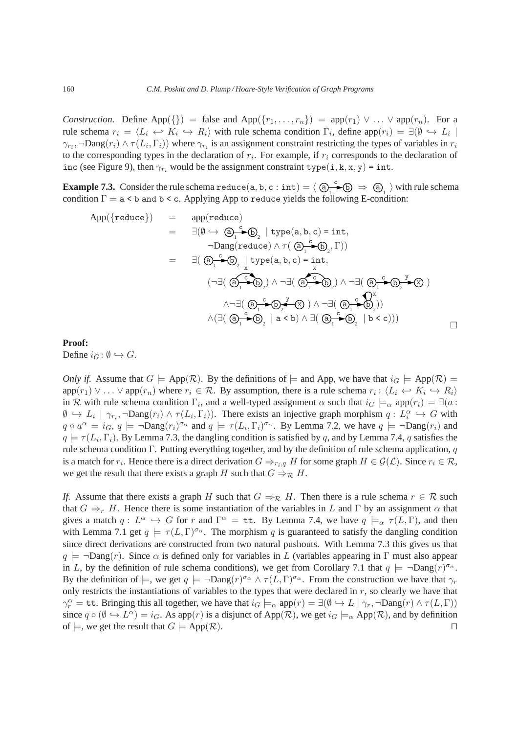*Construction.* Define $\text{App}(\{\}) = \text{false}$ and $\text{App}(\{r_1, \ldots, r_n\}) = \text{app}(r_1) \vee \ldots \vee \text{app}(r_n)$. For a rule schema $r_i = \langle L_i \hookleftarrow K_i \hookrightarrow R_i \rangle$ with rule schema condition $\Gamma_i$, define $\text{app}(r_i) = \exists(\emptyset \hookrightarrow L_i \mid \gamma_{r_i}, \neg\text{Dang}(r_i) \wedge \tau(L_i, \Gamma_i))$ where $\gamma_{r_i}$ is an assignment constraint restricting the types of variables in $r_i$ to the corresponding types in the declaration of $r_i$. For example, if $r_i$ corresponds to the declaration of `inc` (see Figure 9), then $\gamma_{r_i}$ would be the assignment constraint `type(i, k, x, y) = int`.

**Example 7.3.** Consider the rule schema $\texttt{reduce(a, b, c : int)} = \langle \text{ⓐ}_1 \xrightarrow{c} \text{ⓑ} \Rightarrow \text{ⓐ}_1 \rangle$ with rule schema condition $\Gamma = $ `a < b and b < c`. Applying App to `reduce` yields the following E-condition:

$$
\begin{aligned}
\text{App}(\{\texttt{reduce}\}) &= \text{app}(\texttt{reduce}) \\
&= \exists(\emptyset \hookrightarrow \text{ⓐ}_1 \xrightarrow{c} \text{ⓑ}_2 \mid \texttt{type(a, b, c) = int}, \\
&\qquad \neg\text{Dang}(\texttt{reduce}) \wedge \tau(\text{ⓐ}_1 \xrightarrow{c} \text{ⓑ}_2, \Gamma)) \\
&= \exists(\text{ⓐ}_1 \xrightarrow{c} \text{ⓑ}_2 \mid \texttt{type(a, b, c) = int}, \\
&\qquad (\neg\exists(\text{ⓐ}_1 \xrightarrow{c} \text{ⓑ}_2, \text{ⓐ}_1 \xrightarrow{x} \text{ⓑ}_2) \wedge \neg\exists(\text{ⓐ}_1 \xrightarrow{c} \text{ⓑ}_2, \text{ⓑ}_2 \xrightarrow{x} \text{ⓐ}_1) \wedge \neg\exists(\text{ⓐ}_1 \xrightarrow{c} \text{ⓑ}_2 \xrightarrow{y} \text{ⓧ}) \\
&\qquad \wedge \neg\exists(\text{ⓐ}_1 \xrightarrow{c} \text{ⓑ}_2 \xleftarrow{y} \text{ⓧ}) \wedge \neg\exists(\text{ⓐ}_1 \xrightarrow{c} \text{ⓑ}_2 \circlearrowleft^{x})) \\
&\qquad \wedge (\exists(\text{ⓐ}_1 \xrightarrow{c} \text{ⓑ}_2 \mid \texttt{a < b}) \wedge \exists(\text{ⓐ}_1 \xrightarrow{c} \text{ⓑ}_2 \mid \texttt{b < c})))
\end{aligned}
$$

□

**Proof:**
Define $i_G \colon \emptyset \hookrightarrow G$.

*Only if.* Assume that $G \models \text{App}(\mathcal{R})$. By the definitions of $\models$ and App, we have that $i_G \models \text{App}(\mathcal{R}) = \text{app}(r_1) \vee \ldots \vee \text{app}(r_n)$ where $r_i \in \mathcal{R}$. By assumption, there is a rule schema $r_i : \langle L_i \hookleftarrow K_i \hookrightarrow R_i \rangle$ in $\mathcal{R}$ with rule schema condition $\Gamma_i$, and a well-typed assignment $\alpha$ such that $i_G \models_\alpha \text{app}(r_i) = \exists(a : \emptyset \hookrightarrow L_i \mid \gamma_{r_i}, \neg\text{Dang}(r_i) \wedge \tau(L_i, \Gamma_i))$. There exists an injective graph morphism $q : L_i^\alpha \hookrightarrow G$ with $q \circ a^\alpha = i_G$, $q \models \neg\text{Dang}(r_i)^{\sigma_\alpha}$ and $q \models \tau(L_i, \Gamma_i)^{\sigma_\alpha}$. By Lemma 7.2, we have $q \models \neg\text{Dang}(r_i)$ and $q \models \tau(L_i, \Gamma_i)$. By Lemma 7.3, the dangling condition is satisfied by $q$, and by Lemma 7.4, $q$ satisfies the rule schema condition $\Gamma$. Putting everything together, and by the definition of rule schema application, $q$ is a match for $r_i$. Hence there is a direct derivation $G \Rightarrow_{r_i, q} H$ for some graph $H \in \mathcal{G}(\mathcal{L})$. Since $r_i \in \mathcal{R}$, we get the result that there exists a graph $H$ such that $G \Rightarrow_\mathcal{R} H$.

*If.* Assume that there exists a graph $H$ such that $G \Rightarrow_\mathcal{R} H$. Then there is a rule schema $r \in \mathcal{R}$ such that $G \Rightarrow_r H$. Hence there is some instantiation of the variables in $L$ and $\Gamma$ by an assignment $\alpha$ that gives a match $q : L^\alpha \hookrightarrow G$ for $r$ and $\Gamma^\alpha = \texttt{tt}$. By Lemma 7.4, we have $q \models_\alpha \tau(L, \Gamma)$, and then with Lemma 7.1 get $q \models \tau(L, \Gamma)^{\sigma_\alpha}$. The morphism $q$ is guaranteed to satisfy the dangling condition since direct derivations are constructed from two natural pushouts. With Lemma 7.3 this gives us that $q \models \neg\text{Dang}(r)$. Since $\alpha$ is defined only for variables in $L$ (variables appearing in $\Gamma$ must also appear in $L$, by the definition of rule schema conditions), we get from Corollary 7.1 that $q \models \neg\text{Dang}(r)^{\sigma_\alpha}$. By the definition of $\models$, we get $q \models \neg\text{Dang}(r)^{\sigma_\alpha} \wedge \tau(L, \Gamma)^{\sigma_\alpha}$. From the construction we have that $\gamma_r$ only restricts the instantiations of variables to the types that were declared in $r$, so clearly we have that $\gamma_r^\alpha = \texttt{tt}$. Bringing this all together, we have that $i_G \models_\alpha \text{app}(r) = \exists(\emptyset \hookrightarrow L \mid \gamma_r, \neg\text{Dang}(r) \wedge \tau(L, \Gamma))$ since $q \circ (\emptyset \hookrightarrow L^\alpha) = i_G$. As $\text{app}(r)$ is a disjunct of $\text{App}(\mathcal{R})$, we get $i_G \models_\alpha \text{App}(\mathcal{R})$, and by definition of $\models$, we get the result that $G \models \text{App}(\mathcal{R})$. □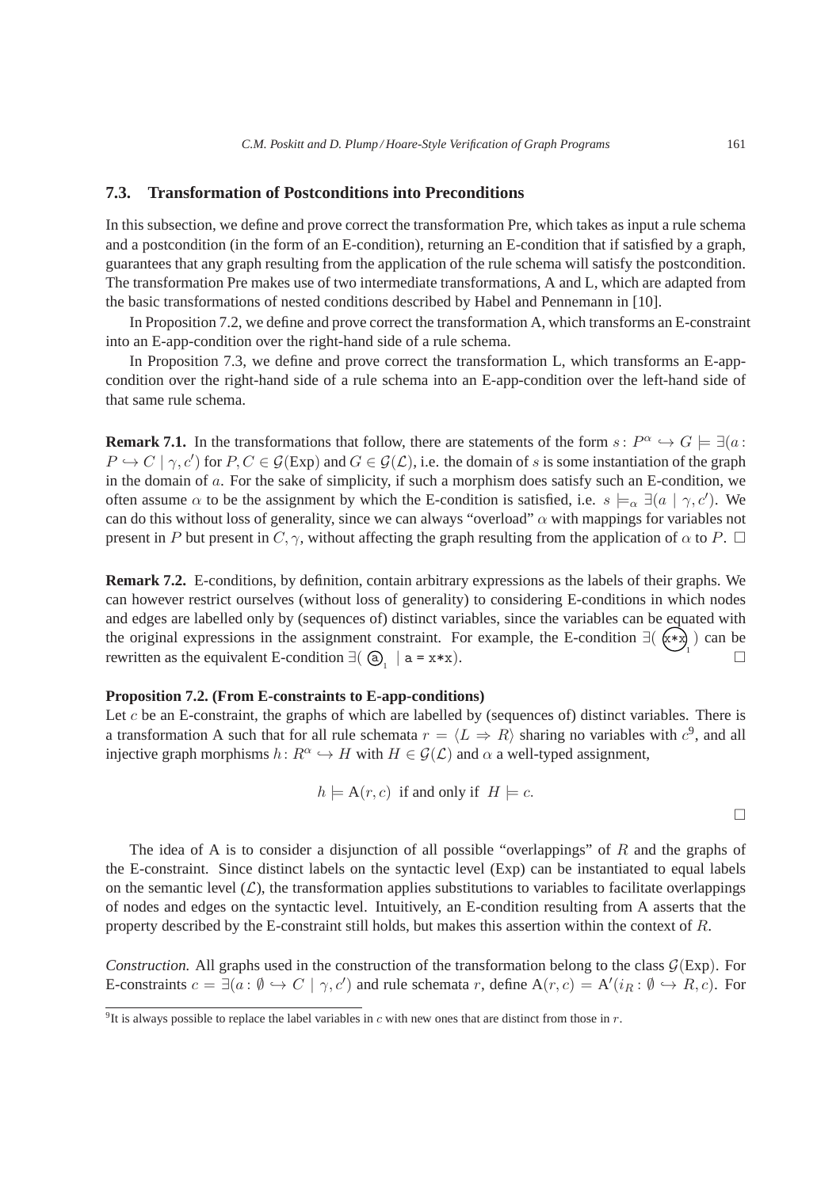### 7.3. Transformation of Postconditions into Preconditions

In this subsection, we define and prove correct the transformation Pre, which takes as input a rule schema and a postcondition (in the form of an E-condition), returning an E-condition that if satisfied by a graph, guarantees that any graph resulting from the application of the rule schema will satisfy the postcondition. The transformation Pre makes use of two intermediate transformations, A and L, which are adapted from the basic transformations of nested conditions described by Habel and Pennemann in [10].

In Proposition 7.2, we define and prove correct the transformation A, which transforms an E-constraint into an E-app-condition over the right-hand side of a rule schema.

In Proposition 7.3, we define and prove correct the transformation L, which transforms an E-app-condition over the right-hand side of a rule schema into an E-app-condition over the left-hand side of that same rule schema.

**Remark 7.1.** In the transformations that follow, there are statements of the form $s\colon P^{\alpha} \hookrightarrow G \models \exists(a\colon P \hookrightarrow C \mid \gamma, c')$ for $P, C \in \mathcal{G}(\mathrm{Exp})$ and $G \in \mathcal{G}(\mathcal{L})$, i.e. the domain of $s$ is some instantiation of the graph in the domain of $a$. For the sake of simplicity, if such a morphism does satisfy such an E-condition, we often assume $\alpha$ to be the assignment by which the E-condition is satisfied, i.e. $s \models_{\alpha} \exists(a \mid \gamma, c')$. We can do this without loss of generality, since we can always "overload" $\alpha$ with mappings for variables not present in $P$ but present in $C, \gamma$, without affecting the graph resulting from the application of $\alpha$ to $P$. $\square$

**Remark 7.2.** E-conditions, by definition, contain arbitrary expressions as the labels of their graphs. We can however restrict ourselves (without loss of generality) to considering E-conditions in which nodes and edges are labelled only by (sequences of) distinct variables, since the variables can be equated with the original expressions in the assignment constraint. For example, the E-condition $\exists($ (x*x)$_1$ $)$ can be rewritten as the equivalent E-condition $\exists($ (a)$_1$ $\mid$ a = x*x$)$. $\square$

**Proposition 7.2. (From E-constraints to E-app-conditions)**
Let $c$ be an E-constraint, the graphs of which are labelled by (sequences of) distinct variables. There is a transformation A such that for all rule schemata $r = \langle L \Rightarrow R \rangle$ sharing no variables with $c$[9], and all injective graph morphisms $h\colon R^{\alpha} \hookrightarrow H$ with $H \in \mathcal{G}(\mathcal{L})$ and $\alpha$ a well-typed assignment,

$$h \models \mathrm{A}(r, c) \text{ if and only if } H \models c.$$

$\square$

The idea of A is to consider a disjunction of all possible "overlappings" of $R$ and the graphs of the E-constraint. Since distinct labels on the syntactic level (Exp) can be instantiated to equal labels on the semantic level ($\mathcal{L}$), the transformation applies substitutions to variables to facilitate overlappings of nodes and edges on the syntactic level. Intuitively, an E-condition resulting from A asserts that the property described by the E-constraint still holds, but makes this assertion within the context of $R$.

*Construction.* All graphs used in the construction of the transformation belong to the class $\mathcal{G}(\mathrm{Exp})$. For E-constraints $c = \exists(a\colon \emptyset \hookrightarrow C \mid \gamma, c')$ and rule schemata $r$, define $\mathrm{A}(r, c) = \mathrm{A}'(i_R\colon \emptyset \hookrightarrow R, c)$. For

[9] It is always possible to replace the label variables in $c$ with new ones that are distinct from those in $r$.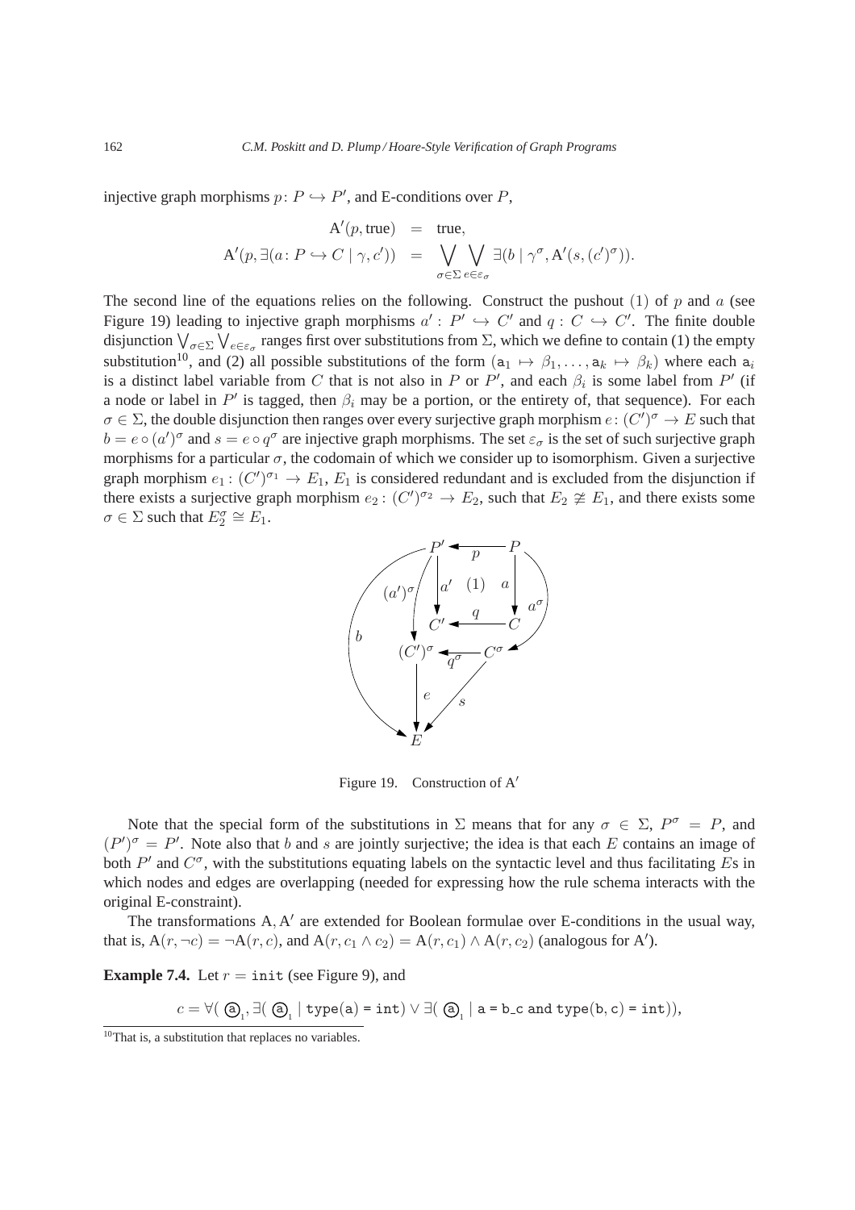injective graph morphisms $p\colon P \hookrightarrow P'$, and E-conditions over $P$,

$$\begin{aligned}
\mathrm{A}'(p, \mathrm{true}) &= \mathrm{true}, \\
\mathrm{A}'(p, \exists(a\colon P \hookrightarrow C \mid \gamma, c')) &= \bigvee_{\sigma\in\Sigma} \bigvee_{e\in\varepsilon_\sigma} \exists(b \mid \gamma^\sigma, \mathrm{A}'(s, (c')^\sigma)).
\end{aligned}$$

The second line of the equations relies on the following. Construct the pushout (1) of $p$ and $a$ (see Figure 19) leading to injective graph morphisms $a'\colon P' \hookrightarrow C'$ and $q\colon C \hookrightarrow C'$. The finite double disjunction $\bigvee_{\sigma\in\Sigma}\bigvee_{e\in\varepsilon_\sigma}$ ranges first over substitutions from $\Sigma$, which we define to contain (1) the empty substitution[10], and (2) all possible substitutions of the form $(\mathtt{a}_1 \mapsto \beta_1, \ldots, \mathtt{a}_k \mapsto \beta_k)$ where each $\mathtt{a}_i$ is a distinct label variable from $C$ that is not also in $P$ or $P'$, and each $\beta_i$ is some label from $P'$ (if a node or label in $P'$ is tagged, then $\beta_i$ may be a portion, or the entirety of, that sequence). For each $\sigma \in \Sigma$, the double disjunction then ranges over every surjective graph morphism $e\colon (C')^\sigma \to E$ such that $b = e \circ (a')^\sigma$ and $s = e \circ q^\sigma$ are injective graph morphisms. The set $\varepsilon_\sigma$ is the set of such surjective graph morphisms for a particular $\sigma$, the codomain of which we consider up to isomorphism. Given a surjective graph morphism $e_1\colon (C')^{\sigma_1} \to E_1$, $E_1$ is considered redundant and is excluded from the disjunction if there exists a surjective graph morphism $e_2\colon (C')^{\sigma_2} \to E_2$, such that $E_2 \ncong E_1$, and there exists some $\sigma \in \Sigma$ such that $E_2^\sigma \cong E_1$.

Figure 19. Construction of $\mathrm{A}'$

Note that the special form of the substitutions in $\Sigma$ means that for any $\sigma \in \Sigma$, $P^\sigma = P$, and $(P')^\sigma = P'$. Note also that $b$ and $s$ are jointly surjective; the idea is that each $E$ contains an image of both $P'$ and $C^\sigma$, with the substitutions equating labels on the syntactic level and thus facilitating $E$s in which nodes and edges are overlapping (needed for expressing how the rule schema interacts with the original E-constraint).

The transformations $\mathrm{A}, \mathrm{A}'$ are extended for Boolean formulae over E-conditions in the usual way, that is, $\mathrm{A}(r, \neg c) = \neg\mathrm{A}(r, c)$, and $\mathrm{A}(r, c_1 \wedge c_2) = \mathrm{A}(r, c_1) \wedge \mathrm{A}(r, c_2)$ (analogous for $\mathrm{A}'$).

**Example 7.4.** Let $r = \mathtt{init}$ (see Figure 9), and

$$c = \forall(\,\textcircled{\scriptsize a}_1, \exists(\,\textcircled{\scriptsize a}_1 \mid \mathtt{type(a) = int}) \vee \exists(\,\textcircled{\scriptsize a}_1 \mid \mathtt{a = b\_c\ and\ type(b, c) = int})),$$

[10] That is, a substitution that replaces no variables.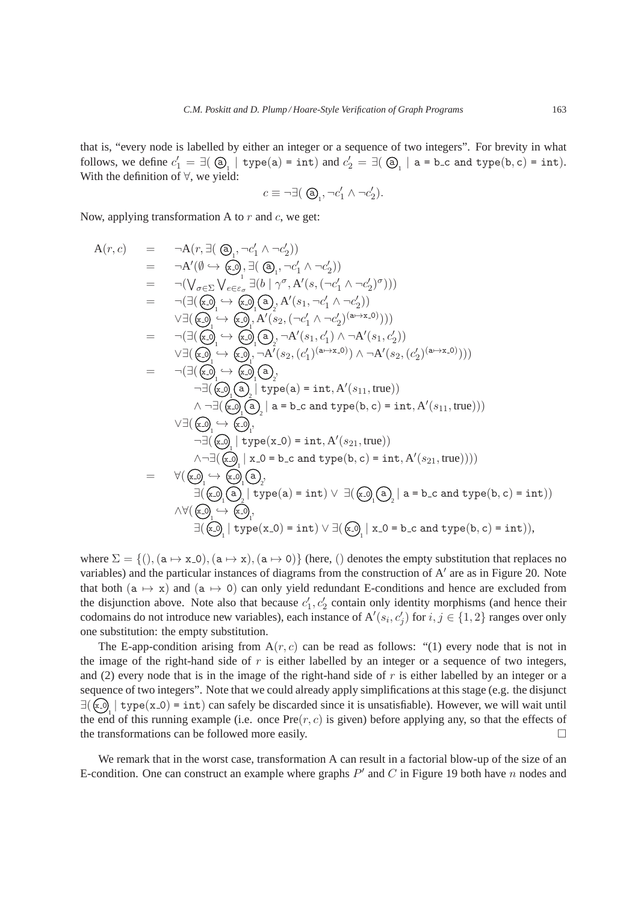that is, "every node is labelled by either an integer or a sequence of two integers". For brevity in what follows, we define $c'_1 = \exists(\, \textcircled{a}_1 \mid \texttt{type(a) = int})$ and $c'_2 = \exists(\, \textcircled{a}_1 \mid \texttt{a = b\_c and type(b, c) = int})$. With the definition of $\forall$, we yield:

$$c \equiv \neg\exists(\, \textcircled{a}_1, \neg c'_1 \wedge \neg c'_2).$$

Now, applying transformation A to $r$ and $c$, we get:

$$
\begin{array}{rcl}
\mathrm{A}(r,c) & = & \neg\mathrm{A}(r, \exists(\, \textcircled{a}_1, \neg c'_1 \wedge \neg c'_2)) \\
& = & \neg\mathrm{A}'(\emptyset \hookrightarrow \textcircled{x\_0}_1, \exists(\, \textcircled{a}_1, \neg c'_1 \wedge \neg c'_2)) \\
& = & \neg(\bigvee_{\sigma\in\Sigma} \bigvee_{e\in\varepsilon_\sigma} \exists(b \mid \gamma^\sigma, \mathrm{A}'(s, (\neg c'_1 \wedge \neg c'_2)^\sigma))) \\
& = & \neg(\exists(\textcircled{x\_0}_1 \hookrightarrow \textcircled{x\_0}_1 \textcircled{a}_2, \mathrm{A}'(s_1, \neg c'_1 \wedge \neg c'_2)) \\
& & \vee\exists(\textcircled{x\_0}_1 \hookrightarrow \textcircled{x\_0}_1, \mathrm{A}'(s_2, (\neg c'_1 \wedge \neg c'_2)^{(\texttt{a}\mapsto\texttt{x\_0})}))) \\
& = & \neg(\exists(\textcircled{x\_0}_1 \hookrightarrow \textcircled{x\_0}_1 \textcircled{a}_2, \neg\mathrm{A}'(s_1, c'_1) \wedge \neg\mathrm{A}'(s_1, c'_2)) \\
& & \vee\exists(\textcircled{x\_0}_1 \hookrightarrow \textcircled{x\_0}_1, \neg\mathrm{A}'(s_2, (c'_1)^{(\texttt{a}\mapsto\texttt{x\_0})}) \wedge \neg\mathrm{A}'(s_2, (c'_2)^{(\texttt{a}\mapsto\texttt{x\_0})}))) \\
& = & \neg(\exists(\textcircled{x\_0}_1 \hookrightarrow \textcircled{x\_0}_1 \textcircled{a}_2, \\
& & \quad \neg\exists(\textcircled{x\_0}_1 \textcircled{a}_2 \mid \texttt{type(a) = int}, \mathrm{A}'(s_{11}, \mathrm{true})) \\
& & \quad \wedge\neg\exists(\textcircled{x\_0}_1 \textcircled{a}_2 \mid \texttt{a = b\_c and type(b, c) = int}, \mathrm{A}'(s_{11}, \mathrm{true}))) \\
& & \vee\exists(\textcircled{x\_0}_1 \hookrightarrow \textcircled{x\_0}_1, \\
& & \quad \neg\exists(\textcircled{x\_0}_1 \mid \texttt{type(x\_0) = int}, \mathrm{A}'(s_{21}, \mathrm{true})) \\
& & \quad \wedge\neg\exists(\textcircled{x\_0}_1 \mid \texttt{x\_0 = b\_c and type(b, c) = int}, \mathrm{A}'(s_{21}, \mathrm{true})))) \\
& = & \forall(\textcircled{x\_0}_1 \hookrightarrow \textcircled{x\_0}_1 \textcircled{a}_2, \\
& & \quad \exists(\textcircled{x\_0}_1 \textcircled{a}_2 \mid \texttt{type(a) = int}) \vee \exists(\textcircled{x\_0}_1 \textcircled{a}_2 \mid \texttt{a = b\_c and type(b, c) = int})) \\
& & \wedge\forall(\textcircled{x\_0}_1 \hookrightarrow \textcircled{x\_0}_1, \\
& & \quad \exists(\textcircled{x\_0}_1 \mid \texttt{type(x\_0) = int}) \vee \exists(\textcircled{x\_0}_1 \mid \texttt{x\_0 = b\_c and type(b, c) = int})),
\end{array}
$$

where $\Sigma = \{(), (\texttt{a} \mapsto \texttt{x\_0}), (\texttt{a} \mapsto \texttt{x}), (\texttt{a} \mapsto \texttt{0})\}$ (here, $()$ denotes the empty substitution that replaces no variables) and the particular instances of diagrams from the construction of $\mathrm{A}'$ are as in Figure 20. Note that both $(\texttt{a} \mapsto \texttt{x})$ and $(\texttt{a} \mapsto \texttt{0})$ can only yield redundant E-conditions and hence are excluded from the disjunction above. Note also that because $c'_1, c'_2$ contain only identity morphisms (and hence their codomains do not introduce new variables), each instance of $\mathrm{A}'(s_i, c'_j)$ for $i, j \in \{1, 2\}$ ranges over only one substitution: the empty substitution.

The E-app-condition arising from $\mathrm{A}(r, c)$ can be read as follows: "(1) every node that is not in the image of the right-hand side of $r$ is either labelled by an integer or a sequence of two integers, and (2) every node that is in the image of the right-hand side of $r$ is either labelled by an integer or a sequence of two integers". Note that we could already apply simplifications at this stage (e.g. the disjunct $\exists(\textcircled{x\_0}_1 \mid \texttt{type(x\_0) = int})$ can safely be discarded since it is unsatisfiable). However, we will wait until the end of this running example (i.e. once $\mathrm{Pre}(r, c)$ is given) before applying any, so that the effects of the transformations can be followed more easily. □

We remark that in the worst case, transformation A can result in a factorial blow-up of the size of an E-condition. One can construct an example where graphs $P'$ and $C$ in Figure 19 both have $n$ nodes and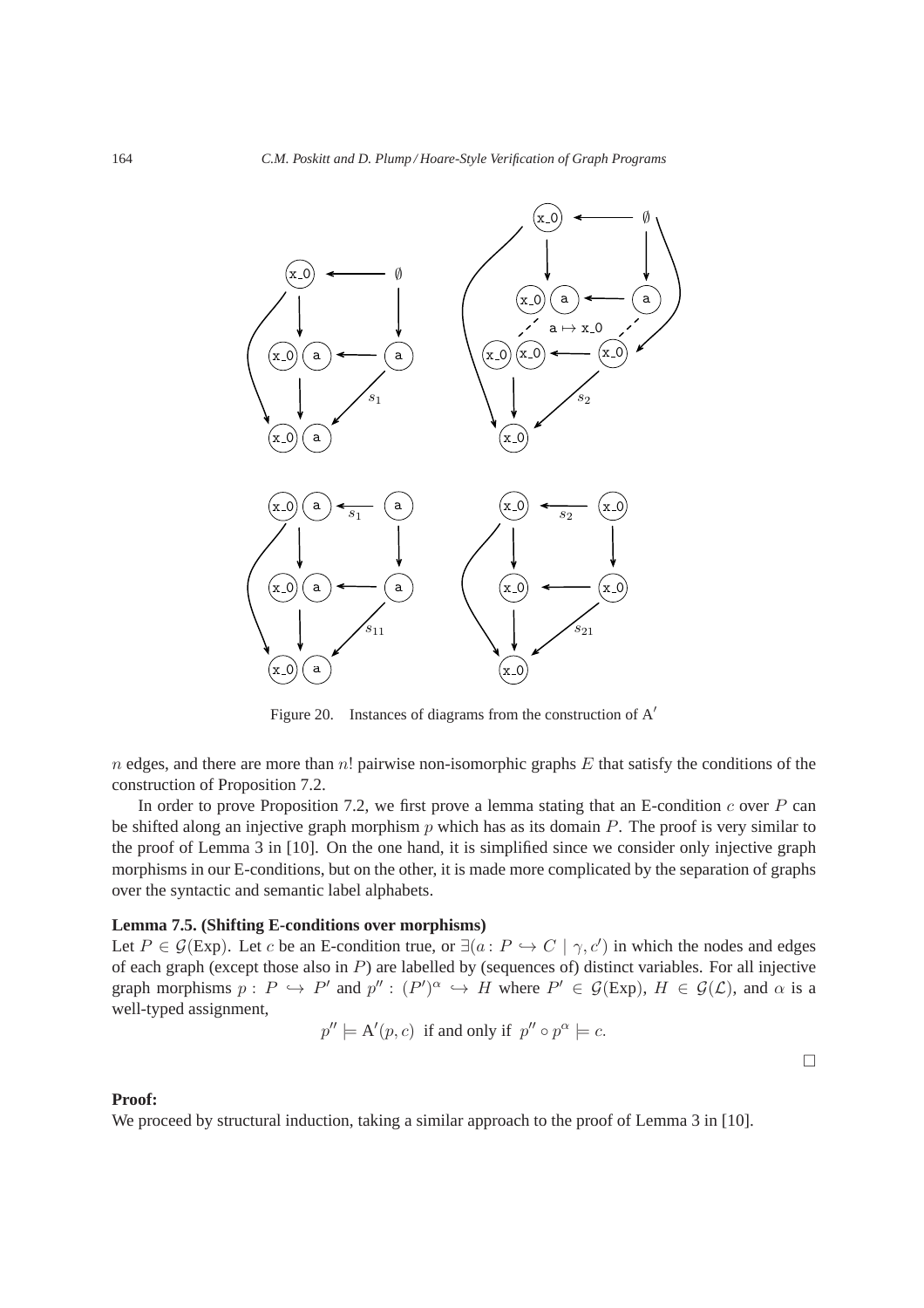Figure 20. Instances of diagrams from the construction of $\mathrm{A}'$

$n$ edges, and there are more than $n!$ pairwise non-isomorphic graphs $E$ that satisfy the conditions of the construction of Proposition 7.2.

In order to prove Proposition 7.2, we first prove a lemma stating that an E-condition $c$ over $P$ can be shifted along an injective graph morphism $p$ which has as its domain $P$. The proof is very similar to the proof of Lemma 3 in [10]. On the one hand, it is simplified since we consider only injective graph morphisms in our E-conditions, but on the other, it is made more complicated by the separation of graphs over the syntactic and semantic label alphabets.

**Lemma 7.5. (Shifting E-conditions over morphisms)**
Let $P \in \mathcal{G}(\mathrm{Exp})$. Let $c$ be an E-condition true, or $\exists(a\colon P \hookrightarrow C \mid \gamma, c')$ in which the nodes and edges of each graph (except those also in $P$) are labelled by (sequences of) distinct variables. For all injective graph morphisms $p\colon P \hookrightarrow P'$ and $p''\colon (P')^{\alpha} \hookrightarrow H$ where $P' \in \mathcal{G}(\mathrm{Exp})$, $H \in \mathcal{G}(\mathcal{L})$, and $\alpha$ is a well-typed assignment,

$$p'' \models \mathrm{A}'(p, c) \text{ if and only if } p'' \circ p^{\alpha} \models c.$$

□

**Proof:**
We proceed by structural induction, taking a similar approach to the proof of Lemma 3 in [10].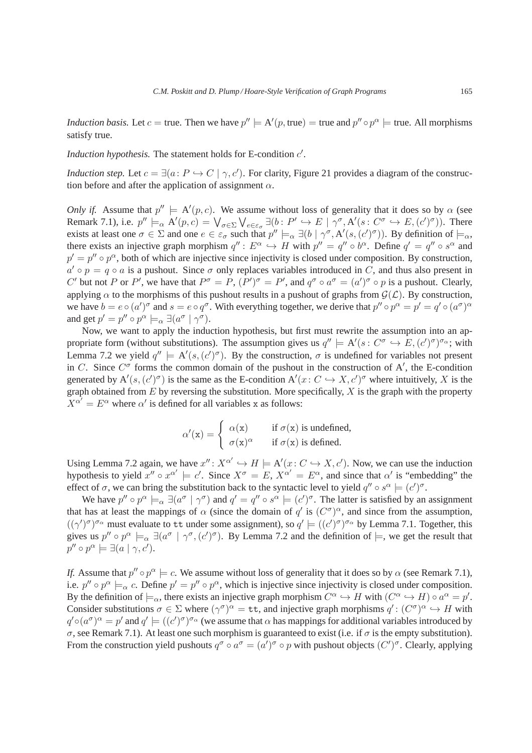*Induction basis.* Let $c = \text{true}$. Then we have $p'' \models \text{A}'(p, \text{true}) = \text{true}$ and $p'' \circ p^\alpha \models \text{true}$. All morphisms satisfy true.

*Induction hypothesis.* The statement holds for E-condition $c'$.

*Induction step.* Let $c = \exists(a \colon P \hookrightarrow C \mid \gamma, c')$. For clarity, Figure 21 provides a diagram of the construction before and after the application of assignment $\alpha$.

*Only if.* Assume that $p'' \models \text{A}'(p, c)$. We assume without loss of generality that it does so by $\alpha$ (see Remark 7.1), i.e. $p'' \models_\alpha \text{A}'(p, c) = \bigvee_{\sigma \in \Sigma} \bigvee_{e \in \varepsilon_\sigma} \exists(b \colon P' \hookrightarrow E \mid \gamma^\sigma, \text{A}'(s \colon C^\sigma \hookrightarrow E, (c')^\sigma))$. There exists at least one $\sigma \in \Sigma$ and one $e \in \varepsilon_\sigma$ such that $p'' \models_\alpha \exists(b \mid \gamma^\sigma, \text{A}'(s, (c')^\sigma))$. By definition of $\models_\alpha$, there exists an injective graph morphism $q'' \colon E^\alpha \hookrightarrow H$ with $p'' = q'' \circ b^\alpha$. Define $q' = q'' \circ s^\alpha$ and $p' = p'' \circ p^\alpha$, both of which are injective since injectivity is closed under composition. By construction, $a' \circ p = q \circ a$ is a pushout. Since $\sigma$ only replaces variables introduced in $C$, and thus also present in $C'$ but not $P$ or $P'$, we have that $P^\sigma = P$, $(P')^\sigma = P'$, and $q^\sigma \circ a^\sigma = (a')^\sigma \circ p$ is a pushout. Clearly, applying $\alpha$ to the morphisms of this pushout results in a pushout of graphs from $\mathcal{G}(\mathcal{L})$. By construction, we have $b = e \circ (a')^\sigma$ and $s = e \circ q^\sigma$. With everything together, we derive that $p'' \circ p^\alpha = p' = q' \circ (a^\sigma)^\alpha$ and get $p' = p'' \circ p^\alpha \models_\alpha \exists(a^\sigma \mid \gamma^\sigma)$.

Now, we want to apply the induction hypothesis, but first must rewrite the assumption into an appropriate form (without substitutions). The assumption gives us $q'' \models \text{A}'(s \colon C^\sigma \hookrightarrow E, (c')^\sigma)^{\sigma_\alpha}$; with Lemma 7.2 we yield $q'' \models \text{A}'(s, (c')^\sigma)$. By the construction, $\sigma$ is undefined for variables not present in $C$. Since $C^\sigma$ forms the common domain of the pushout in the construction of $\text{A}'$, the E-condition generated by $\text{A}'(s, (c')^\sigma)$ is the same as the E-condition $\text{A}'(x \colon C \hookrightarrow X, c')^\sigma$ where intuitively, $X$ is the graph obtained from $E$ by reversing the substitution. More specifically, $X$ is the graph with the property $X^{\alpha'} = E^\alpha$ where $\alpha'$ is defined for all variables x as follows:

$$\alpha'(\mathtt{x}) = \begin{cases} \alpha(\mathtt{x}) & \text{if } \sigma(\mathtt{x}) \text{ is undefined,} \\ \sigma(\mathtt{x})^\alpha & \text{if } \sigma(\mathtt{x}) \text{ is defined.} \end{cases}$$

Using Lemma 7.2 again, we have $x'' \colon X^{\alpha'} \hookrightarrow H \models \text{A}'(x \colon C \hookrightarrow X, c')$. Now, we can use the induction hypothesis to yield $x'' \circ x^{\alpha'} \models c'$. Since $X^\sigma = E$, $X^{\alpha'} = E^\alpha$, and since that $\alpha'$ is "embedding" the effect of $\sigma$, we can bring the substitution back to the syntactic level to yield $q'' \circ s^\alpha \models (c')^\sigma$.

We have $p'' \circ p^\alpha \models_\alpha \exists(a^\sigma \mid \gamma^\sigma)$ and $q' = q'' \circ s^\alpha \models (c')^\sigma$. The latter is satisfied by an assignment that has at least the mappings of $\alpha$ (since the domain of $q'$ is $(C^\sigma)^\alpha$, and since from the assumption, $((\gamma')^\sigma)^{\sigma_\alpha}$ must evaluate to $\mathtt{tt}$ under some assignment), so $q' \models ((c')^\sigma)^{\sigma_\alpha}$ by Lemma 7.1. Together, this gives us $p'' \circ p^\alpha \models_\alpha \exists(a^\sigma \mid \gamma^\sigma, (c')^\sigma)$. By Lemma 7.2 and the definition of $\models$, we get the result that $p'' \circ p^\alpha \models \exists(a \mid \gamma, c')$.

*If.* Assume that $p'' \circ p^\alpha \models c$. We assume without loss of generality that it does so by $\alpha$ (see Remark 7.1), i.e. $p'' \circ p^\alpha \models_\alpha c$. Define $p' = p'' \circ p^\alpha$, which is injective since injectivity is closed under composition. By the definition of $\models_\alpha$, there exists an injective graph morphism $C^\alpha \hookrightarrow H$ with $(C^\alpha \hookrightarrow H) \circ a^\alpha = p'$. Consider substitutions $\sigma \in \Sigma$ where $(\gamma^\sigma)^\alpha = \mathtt{tt}$, and injective graph morphisms $q' \colon (C^\sigma)^\alpha \hookrightarrow H$ with $q' \circ (a^\sigma)^\alpha = p'$ and $q' \models ((c')^\sigma)^{\sigma_\alpha}$ (we assume that $\alpha$ has mappings for additional variables introduced by $\sigma$, see Remark 7.1). At least one such morphism is guaranteed to exist (i.e. if $\sigma$ is the empty substitution). From the construction yield pushouts $q^\sigma \circ a^\sigma = (a')^\sigma \circ p$ with pushout objects $(C')^\sigma$. Clearly, applying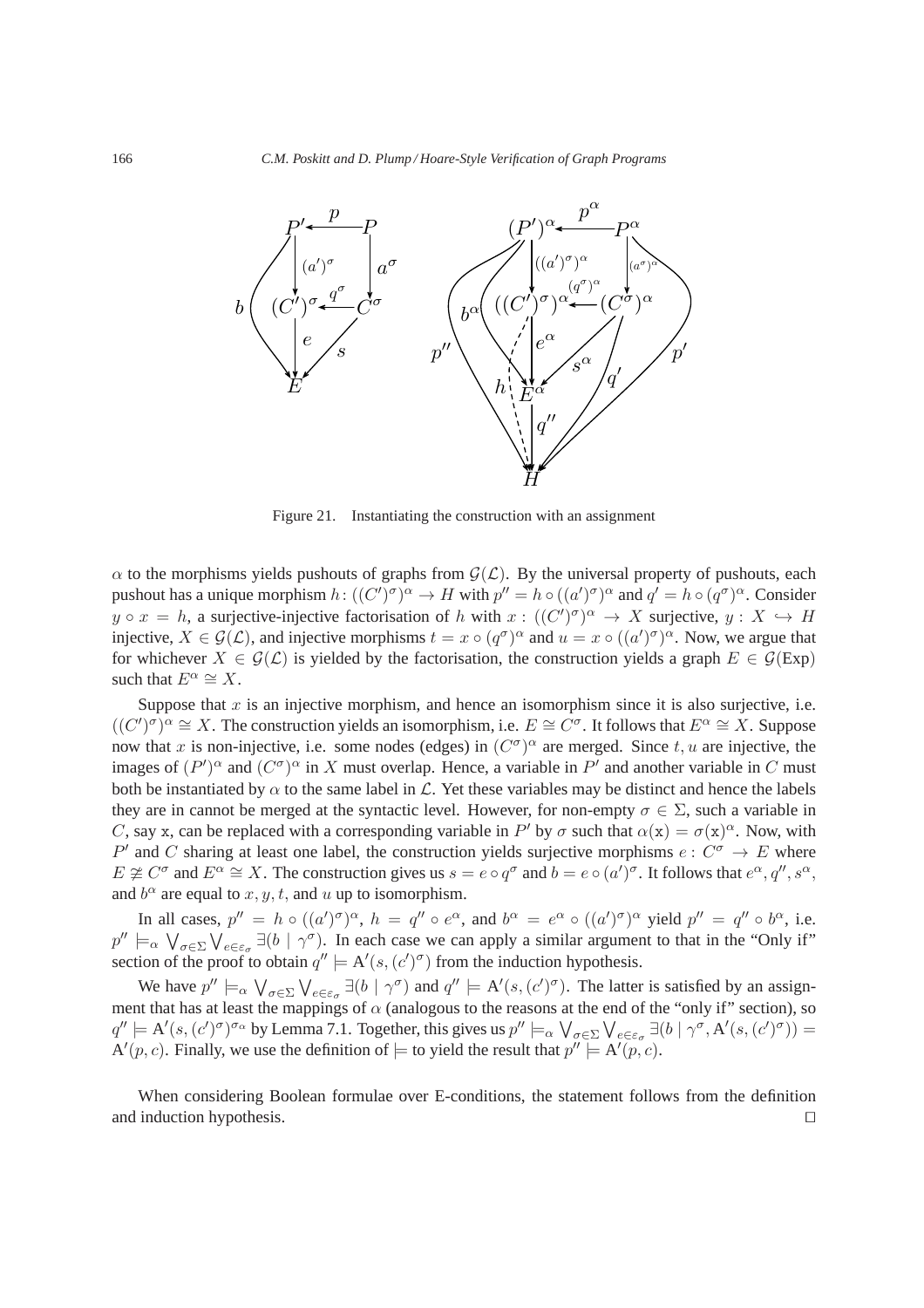Figure 21. Instantiating the construction with an assignment

$\alpha$ to the morphisms yields pushouts of graphs from $\mathcal{G}(\mathcal{L})$. By the universal property of pushouts, each pushout has a unique morphism $h\colon ((C')^\sigma)^\alpha \to H$ with $p'' = h \circ ((a')^\sigma)^\alpha$ and $q' = h \circ (q^\sigma)^\alpha$. Consider $y \circ x = h$, a surjective-injective factorisation of $h$ with $x : ((C')^\sigma)^\alpha \to X$ surjective, $y : X \hookrightarrow H$ injective, $X \in \mathcal{G}(\mathcal{L})$, and injective morphisms $t = x \circ (q^\sigma)^\alpha$ and $u = x \circ ((a')^\sigma)^\alpha$. Now, we argue that for whichever $X \in \mathcal{G}(\mathcal{L})$ is yielded by the factorisation, the construction yields a graph $E \in \mathcal{G}(\mathrm{Exp})$ such that $E^\alpha \cong X$.

Suppose that $x$ is an injective morphism, and hence an isomorphism since it is also surjective, i.e. $((C')^\sigma)^\alpha \cong X$. The construction yields an isomorphism, i.e. $E \cong C^\sigma$. It follows that $E^\alpha \cong X$. Suppose now that $x$ is non-injective, i.e. some nodes (edges) in $(C^\sigma)^\alpha$ are merged. Since $t, u$ are injective, the images of $(P')^\alpha$ and $(C^\sigma)^\alpha$ in $X$ must overlap. Hence, a variable in $P'$ and another variable in $C$ must both be instantiated by $\alpha$ to the same label in $\mathcal{L}$. Yet these variables may be distinct and hence the labels they are in cannot be merged at the syntactic level. However, for non-empty $\sigma \in \Sigma$, such a variable in $C$, say x, can be replaced with a corresponding variable in $P'$ by $\sigma$ such that $\alpha(\mathtt{x}) = \sigma(\mathtt{x})^\alpha$. Now, with $P'$ and $C$ sharing at least one label, the construction yields surjective morphisms $e : C^\sigma \to E$ where $E \ncong C^\sigma$ and $E^\alpha \cong X$. The construction gives us $s = e \circ q^\sigma$ and $b = e \circ (a')^\sigma$. It follows that $e^\alpha, q'', s^\alpha$, and $b^\alpha$ are equal to $x, y, t$, and $u$ up to isomorphism.

In all cases, $p'' = h \circ ((a')^\sigma)^\alpha$, $h = q'' \circ e^\alpha$, and $b^\alpha = e^\alpha \circ ((a')^\sigma)^\alpha$ yield $p'' = q'' \circ b^\alpha$, i.e. $p'' \models_\alpha \bigvee_{\sigma\in\Sigma} \bigvee_{e\in\varepsilon_\sigma} \exists(b \mid \gamma^\sigma)$. In each case we can apply a similar argument to that in the "Only if" section of the proof to obtain $q'' \models \mathrm{A}'(s, (c')^\sigma)$ from the induction hypothesis.

We have $p'' \models_\alpha \bigvee_{\sigma\in\Sigma} \bigvee_{e\in\varepsilon_\sigma} \exists(b \mid \gamma^\sigma)$ and $q'' \models \mathrm{A}'(s, (c')^\sigma)$. The latter is satisfied by an assignment that has at least the mappings of $\alpha$ (analogous to the reasons at the end of the "only if" section), so $q'' \models \mathrm{A}'(s, (c')^\sigma)^{\sigma\alpha}$ by Lemma 7.1. Together, this gives us $p'' \models_\alpha \bigvee_{\sigma\in\Sigma} \bigvee_{e\in\varepsilon_\sigma} \exists(b \mid \gamma^\sigma, \mathrm{A}'(s, (c')^\sigma)) = \mathrm{A}'(p, c)$. Finally, we use the definition of $\models$ to yield the result that $p'' \models \mathrm{A}'(p, c)$.

When considering Boolean formulae over E-conditions, the statement follows from the definition and induction hypothesis. □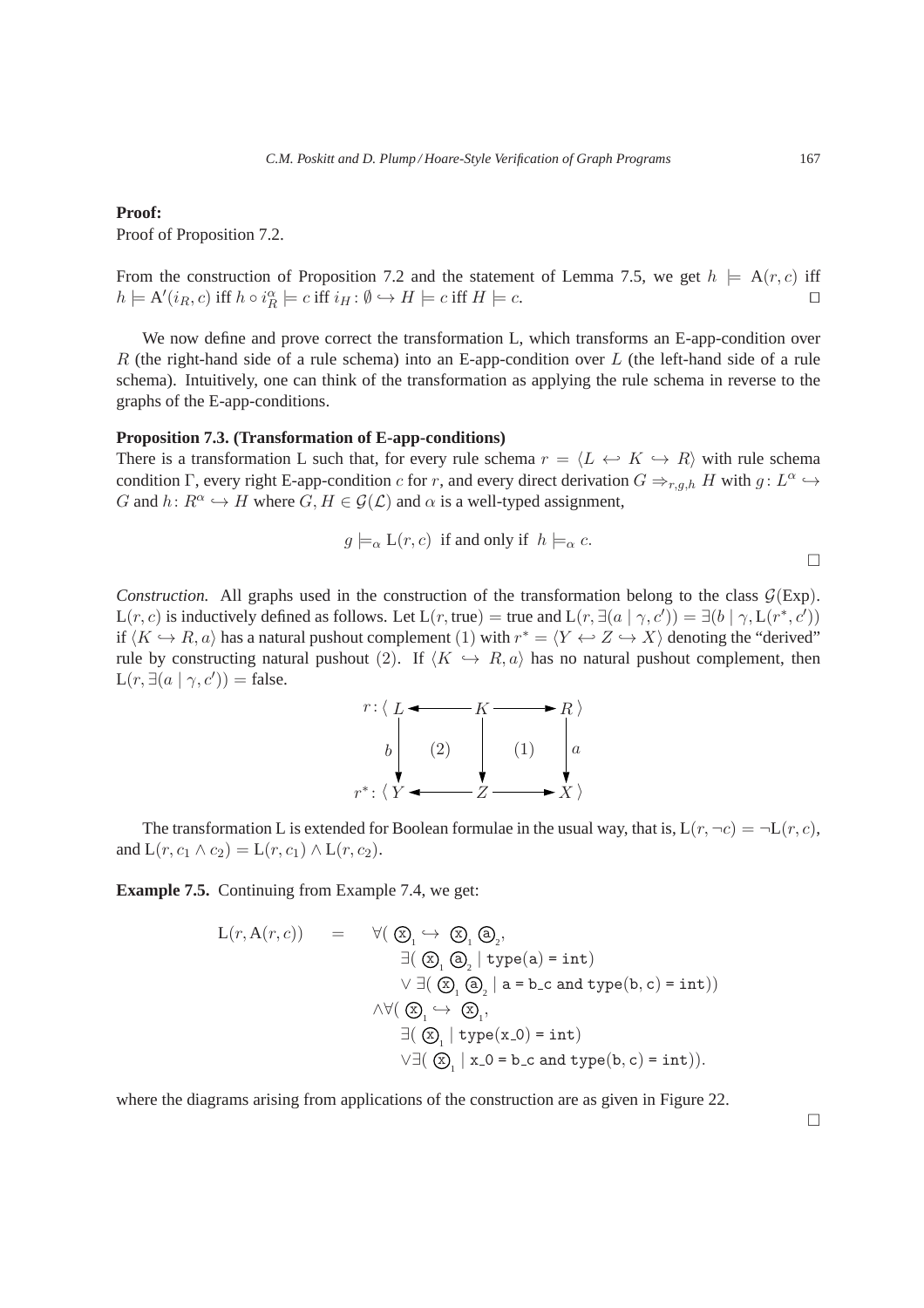**Proof:**
Proof of Proposition 7.2.

From the construction of Proposition 7.2 and the statement of Lemma 7.5, we get $h \models \mathrm{A}(r, c)$ iff $h \models \mathrm{A}'(i_R, c)$ iff $h \circ i_R^\alpha \models c$ iff $i_H \colon \emptyset \hookrightarrow H \models c$ iff $H \models c$. □

We now define and prove correct the transformation L, which transforms an E-app-condition over $R$ (the right-hand side of a rule schema) into an E-app-condition over $L$ (the left-hand side of a rule schema). Intuitively, one can think of the transformation as applying the rule schema in reverse to the graphs of the E-app-conditions.

**Proposition 7.3. (Transformation of E-app-conditions)**
There is a transformation L such that, for every rule schema $r = \langle L \hookleftarrow K \hookrightarrow R \rangle$ with rule schema condition $\Gamma$, every right E-app-condition $c$ for $r$, and every direct derivation $G \Rightarrow_{r,g,h} H$ with $g \colon L^\alpha \hookrightarrow G$ and $h \colon R^\alpha \hookrightarrow H$ where $G, H \in \mathcal{G}(\mathcal{L})$ and $\alpha$ is a well-typed assignment,

$$g \models_\alpha \mathrm{L}(r, c) \;\text{ if and only if }\; h \models_\alpha c.$$

□

*Construction.* All graphs used in the construction of the transformation belong to the class $\mathcal{G}(\mathrm{Exp})$. $\mathrm{L}(r, c)$ is inductively defined as follows. Let $\mathrm{L}(r, \mathrm{true}) = \mathrm{true}$ and $\mathrm{L}(r, \exists(a \mid \gamma, c')) = \exists(b \mid \gamma, \mathrm{L}(r^*, c'))$ if $\langle K \hookrightarrow R, a \rangle$ has a natural pushout complement (1) with $r^* = \langle Y \hookleftarrow Z \hookrightarrow X \rangle$ denoting the "derived" rule by constructing natural pushout (2). If $\langle K \hookrightarrow R, a \rangle$ has no natural pushout complement, then $\mathrm{L}(r, \exists(a \mid \gamma, c')) = \mathrm{false}$.

$$\begin{array}{ccccc}
r\colon \langle\, L & \longleftarrow & K & \longrightarrow & R\,\rangle \\
\;\;\downarrow b & (2) & \downarrow & (1) & \downarrow a \\
r^*\colon \langle\, Y & \longleftarrow & Z & \longrightarrow & X\,\rangle
\end{array}$$

The transformation L is extended for Boolean formulae in the usual way, that is, $\mathrm{L}(r, \neg c) = \neg \mathrm{L}(r, c)$, and $\mathrm{L}(r, c_1 \wedge c_2) = \mathrm{L}(r, c_1) \wedge \mathrm{L}(r, c_2)$.

**Example 7.5.** Continuing from Example 7.4, we get:

$$\begin{aligned}
\mathrm{L}(r, \mathrm{A}(r, c)) \quad = \quad & \forall(\, \textcircled{x}_1 \hookrightarrow \textcircled{x}_1 \, \textcircled{a}_2, \\
& \quad \exists(\, \textcircled{x}_1 \, \textcircled{a}_2 \mid \texttt{type(a) = int}) \\
& \quad \vee \exists(\, \textcircled{x}_1 \, \textcircled{a}_2 \mid \texttt{a = b\_c and type(b, c) = int})) \\
& \wedge \forall(\, \textcircled{x}_1 \hookrightarrow \textcircled{x}_1, \\
& \quad \exists(\, \textcircled{x}_1 \mid \texttt{type(x\_0) = int}) \\
& \quad \vee \exists(\, \textcircled{x}_1 \mid \texttt{x\_0 = b\_c and type(b, c) = int})).
\end{aligned}$$

where the diagrams arising from applications of the construction are as given in Figure 22.

□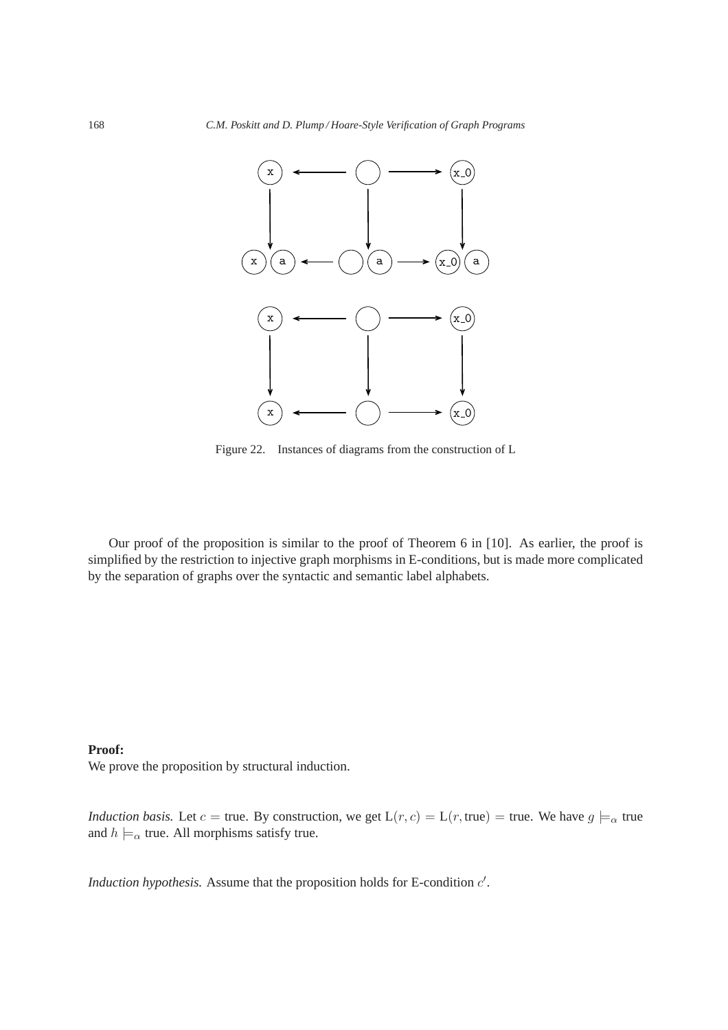Figure 22. Instances of diagrams from the construction of L

Our proof of the proposition is similar to the proof of Theorem 6 in [10]. As earlier, the proof is simplified by the restriction to injective graph morphisms in E-conditions, but is made more complicated by the separation of graphs over the syntactic and semantic label alphabets.

**Proof:**
We prove the proposition by structural induction.

*Induction basis.* Let $c = \text{true}$. By construction, we get $\mathrm{L}(r, c) = \mathrm{L}(r, \text{true}) = \text{true}$. We have $g \models_\alpha \text{true}$ and $h \models_\alpha \text{true}$. All morphisms satisfy true.

*Induction hypothesis.* Assume that the proposition holds for E-condition $c'$.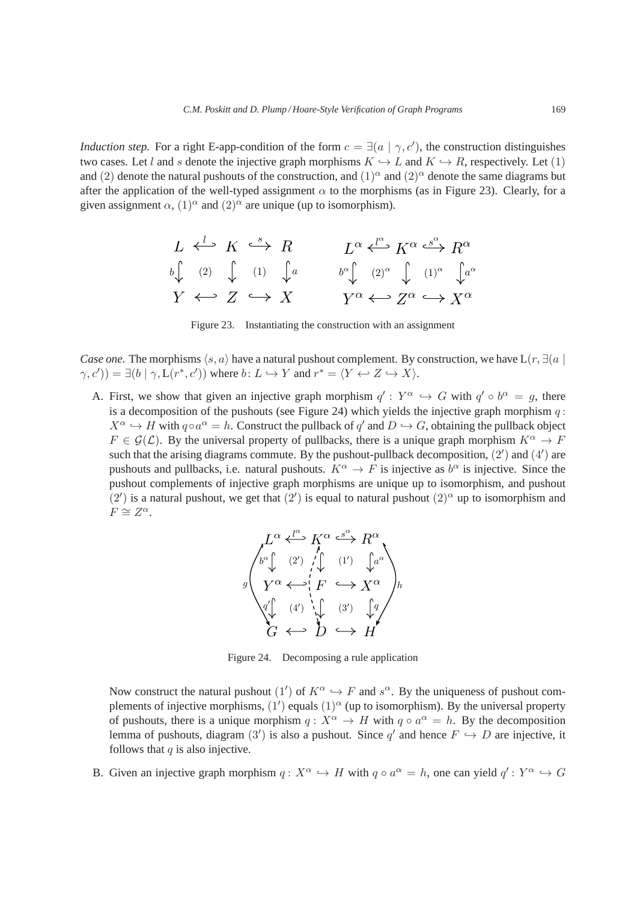*Induction step.* For a right E-app-condition of the form $c = \exists(a \mid \gamma, c')$, the construction distinguishes two cases. Let $l$ and $s$ denote the injective graph morphisms $K \hookrightarrow L$ and $K \hookrightarrow R$, respectively. Let $(1)$ and $(2)$ denote the natural pushouts of the construction, and $(1)^\alpha$ and $(2)^\alpha$ denote the same diagrams but after the application of the well-typed assignment $\alpha$ to the morphisms (as in Figure 23). Clearly, for a given assignment $\alpha$, $(1)^\alpha$ and $(2)^\alpha$ are unique (up to isomorphism).

$$
\begin{array}{ccccc}
L & \xleftarrow{l} & K & \xrightarrow{s} & R \\
b\downarrow & (2) & \downarrow & (1) & \downarrow a \\
Y & \longleftarrow & Z & \longrightarrow & X
\end{array}
\qquad
\begin{array}{ccccc}
L^\alpha & \xleftarrow{l^\alpha} & K^\alpha & \xrightarrow{s^\alpha} & R^\alpha \\
b^\alpha\downarrow & (2)^\alpha & \downarrow & (1)^\alpha & \downarrow a^\alpha \\
Y^\alpha & \longleftarrow & Z^\alpha & \longrightarrow & X^\alpha
\end{array}
$$

Figure 23. Instantiating the construction with an assignment

*Case one.* The morphisms $\langle s, a\rangle$ have a natural pushout complement. By construction, we have $\mathrm{L}(r, \exists(a \mid \gamma, c')) = \exists(b \mid \gamma, \mathrm{L}(r^*, c'))$ where $b\colon L \hookrightarrow Y$ and $r^* = \langle Y \hookleftarrow Z \hookrightarrow X\rangle$.

A. First, we show that given an injective graph morphism $q' : Y^\alpha \hookrightarrow G$ with $q' \circ b^\alpha = g$, there is a decomposition of the pushouts (see Figure 24) which yields the injective graph morphism $q$: $X^\alpha \hookrightarrow H$ with $q \circ a^\alpha = h$. Construct the pullback of $q'$ and $D \hookrightarrow G$, obtaining the pullback object $F \in \mathcal{G}(\mathcal{L})$. By the universal property of pullbacks, there is a unique graph morphism $K^\alpha \to F$ such that the arising diagrams commute. By the pushout-pullback decomposition, $(2')$ and $(4')$ are pushouts and pullbacks, i.e. natural pushouts. $K^\alpha \to F$ is injective as $b^\alpha$ is injective. Since the pushout complements of injective graph morphisms are unique up to isomorphism, and pushout $(2')$ is a natural pushout, we get that $(2')$ is equal to natural pushout $(2)^\alpha$ up to isomorphism and $F \cong Z^\alpha$.

$$
\begin{array}{ccccc}
L^\alpha & \xleftarrow{l^\alpha} & K^\alpha & \xrightarrow{s^\alpha} & R^\alpha \\
b^\alpha\downarrow & (2') & \downarrow & (1') & \downarrow a^\alpha \\
Y^\alpha & \longleftarrow & F & \longrightarrow & X^\alpha \\
q'\downarrow & (4') & \downarrow & (3') & \downarrow q \\
G & \longleftarrow & D & \longrightarrow & H
\end{array}
\qquad (g\colon L^\alpha \to G,\; h\colon R^\alpha \to H)
$$

Figure 24. Decomposing a rule application

Now construct the natural pushout $(1')$ of $K^\alpha \hookrightarrow F$ and $s^\alpha$. By the uniqueness of pushout complements of injective morphisms, $(1')$ equals $(1)^\alpha$ (up to isomorphism). By the universal property of pushouts, there is a unique morphism $q : X^\alpha \to H$ with $q \circ a^\alpha = h$. By the decomposition lemma of pushouts, diagram $(3')$ is also a pushout. Since $q'$ and hence $F \hookrightarrow D$ are injective, it follows that $q$ is also injective.

B. Given an injective graph morphism $q : X^\alpha \hookrightarrow H$ with $q \circ a^\alpha = h$, one can yield $q' : Y^\alpha \hookrightarrow G$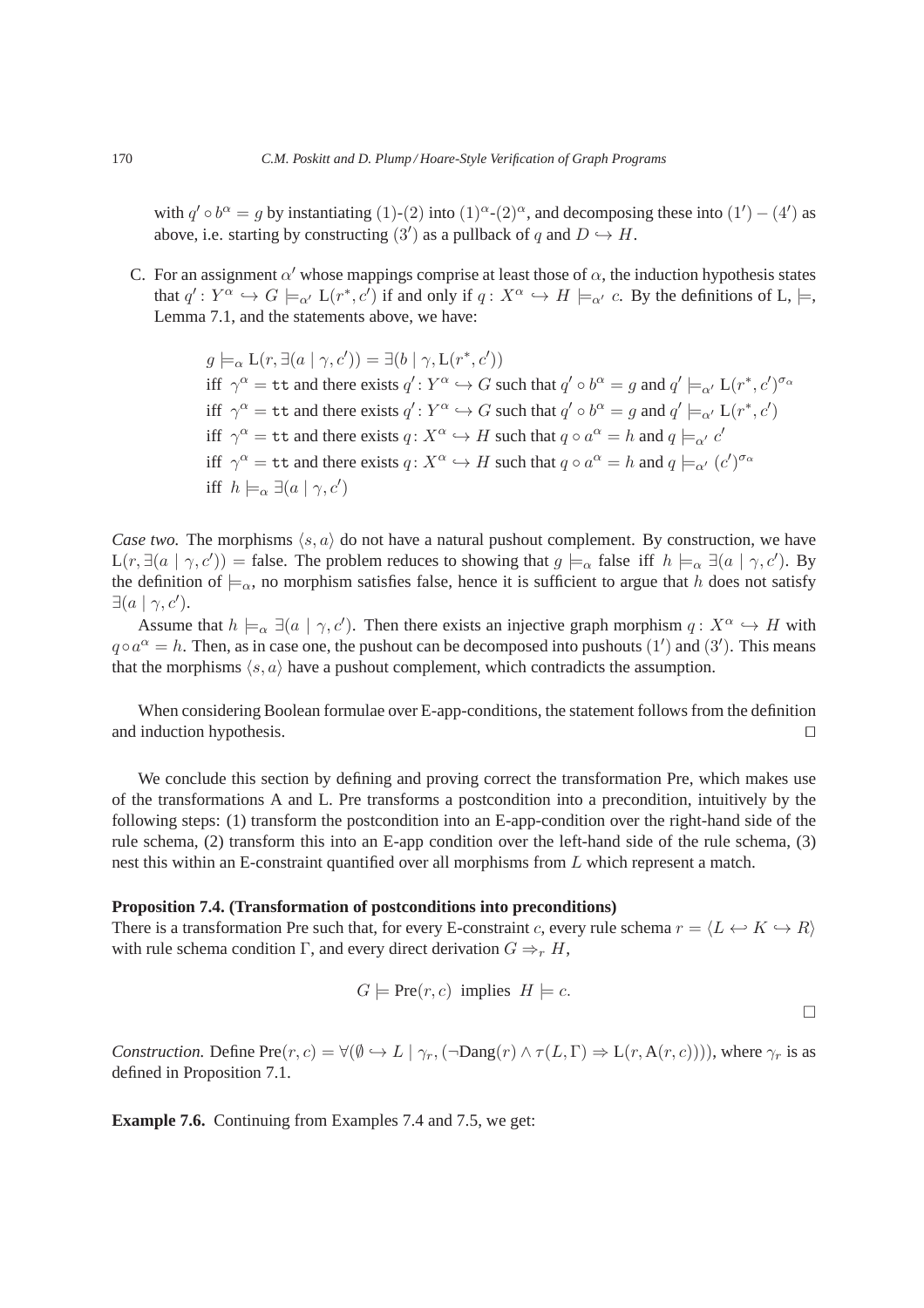with $q' \circ b^\alpha = g$ by instantiating (1)-(2) into $(1)^\alpha$-$(2)^\alpha$, and decomposing these into $(1') - (4')$ as above, i.e. starting by constructing $(3')$ as a pullback of $q$ and $D \hookrightarrow H$.

C. For an assignment $\alpha'$ whose mappings comprise at least those of $\alpha$, the induction hypothesis states that $q' : Y^\alpha \hookrightarrow G \models_{\alpha'} \mathrm{L}(r^*, c')$ if and only if $q : X^\alpha \hookrightarrow H \models_{\alpha'} c$. By the definitions of L, $\models$, Lemma 7.1, and the statements above, we have:

$$
\begin{aligned}
& g \models_\alpha \mathrm{L}(r, \exists(a \mid \gamma, c')) = \exists(b \mid \gamma, \mathrm{L}(r^*, c')) \\
& \text{iff } \gamma^\alpha = \mathtt{tt} \text{ and there exists } q' : Y^\alpha \hookrightarrow G \text{ such that } q' \circ b^\alpha = g \text{ and } q' \models_{\alpha'} \mathrm{L}(r^*, c')^{\sigma_\alpha} \\
& \text{iff } \gamma^\alpha = \mathtt{tt} \text{ and there exists } q' : Y^\alpha \hookrightarrow G \text{ such that } q' \circ b^\alpha = g \text{ and } q' \models_{\alpha'} \mathrm{L}(r^*, c') \\
& \text{iff } \gamma^\alpha = \mathtt{tt} \text{ and there exists } q : X^\alpha \hookrightarrow H \text{ such that } q \circ a^\alpha = h \text{ and } q \models_{\alpha'} c' \\
& \text{iff } \gamma^\alpha = \mathtt{tt} \text{ and there exists } q : X^\alpha \hookrightarrow H \text{ such that } q \circ a^\alpha = h \text{ and } q \models_{\alpha'} (c')^{\sigma_\alpha} \\
& \text{iff } h \models_\alpha \exists(a \mid \gamma, c')
\end{aligned}
$$

*Case two.* The morphisms $\langle s, a \rangle$ do not have a natural pushout complement. By construction, we have $\mathrm{L}(r, \exists(a \mid \gamma, c')) = \text{false}$. The problem reduces to showing that $g \models_\alpha \text{false}$ iff $h \models_\alpha \exists(a \mid \gamma, c')$. By the definition of $\models_\alpha$, no morphism satisfies false, hence it is sufficient to argue that $h$ does not satisfy $\exists(a \mid \gamma, c')$.

Assume that $h \models_\alpha \exists(a \mid \gamma, c')$. Then there exists an injective graph morphism $q : X^\alpha \hookrightarrow H$ with $q \circ a^\alpha = h$. Then, as in case one, the pushout can be decomposed into pushouts $(1')$ and $(3')$. This means that the morphisms $\langle s, a \rangle$ have a pushout complement, which contradicts the assumption.

When considering Boolean formulae over E-app-conditions, the statement follows from the definition and induction hypothesis. $\square$

We conclude this section by defining and proving correct the transformation Pre, which makes use of the transformations A and L. Pre transforms a postcondition into a precondition, intuitively by the following steps: (1) transform the postcondition into an E-app-condition over the right-hand side of the rule schema, (2) transform this into an E-app condition over the left-hand side of the rule schema, (3) nest this within an E-constraint quantified over all morphisms from $L$ which represent a match.

**Proposition 7.4. (Transformation of postconditions into preconditions)**
There is a transformation Pre such that, for every E-constraint $c$, every rule schema $r = \langle L \hookleftarrow K \hookrightarrow R \rangle$ with rule schema condition $\Gamma$, and every direct derivation $G \Rightarrow_r H$,

$$G \models \mathrm{Pre}(r, c) \ \text{ implies } \ H \models c.$$

$\square$

*Construction.* Define $\mathrm{Pre}(r, c) = \forall(\emptyset \hookrightarrow L \mid \gamma_r, (\neg\mathrm{Dang}(r) \wedge \tau(L, \Gamma) \Rightarrow \mathrm{L}(r, \mathrm{A}(r, c))))$, where $\gamma_r$ is as defined in Proposition 7.1.

**Example 7.6.** Continuing from Examples 7.4 and 7.5, we get: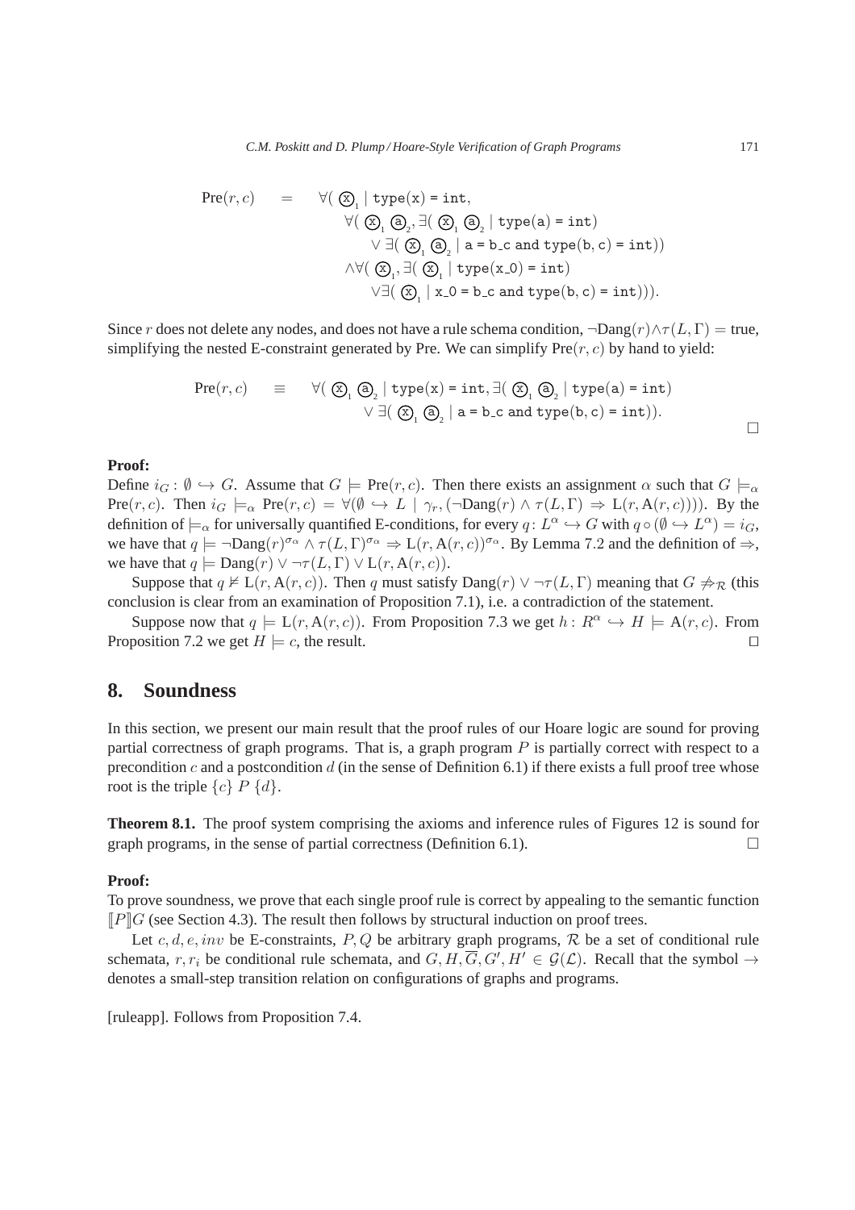$$
\begin{aligned}
\mathrm{Pre}(r, c) \quad = \quad & \forall(\, \textcircled{x}_1 \mid \texttt{type(x) = int}, \\
& \quad \forall(\, \textcircled{x}_1\ \textcircled{a}_2, \exists(\, \textcircled{x}_1\ \textcircled{a}_2 \mid \texttt{type(a) = int}) \\
& \qquad \vee \exists(\, \textcircled{x}_1\ \textcircled{a}_2 \mid \texttt{a = b\_c and type(b, c) = int})) \\
& \quad \wedge \forall(\, \textcircled{x}_1, \exists(\, \textcircled{x}_1 \mid \texttt{type(x\_0) = int}) \\
& \qquad \vee \exists(\, \textcircled{x}_1 \mid \texttt{x\_0 = b\_c and type(b, c) = int}))).
\end{aligned}
$$

Since $r$ does not delete any nodes, and does not have a rule schema condition, $\neg\mathrm{Dang}(r) \wedge \tau(L, \Gamma) = \text{true}$, simplifying the nested E-constraint generated by Pre. We can simplify $\mathrm{Pre}(r, c)$ by hand to yield:

$$
\begin{aligned}
\mathrm{Pre}(r, c) \quad \equiv \quad & \forall(\, \textcircled{x}_1\ \textcircled{a}_2 \mid \texttt{type(x) = int}, \exists(\, \textcircled{x}_1\ \textcircled{a}_2 \mid \texttt{type(a) = int}) \\
& \vee \exists(\, \textcircled{x}_1\ \textcircled{a}_2 \mid \texttt{a = b\_c and type(b, c) = int})).
\end{aligned}
$$

□

**Proof:**
Define $i_G : \emptyset \hookrightarrow G$. Assume that $G \models \mathrm{Pre}(r, c)$. Then there exists an assignment $\alpha$ such that $G \models_\alpha \mathrm{Pre}(r, c)$. Then $i_G \models_\alpha \mathrm{Pre}(r, c) = \forall(\emptyset \hookrightarrow L \mid \gamma_r, (\neg\mathrm{Dang}(r) \wedge \tau(L, \Gamma) \Rightarrow \mathrm{L}(r, \mathrm{A}(r, c))))$. By the definition of $\models_\alpha$ for universally quantified E-conditions, for every $q \colon L^\alpha \hookrightarrow G$ with $q \circ (\emptyset \hookrightarrow L^\alpha) = i_G$, we have that $q \models \neg\mathrm{Dang}(r)^{\sigma_\alpha} \wedge \tau(L, \Gamma)^{\sigma_\alpha} \Rightarrow \mathrm{L}(r, \mathrm{A}(r, c))^{\sigma_\alpha}$. By Lemma 7.2 and the definition of $\Rightarrow$, we have that $q \models \mathrm{Dang}(r) \vee \neg\tau(L, \Gamma) \vee \mathrm{L}(r, \mathrm{A}(r, c))$.

Suppose that $q \not\models \mathrm{L}(r, \mathrm{A}(r, c))$. Then $q$ must satisfy $\mathrm{Dang}(r) \vee \neg\tau(L, \Gamma)$ meaning that $G \not\Rightarrow_{\mathcal{R}}$ (this conclusion is clear from an examination of Proposition 7.1), i.e. a contradiction of the statement.

Suppose now that $q \models \mathrm{L}(r, \mathrm{A}(r, c))$. From Proposition 7.3 we get $h \colon R^\alpha \hookrightarrow H \models \mathrm{A}(r, c)$. From Proposition 7.2 we get $H \models c$, the result. □

## 8. Soundness

In this section, we present our main result that the proof rules of our Hoare logic are sound for proving partial correctness of graph programs. That is, a graph program $P$ is partially correct with respect to a precondition $c$ and a postcondition $d$ (in the sense of Definition 6.1) if there exists a full proof tree whose root is the triple $\{c\}\ P\ \{d\}$.

**Theorem 8.1.** The proof system comprising the axioms and inference rules of Figures 12 is sound for graph programs, in the sense of partial correctness (Definition 6.1). □

**Proof:**
To prove soundness, we prove that each single proof rule is correct by appealing to the semantic function $[\![P]\!]G$ (see Section 4.3). The result then follows by structural induction on proof trees.

Let $c, d, e, inv$ be E-constraints, $P, Q$ be arbitrary graph programs, $\mathcal{R}$ be a set of conditional rule schemata, $r, r_i$ be conditional rule schemata, and $G, H, \overline{G}, G', H' \in \mathcal{G}(\mathcal{L})$. Recall that the symbol $\rightarrow$ denotes a small-step transition relation on configurations of graphs and programs.

[ruleapp]. Follows from Proposition 7.4.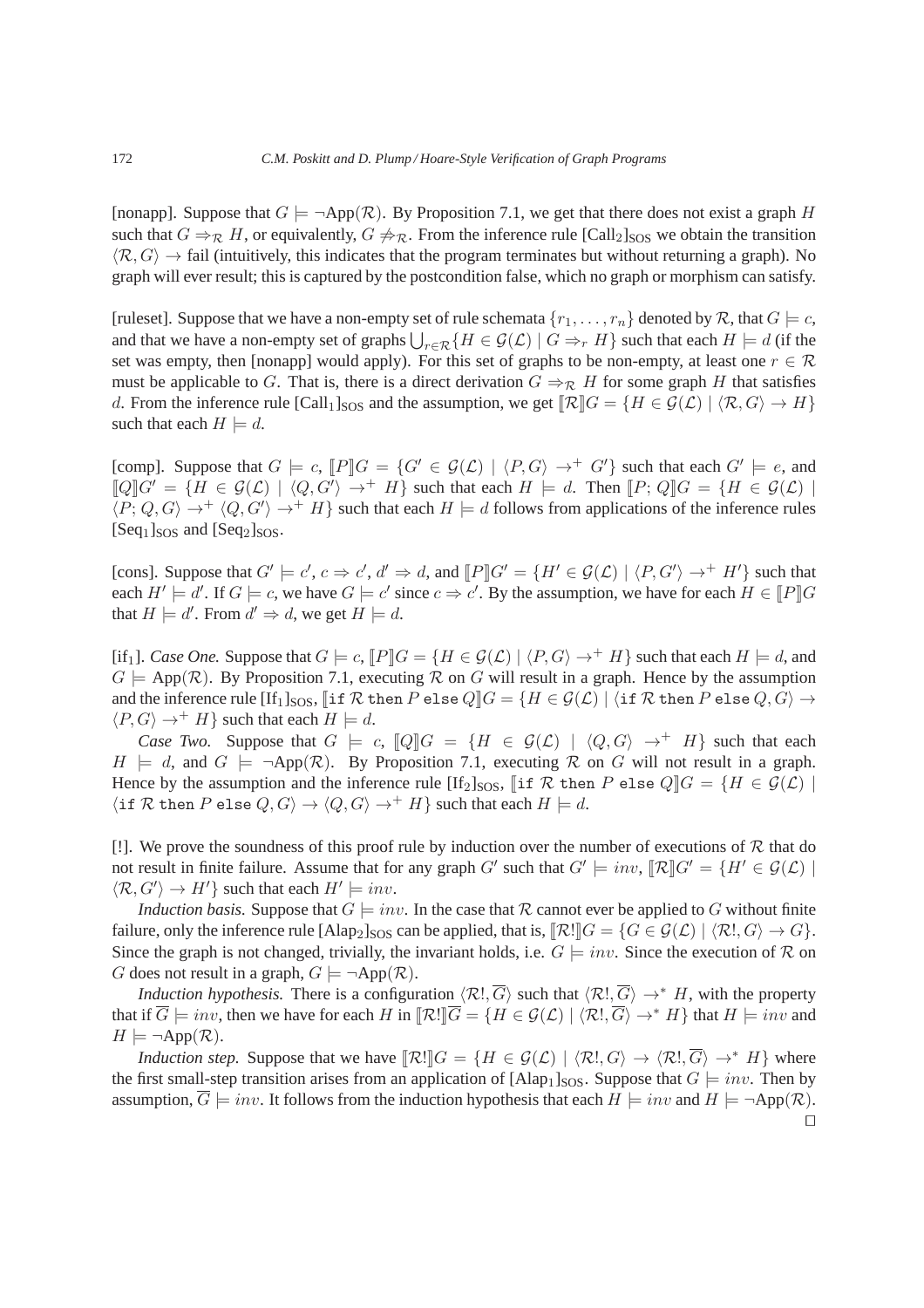[nonapp]. Suppose that $G \models \neg\mathrm{App}(\mathcal{R})$. By Proposition 7.1, we get that there does not exist a graph $H$ such that $G \Rightarrow_{\mathcal{R}} H$, or equivalently, $G \not\Rightarrow_{\mathcal{R}}$. From the inference rule $[\mathrm{Call}_2]_{\mathrm{SOS}}$ we obtain the transition $\langle \mathcal{R}, G \rangle \to \mathrm{fail}$ (intuitively, this indicates that the program terminates but without returning a graph). No graph will ever result; this is captured by the postcondition false, which no graph or morphism can satisfy.

[ruleset]. Suppose that we have a non-empty set of rule schemata $\{r_1, \ldots, r_n\}$ denoted by $\mathcal{R}$, that $G \models c$, and that we have a non-empty set of graphs $\bigcup_{r \in \mathcal{R}} \{H \in \mathcal{G}(\mathcal{L}) \mid G \Rightarrow_r H\}$ such that each $H \models d$ (if the set was empty, then [nonapp] would apply). For this set of graphs to be non-empty, at least one $r \in \mathcal{R}$ must be applicable to $G$. That is, there is a direct derivation $G \Rightarrow_{\mathcal{R}} H$ for some graph $H$ that satisfies $d$. From the inference rule $[\mathrm{Call}_1]_{\mathrm{SOS}}$ and the assumption, we get $[\![\mathcal{R}]\!]G = \{H \in \mathcal{G}(\mathcal{L}) \mid \langle \mathcal{R}, G \rangle \to H\}$ such that each $H \models d$.

[comp]. Suppose that $G \models c$, $[\![P]\!]G = \{G' \in \mathcal{G}(\mathcal{L}) \mid \langle P, G \rangle \to^+ G'\}$ such that each $G' \models e$, and $[\![Q]\!]G' = \{H \in \mathcal{G}(\mathcal{L}) \mid \langle Q, G' \rangle \to^+ H\}$ such that each $H \models d$. Then $[\![P; Q]\!]G = \{H \in \mathcal{G}(\mathcal{L}) \mid \langle P; Q, G \rangle \to^+ \langle Q, G' \rangle \to^+ H\}$ such that each $H \models d$ follows from applications of the inference rules $[\mathrm{Seq}_1]_{\mathrm{SOS}}$ and $[\mathrm{Seq}_2]_{\mathrm{SOS}}$.

[cons]. Suppose that $G' \models c'$, $c \Rightarrow c'$, $d' \Rightarrow d$, and $[\![P]\!]G' = \{H' \in \mathcal{G}(\mathcal{L}) \mid \langle P, G' \rangle \to^+ H'\}$ such that each $H' \models d'$. If $G \models c$, we have $G \models c'$ since $c \Rightarrow c'$. By the assumption, we have for each $H \in [\![P]\!]G$ that $H \models d'$. From $d' \Rightarrow d$, we get $H \models d$.

[if$_1$]. *Case One.* Suppose that $G \models c$, $[\![P]\!]G = \{H \in \mathcal{G}(\mathcal{L}) \mid \langle P, G \rangle \to^+ H\}$ such that each $H \models d$, and $G \models \mathrm{App}(\mathcal{R})$. By Proposition 7.1, executing $\mathcal{R}$ on $G$ will result in a graph. Hence by the assumption and the inference rule $[\mathrm{If}_1]_{\mathrm{SOS}}$, $[\![\texttt{if } \mathcal{R} \texttt{ then } P \texttt{ else } Q]\!]G = \{H \in \mathcal{G}(\mathcal{L}) \mid \langle \texttt{if } \mathcal{R} \texttt{ then } P \texttt{ else } Q, G \rangle \to \langle P, G \rangle \to^+ H\}$ such that each $H \models d$.

*Case Two.* Suppose that $G \models c$, $[\![Q]\!]G = \{H \in \mathcal{G}(\mathcal{L}) \mid \langle Q, G \rangle \to^+ H\}$ such that each $H \models d$, and $G \models \neg\mathrm{App}(\mathcal{R})$. By Proposition 7.1, executing $\mathcal{R}$ on $G$ will not result in a graph. Hence by the assumption and the inference rule $[\mathrm{If}_2]_{\mathrm{SOS}}$, $[\![\texttt{if } \mathcal{R} \texttt{ then } P \texttt{ else } Q]\!]G = \{H \in \mathcal{G}(\mathcal{L}) \mid \langle \texttt{if } \mathcal{R} \texttt{ then } P \texttt{ else } Q, G \rangle \to \langle Q, G \rangle \to^+ H\}$ such that each $H \models d$.

[!]. We prove the soundness of this proof rule by induction over the number of executions of $\mathcal{R}$ that do not result in finite failure. Assume that for any graph $G'$ such that $G' \models inv$, $[\![\mathcal{R}]\!]G' = \{H' \in \mathcal{G}(\mathcal{L}) \mid \langle \mathcal{R}, G' \rangle \to H'\}$ such that each $H' \models inv$.

*Induction basis.* Suppose that $G \models inv$. In the case that $\mathcal{R}$ cannot ever be applied to $G$ without finite failure, only the inference rule $[\mathrm{Alap}_2]_{\mathrm{SOS}}$ can be applied, that is, $[\![\mathcal{R}!]\!]G = \{G \in \mathcal{G}(\mathcal{L}) \mid \langle \mathcal{R}!, G \rangle \to G\}$. Since the graph is not changed, trivially, the invariant holds, i.e. $G \models inv$. Since the execution of $\mathcal{R}$ on $G$ does not result in a graph, $G \models \neg\mathrm{App}(\mathcal{R})$.

*Induction hypothesis.* There is a configuration $\langle \mathcal{R}!, \overline{G} \rangle$ such that $\langle \mathcal{R}!, \overline{G} \rangle \to^* H$, with the property that if $\overline{G} \models inv$, then we have for each $H$ in $[\![\mathcal{R}!]\!]\overline{G} = \{H \in \mathcal{G}(\mathcal{L}) \mid \langle \mathcal{R}!, \overline{G} \rangle \to^* H\}$ that $H \models inv$ and $H \models \neg\mathrm{App}(\mathcal{R})$.

*Induction step.* Suppose that we have $[\![\mathcal{R}!]\!]G = \{H \in \mathcal{G}(\mathcal{L}) \mid \langle \mathcal{R}!, G \rangle \to \langle \mathcal{R}!, \overline{G} \rangle \to^* H\}$ where the first small-step transition arises from an application of $[\mathrm{Alap}_1]_{\mathrm{SOS}}$. Suppose that $G \models inv$. Then by assumption, $\overline{G} \models inv$. It follows from the induction hypothesis that each $H \models inv$ and $H \models \neg\mathrm{App}(\mathcal{R})$. $\square$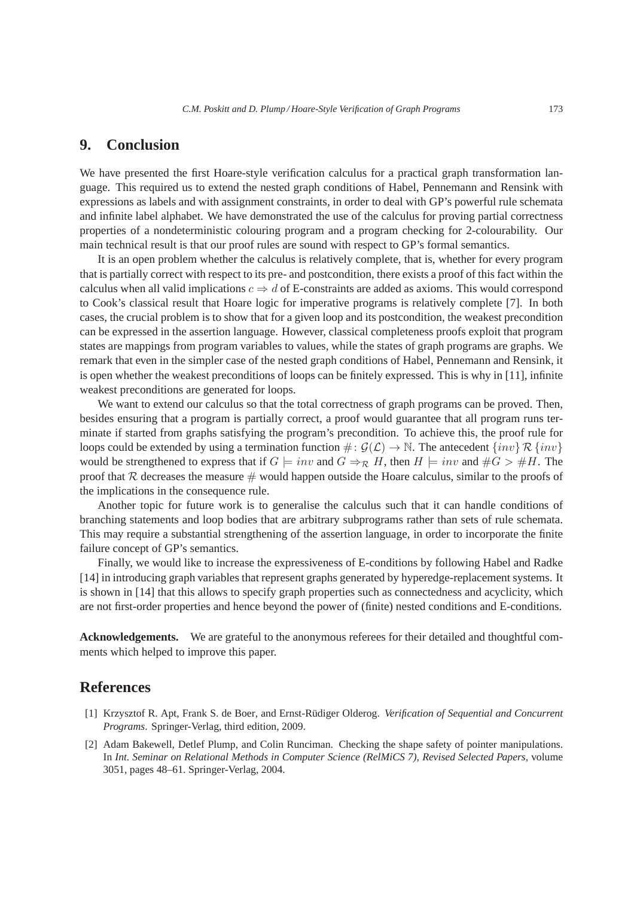## 9. Conclusion

We have presented the first Hoare-style verification calculus for a practical graph transformation language. This required us to extend the nested graph conditions of Habel, Pennemann and Rensink with expressions as labels and with assignment constraints, in order to deal with GP's powerful rule schemata and infinite label alphabet. We have demonstrated the use of the calculus for proving partial correctness properties of a nondeterministic colouring program and a program checking for 2-colourability. Our main technical result is that our proof rules are sound with respect to GP's formal semantics.

It is an open problem whether the calculus is relatively complete, that is, whether for every program that is partially correct with respect to its pre- and postcondition, there exists a proof of this fact within the calculus when all valid implications $c \Rightarrow d$ of E-constraints are added as axioms. This would correspond to Cook's classical result that Hoare logic for imperative programs is relatively complete [7]. In both cases, the crucial problem is to show that for a given loop and its postcondition, the weakest precondition can be expressed in the assertion language. However, classical completeness proofs exploit that program states are mappings from program variables to values, while the states of graph programs are graphs. We remark that even in the simpler case of the nested graph conditions of Habel, Pennemann and Rensink, it is open whether the weakest preconditions of loops can be finitely expressed. This is why in [11], infinite weakest preconditions are generated for loops.

We want to extend our calculus so that the total correctness of graph programs can be proved. Then, besides ensuring that a program is partially correct, a proof would guarantee that all program runs terminate if started from graphs satisfying the program's precondition. To achieve this, the proof rule for loops could be extended by using a termination function $\#\colon \mathcal{G}(\mathcal{L}) \to \mathbb{N}$. The antecedent $\{inv\}\,\mathcal{R}\,\{inv\}$ would be strengthened to express that if $G \models inv$ and $G \Rightarrow_{\mathcal{R}} H$, then $H \models inv$ and $\#G > \#H$. The proof that $\mathcal{R}$ decreases the measure $\#$ would happen outside the Hoare calculus, similar to the proofs of the implications in the consequence rule.

Another topic for future work is to generalise the calculus such that it can handle conditions of branching statements and loop bodies that are arbitrary subprograms rather than sets of rule schemata. This may require a substantial strengthening of the assertion language, in order to incorporate the finite failure concept of GP's semantics.

Finally, we would like to increase the expressiveness of E-conditions by following Habel and Radke [14] in introducing graph variables that represent graphs generated by hyperedge-replacement systems. It is shown in [14] that this allows to specify graph properties such as connectedness and acyclicity, which are not first-order properties and hence beyond the power of (finite) nested conditions and E-conditions.

**Acknowledgements.** We are grateful to the anonymous referees for their detailed and thoughtful comments which helped to improve this paper.

## References

[1] Krzysztof R. Apt, Frank S. de Boer, and Ernst-Rüdiger Olderog. *Verification of Sequential and Concurrent Programs*. Springer-Verlag, third edition, 2009.

[2] Adam Bakewell, Detlef Plump, and Colin Runciman. Checking the shape safety of pointer manipulations. In *Int. Seminar on Relational Methods in Computer Science (RelMiCS 7), Revised Selected Papers*, volume 3051, pages 48–61. Springer-Verlag, 2004.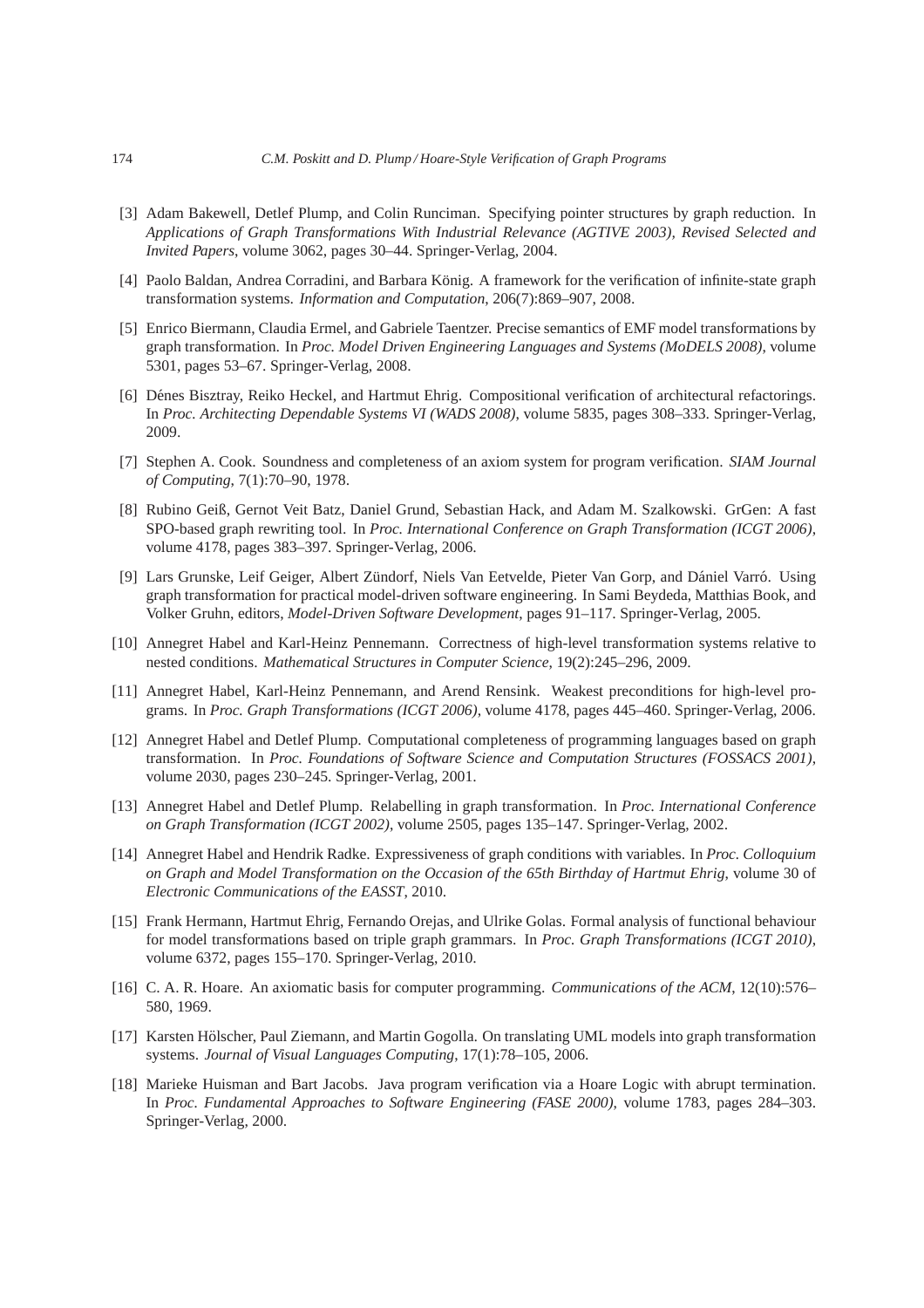[3] Adam Bakewell, Detlef Plump, and Colin Runciman. Specifying pointer structures by graph reduction. In *Applications of Graph Transformations With Industrial Relevance (AGTIVE 2003), Revised Selected and Invited Papers*, volume 3062, pages 30–44. Springer-Verlag, 2004.

[4] Paolo Baldan, Andrea Corradini, and Barbara König. A framework for the verification of infinite-state graph transformation systems. *Information and Computation*, 206(7):869–907, 2008.

[5] Enrico Biermann, Claudia Ermel, and Gabriele Taentzer. Precise semantics of EMF model transformations by graph transformation. In *Proc. Model Driven Engineering Languages and Systems (MoDELS 2008)*, volume 5301, pages 53–67. Springer-Verlag, 2008.

[6] Dénes Bisztray, Reiko Heckel, and Hartmut Ehrig. Compositional verification of architectural refactorings. In *Proc. Architecting Dependable Systems VI (WADS 2008)*, volume 5835, pages 308–333. Springer-Verlag, 2009.

[7] Stephen A. Cook. Soundness and completeness of an axiom system for program verification. *SIAM Journal of Computing*, 7(1):70–90, 1978.

[8] Rubino Geiß, Gernot Veit Batz, Daniel Grund, Sebastian Hack, and Adam M. Szalkowski. GrGen: A fast SPO-based graph rewriting tool. In *Proc. International Conference on Graph Transformation (ICGT 2006)*, volume 4178, pages 383–397. Springer-Verlag, 2006.

[9] Lars Grunske, Leif Geiger, Albert Zündorf, Niels Van Eetvelde, Pieter Van Gorp, and Dániel Varró. Using graph transformation for practical model-driven software engineering. In Sami Beydeda, Matthias Book, and Volker Gruhn, editors, *Model-Driven Software Development*, pages 91–117. Springer-Verlag, 2005.

[10] Annegret Habel and Karl-Heinz Pennemann. Correctness of high-level transformation systems relative to nested conditions. *Mathematical Structures in Computer Science*, 19(2):245–296, 2009.

[11] Annegret Habel, Karl-Heinz Pennemann, and Arend Rensink. Weakest preconditions for high-level programs. In *Proc. Graph Transformations (ICGT 2006)*, volume 4178, pages 445–460. Springer-Verlag, 2006.

[12] Annegret Habel and Detlef Plump. Computational completeness of programming languages based on graph transformation. In *Proc. Foundations of Software Science and Computation Structures (FOSSACS 2001)*, volume 2030, pages 230–245. Springer-Verlag, 2001.

[13] Annegret Habel and Detlef Plump. Relabelling in graph transformation. In *Proc. International Conference on Graph Transformation (ICGT 2002)*, volume 2505, pages 135–147. Springer-Verlag, 2002.

[14] Annegret Habel and Hendrik Radke. Expressiveness of graph conditions with variables. In *Proc. Colloquium on Graph and Model Transformation on the Occasion of the 65th Birthday of Hartmut Ehrig*, volume 30 of *Electronic Communications of the EASST*, 2010.

[15] Frank Hermann, Hartmut Ehrig, Fernando Orejas, and Ulrike Golas. Formal analysis of functional behaviour for model transformations based on triple graph grammars. In *Proc. Graph Transformations (ICGT 2010)*, volume 6372, pages 155–170. Springer-Verlag, 2010.

[16] C. A. R. Hoare. An axiomatic basis for computer programming. *Communications of the ACM*, 12(10):576–580, 1969.

[17] Karsten Hölscher, Paul Ziemann, and Martin Gogolla. On translating UML models into graph transformation systems. *Journal of Visual Languages Computing*, 17(1):78–105, 2006.

[18] Marieke Huisman and Bart Jacobs. Java program verification via a Hoare Logic with abrupt termination. In *Proc. Fundamental Approaches to Software Engineering (FASE 2000)*, volume 1783, pages 284–303. Springer-Verlag, 2000.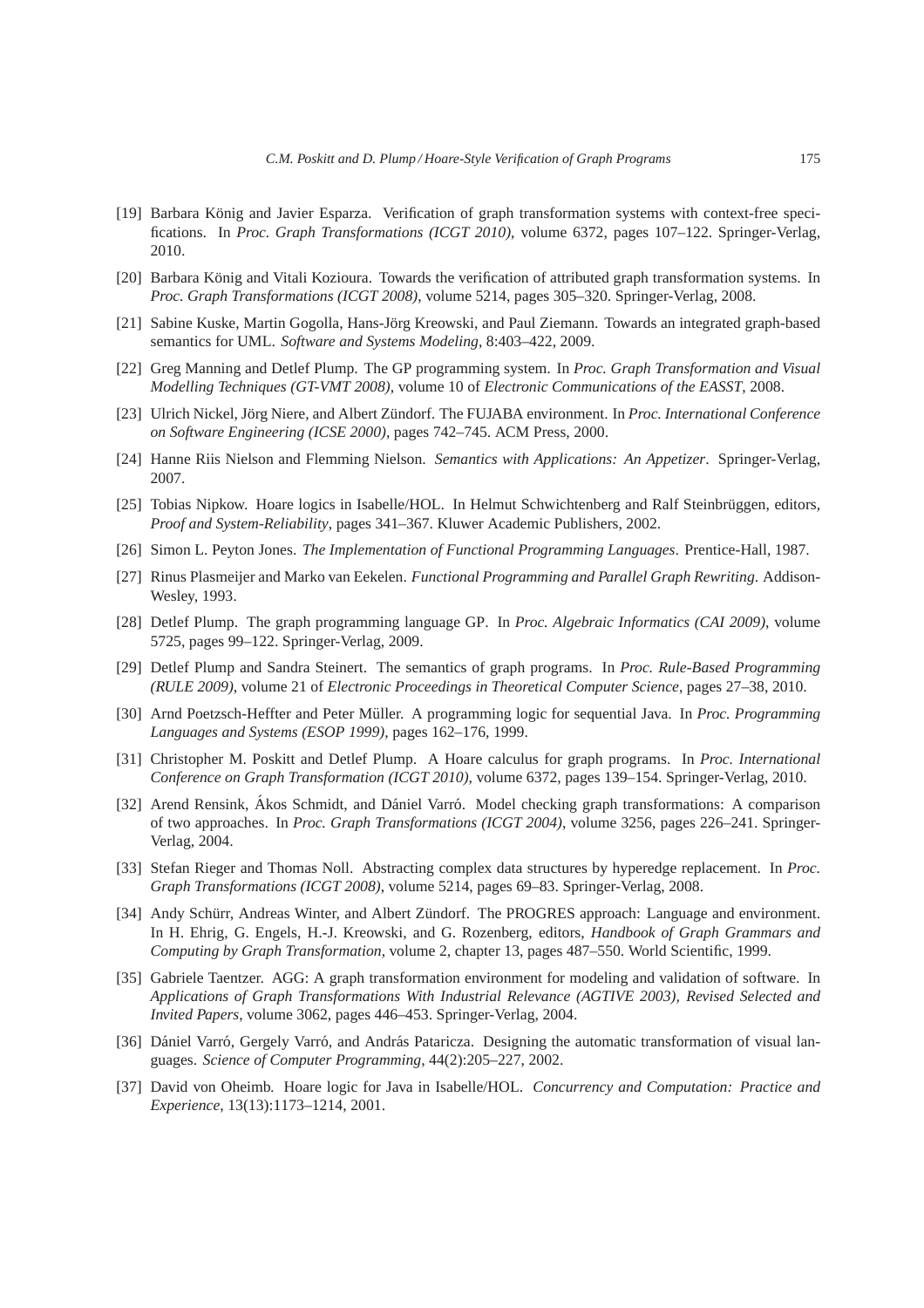[19] Barbara König and Javier Esparza. Verification of graph transformation systems with context-free specifications. In *Proc. Graph Transformations (ICGT 2010)*, volume 6372, pages 107–122. Springer-Verlag, 2010.

[20] Barbara König and Vitali Kozioura. Towards the verification of attributed graph transformation systems. In *Proc. Graph Transformations (ICGT 2008)*, volume 5214, pages 305–320. Springer-Verlag, 2008.

[21] Sabine Kuske, Martin Gogolla, Hans-Jörg Kreowski, and Paul Ziemann. Towards an integrated graph-based semantics for UML. *Software and Systems Modeling*, 8:403–422, 2009.

[22] Greg Manning and Detlef Plump. The GP programming system. In *Proc. Graph Transformation and Visual Modelling Techniques (GT-VMT 2008)*, volume 10 of *Electronic Communications of the EASST*, 2008.

[23] Ulrich Nickel, Jörg Niere, and Albert Zündorf. The FUJABA environment. In *Proc. International Conference on Software Engineering (ICSE 2000)*, pages 742–745. ACM Press, 2000.

[24] Hanne Riis Nielson and Flemming Nielson. *Semantics with Applications: An Appetizer*. Springer-Verlag, 2007.

[25] Tobias Nipkow. Hoare logics in Isabelle/HOL. In Helmut Schwichtenberg and Ralf Steinbrüggen, editors, *Proof and System-Reliability*, pages 341–367. Kluwer Academic Publishers, 2002.

[26] Simon L. Peyton Jones. *The Implementation of Functional Programming Languages*. Prentice-Hall, 1987.

[27] Rinus Plasmeijer and Marko van Eekelen. *Functional Programming and Parallel Graph Rewriting*. Addison-Wesley, 1993.

[28] Detlef Plump. The graph programming language GP. In *Proc. Algebraic Informatics (CAI 2009)*, volume 5725, pages 99–122. Springer-Verlag, 2009.

[29] Detlef Plump and Sandra Steinert. The semantics of graph programs. In *Proc. Rule-Based Programming (RULE 2009)*, volume 21 of *Electronic Proceedings in Theoretical Computer Science*, pages 27–38, 2010.

[30] Arnd Poetzsch-Heffter and Peter Müller. A programming logic for sequential Java. In *Proc. Programming Languages and Systems (ESOP 1999)*, pages 162–176, 1999.

[31] Christopher M. Poskitt and Detlef Plump. A Hoare calculus for graph programs. In *Proc. International Conference on Graph Transformation (ICGT 2010)*, volume 6372, pages 139–154. Springer-Verlag, 2010.

[32] Arend Rensink, Ákos Schmidt, and Dániel Varró. Model checking graph transformations: A comparison of two approaches. In *Proc. Graph Transformations (ICGT 2004)*, volume 3256, pages 226–241. Springer-Verlag, 2004.

[33] Stefan Rieger and Thomas Noll. Abstracting complex data structures by hyperedge replacement. In *Proc. Graph Transformations (ICGT 2008)*, volume 5214, pages 69–83. Springer-Verlag, 2008.

[34] Andy Schürr, Andreas Winter, and Albert Zündorf. The PROGRES approach: Language and environment. In H. Ehrig, G. Engels, H.-J. Kreowski, and G. Rozenberg, editors, *Handbook of Graph Grammars and Computing by Graph Transformation*, volume 2, chapter 13, pages 487–550. World Scientific, 1999.

[35] Gabriele Taentzer. AGG: A graph transformation environment for modeling and validation of software. In *Applications of Graph Transformations With Industrial Relevance (AGTIVE 2003), Revised Selected and Invited Papers*, volume 3062, pages 446–453. Springer-Verlag, 2004.

[36] Dániel Varró, Gergely Varró, and András Pataricza. Designing the automatic transformation of visual languages. *Science of Computer Programming*, 44(2):205–227, 2002.

[37] David von Oheimb. Hoare logic for Java in Isabelle/HOL. *Concurrency and Computation: Practice and Experience*, 13(13):1173–1214, 2001.